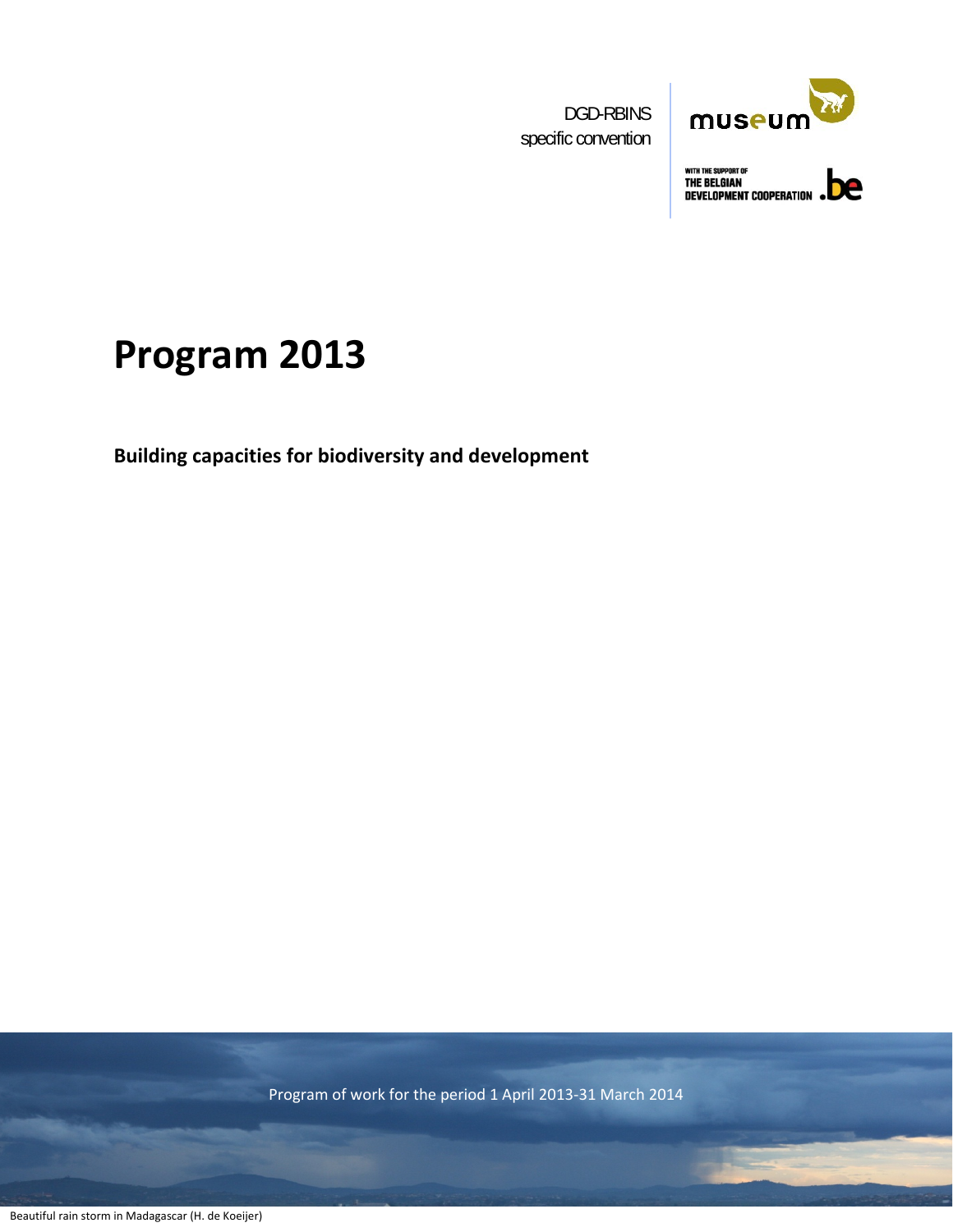DGD-RBINS
specific convention

WITH THE SUPPORT OF
THE BELGIAN
DEVELOPMENT COOPERATION

# Program 2013

**Building capacities for biodiversity and development**

Program of work for the period 1 April 2013-31 March 2014

Beautiful rain storm in Madagascar (H. de Koeijer)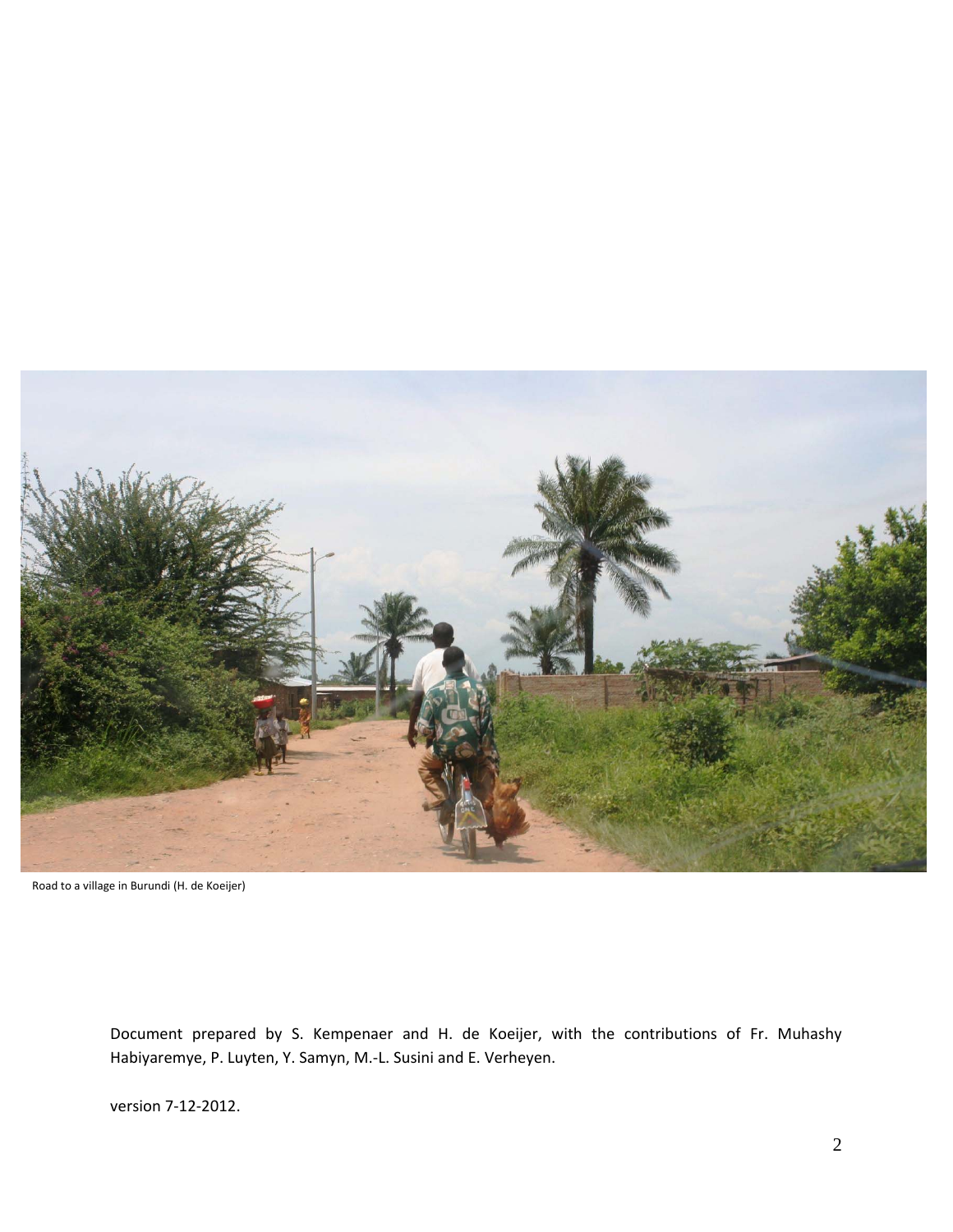Road to a village in Burundi (H. de Koeijer)

Document prepared by S. Kempenaer and H. de Koeijer, with the contributions of Fr. Muhashy Habiyaremye, P. Luyten, Y. Samyn, M.-L. Susini and E. Verheyen.

version 7-12-2012.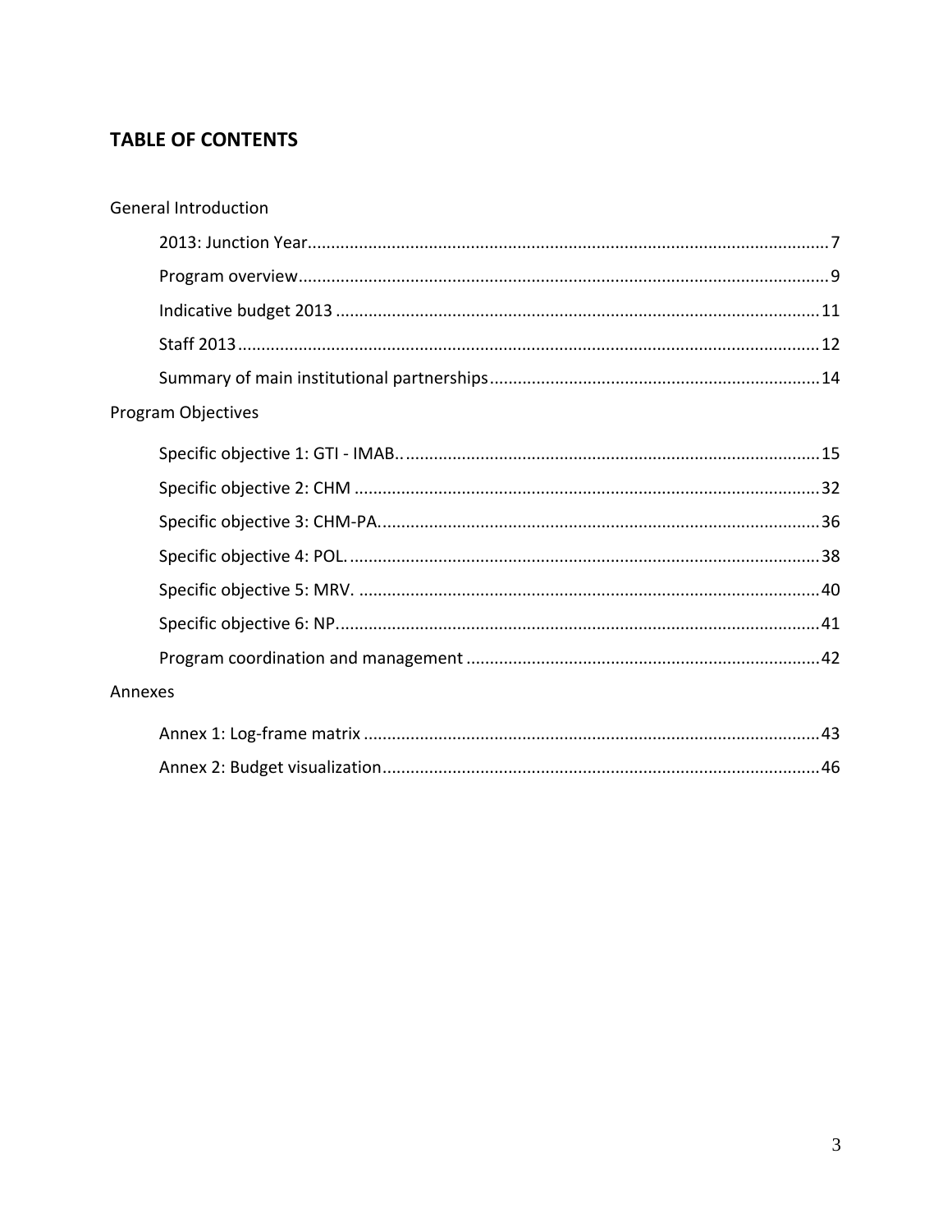## TABLE OF CONTENTS

General Introduction

- 2013: Junction Year....7
- Program overview....9
- Indicative budget 2013....11
- Staff 2013....12
- Summary of main institutional partnerships....14

Program Objectives

- Specific objective 1: GTI - IMAB.....15
- Specific objective 2: CHM....32
- Specific objective 3: CHM-PA.....36
- Specific objective 4: POL.....38
- Specific objective 5: MRV.....40
- Specific objective 6: NP.....41
- Program coordination and management....42

Annexes

- Annex 1: Log-frame matrix....43
- Annex 2: Budget visualization....46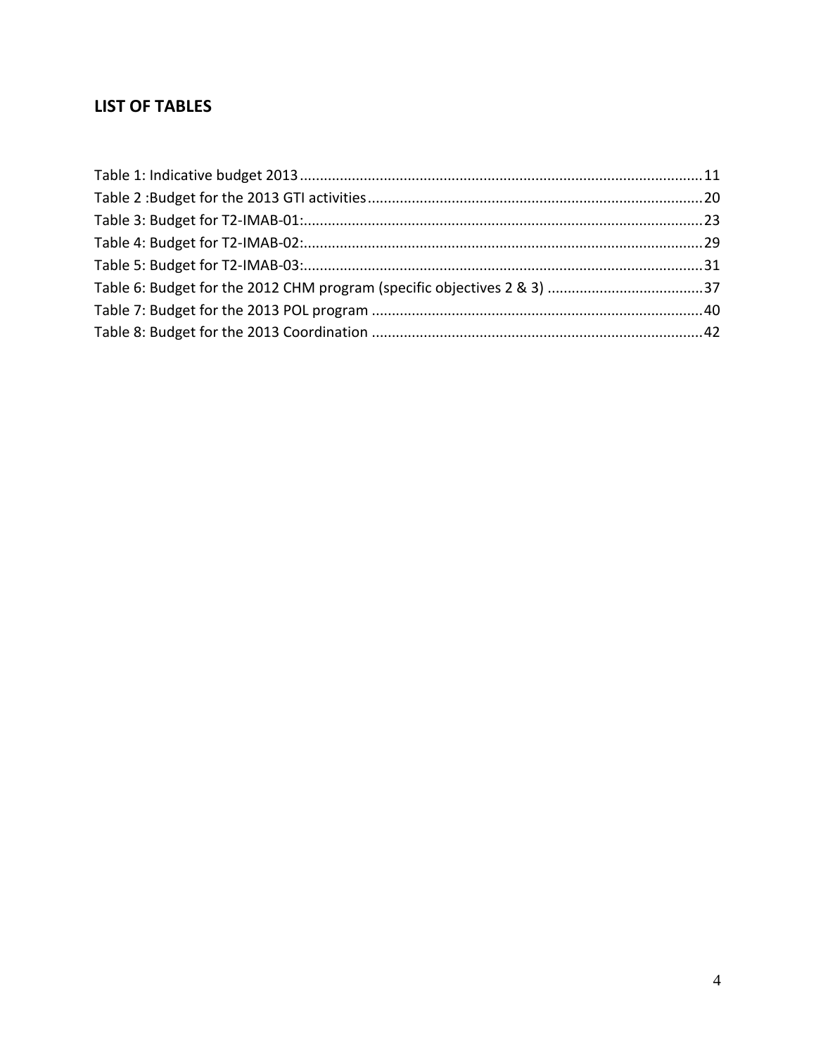## LIST OF TABLES

Table 1: Indicative budget 2013 .................................................................................................... 11
Table 2 :Budget for the 2013 GTI activities ................................................................................... 20
Table 3: Budget for T2-IMAB-01: .................................................................................................... 23
Table 4: Budget for T2-IMAB-02: .................................................................................................... 29
Table 5: Budget for T2-IMAB-03: .................................................................................................... 31
Table 6: Budget for the 2012 CHM program (specific objectives 2 & 3) ....................................... 37
Table 7: Budget for the 2013 POL program ................................................................................... 40
Table 8: Budget for the 2013 Coordination ................................................................................... 42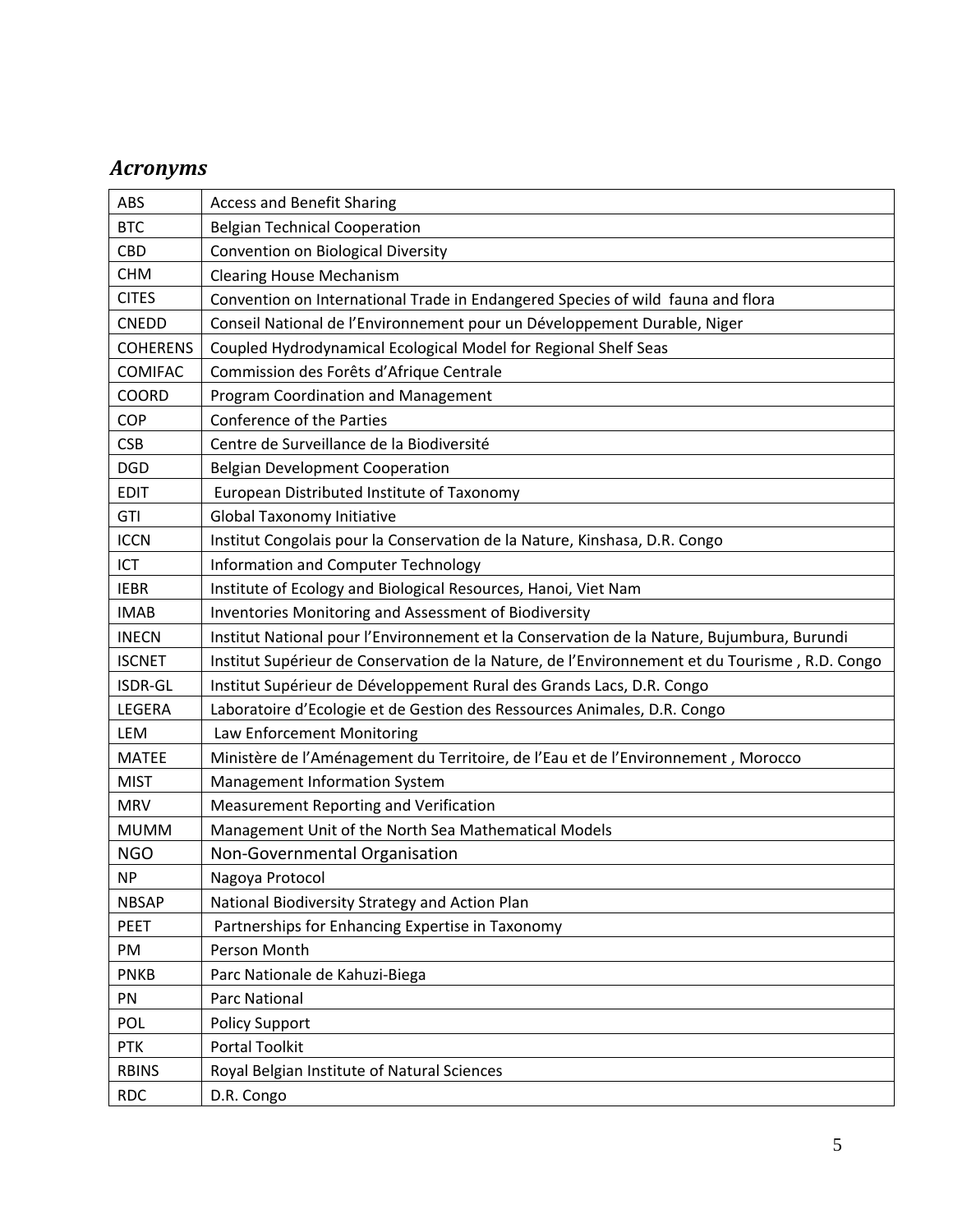## *Acronyms*

| | |
|---|---|
| ABS | Access and Benefit Sharing |
| BTC | Belgian Technical Cooperation |
| CBD | Convention on Biological Diversity |
| CHM | Clearing House Mechanism |
| CITES | Convention on International Trade in Endangered Species of wild fauna and flora |
| CNEDD | Conseil National de l'Environnement pour un Développement Durable, Niger |
| COHERENS | Coupled Hydrodynamical Ecological Model for Regional Shelf Seas |
| COMIFAC | Commission des Forêts d'Afrique Centrale |
| COORD | Program Coordination and Management |
| COP | Conference of the Parties |
| CSB | Centre de Surveillance de la Biodiversité |
| DGD | Belgian Development Cooperation |
| EDIT | European Distributed Institute of Taxonomy |
| GTI | Global Taxonomy Initiative |
| ICCN | Institut Congolais pour la Conservation de la Nature, Kinshasa, D.R. Congo |
| ICT | Information and Computer Technology |
| IEBR | Institute of Ecology and Biological Resources, Hanoi, Viet Nam |
| IMAB | Inventories Monitoring and Assessment of Biodiversity |
| INECN | Institut National pour l'Environnement et la Conservation de la Nature, Bujumbura, Burundi |
| ISCNET | Institut Supérieur de Conservation de la Nature, de l'Environnement et du Tourisme , R.D. Congo |
| ISDR-GL | Institut Supérieur de Développement Rural des Grands Lacs, D.R. Congo |
| LEGERA | Laboratoire d'Ecologie et de Gestion des Ressources Animales, D.R. Congo |
| LEM | Law Enforcement Monitoring |
| MATEE | Ministère de l'Aménagement du Territoire, de l'Eau et de l'Environnement , Morocco |
| MIST | Management Information System |
| MRV | Measurement Reporting and Verification |
| MUMM | Management Unit of the North Sea Mathematical Models |
| NGO | Non-Governmental Organisation |
| NP | Nagoya Protocol |
| NBSAP | National Biodiversity Strategy and Action Plan |
| PEET | Partnerships for Enhancing Expertise in Taxonomy |
| PM | Person Month |
| PNKB | Parc Nationale de Kahuzi-Biega |
| PN | Parc National |
| POL | Policy Support |
| PTK | Portal Toolkit |
| RBINS | Royal Belgian Institute of Natural Sciences |
| RDC | D.R. Congo |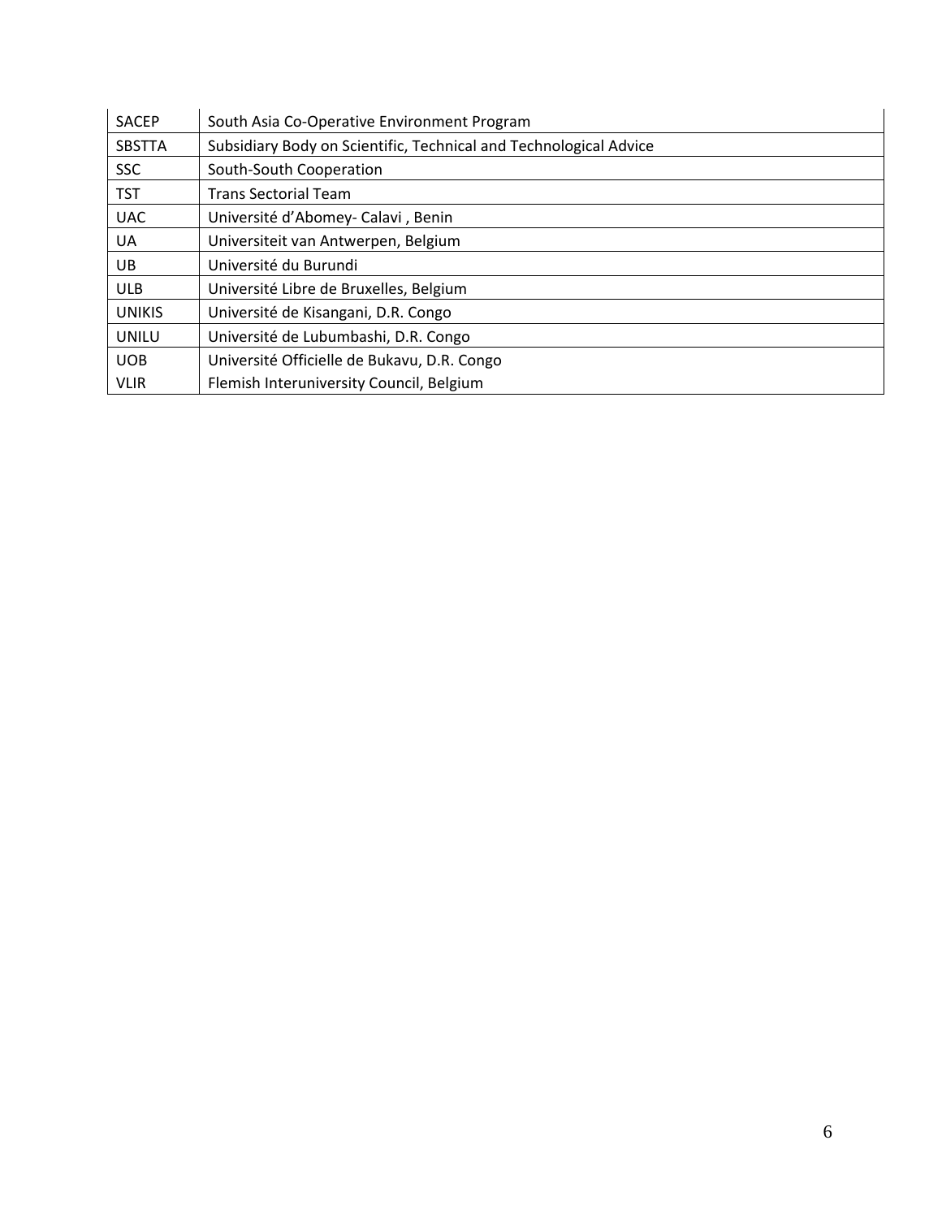| | |
|---|---|
| SACEP | South Asia Co-Operative Environment Program |
| SBSTTA | Subsidiary Body on Scientific, Technical and Technological Advice |
| SSC | South-South Cooperation |
| TST | Trans Sectorial Team |
| UAC | Université d'Abomey- Calavi , Benin |
| UA | Universiteit van Antwerpen, Belgium |
| UB | Université du Burundi |
| ULB | Université Libre de Bruxelles, Belgium |
| UNIKIS | Université de Kisangani, D.R. Congo |
| UNILU | Université de Lubumbashi, D.R. Congo |
| UOB | Université Officielle de Bukavu, D.R. Congo |
| VLIR | Flemish Interuniversity Council, Belgium |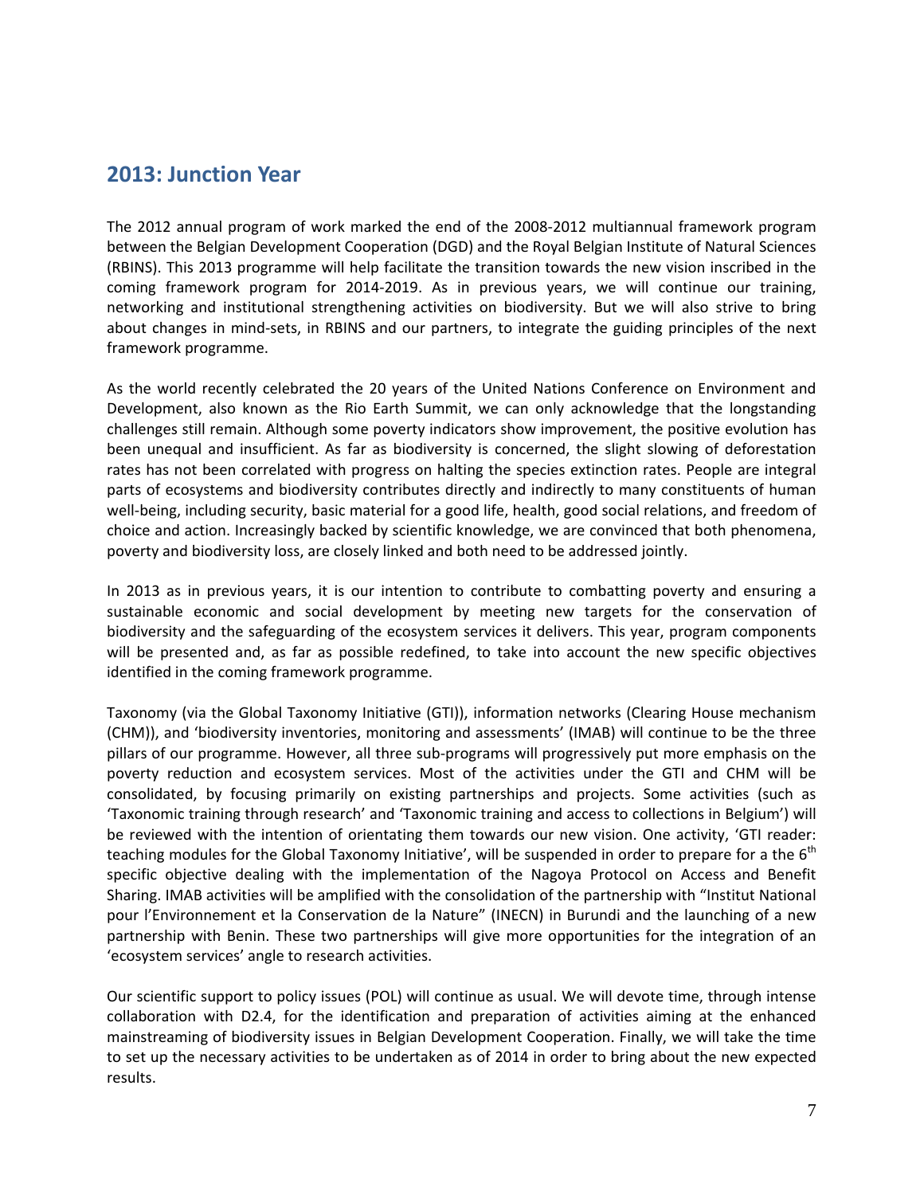## 2013: Junction Year

The 2012 annual program of work marked the end of the 2008-2012 multiannual framework program between the Belgian Development Cooperation (DGD) and the Royal Belgian Institute of Natural Sciences (RBINS). This 2013 programme will help facilitate the transition towards the new vision inscribed in the coming framework program for 2014-2019. As in previous years, we will continue our training, networking and institutional strengthening activities on biodiversity. But we will also strive to bring about changes in mind-sets, in RBINS and our partners, to integrate the guiding principles of the next framework programme.

As the world recently celebrated the 20 years of the United Nations Conference on Environment and Development, also known as the Rio Earth Summit, we can only acknowledge that the longstanding challenges still remain. Although some poverty indicators show improvement, the positive evolution has been unequal and insufficient. As far as biodiversity is concerned, the slight slowing of deforestation rates has not been correlated with progress on halting the species extinction rates. People are integral parts of ecosystems and biodiversity contributes directly and indirectly to many constituents of human well-being, including security, basic material for a good life, health, good social relations, and freedom of choice and action. Increasingly backed by scientific knowledge, we are convinced that both phenomena, poverty and biodiversity loss, are closely linked and both need to be addressed jointly.

In 2013 as in previous years, it is our intention to contribute to combatting poverty and ensuring a sustainable economic and social development by meeting new targets for the conservation of biodiversity and the safeguarding of the ecosystem services it delivers. This year, program components will be presented and, as far as possible redefined, to take into account the new specific objectives identified in the coming framework programme.

Taxonomy (via the Global Taxonomy Initiative (GTI)), information networks (Clearing House mechanism (CHM)), and 'biodiversity inventories, monitoring and assessments' (IMAB) will continue to be the three pillars of our programme. However, all three sub-programs will progressively put more emphasis on the poverty reduction and ecosystem services. Most of the activities under the GTI and CHM will be consolidated, by focusing primarily on existing partnerships and projects. Some activities (such as 'Taxonomic training through research' and 'Taxonomic training and access to collections in Belgium') will be reviewed with the intention of orientating them towards our new vision. One activity, 'GTI reader: teaching modules for the Global Taxonomy Initiative', will be suspended in order to prepare for a the 6th specific objective dealing with the implementation of the Nagoya Protocol on Access and Benefit Sharing. IMAB activities will be amplified with the consolidation of the partnership with "Institut National pour l'Environnement et la Conservation de la Nature" (INECN) in Burundi and the launching of a new partnership with Benin. These two partnerships will give more opportunities for the integration of an 'ecosystem services' angle to research activities.

Our scientific support to policy issues (POL) will continue as usual. We will devote time, through intense collaboration with D2.4, for the identification and preparation of activities aiming at the enhanced mainstreaming of biodiversity issues in Belgian Development Cooperation. Finally, we will take the time to set up the necessary activities to be undertaken as of 2014 in order to bring about the new expected results.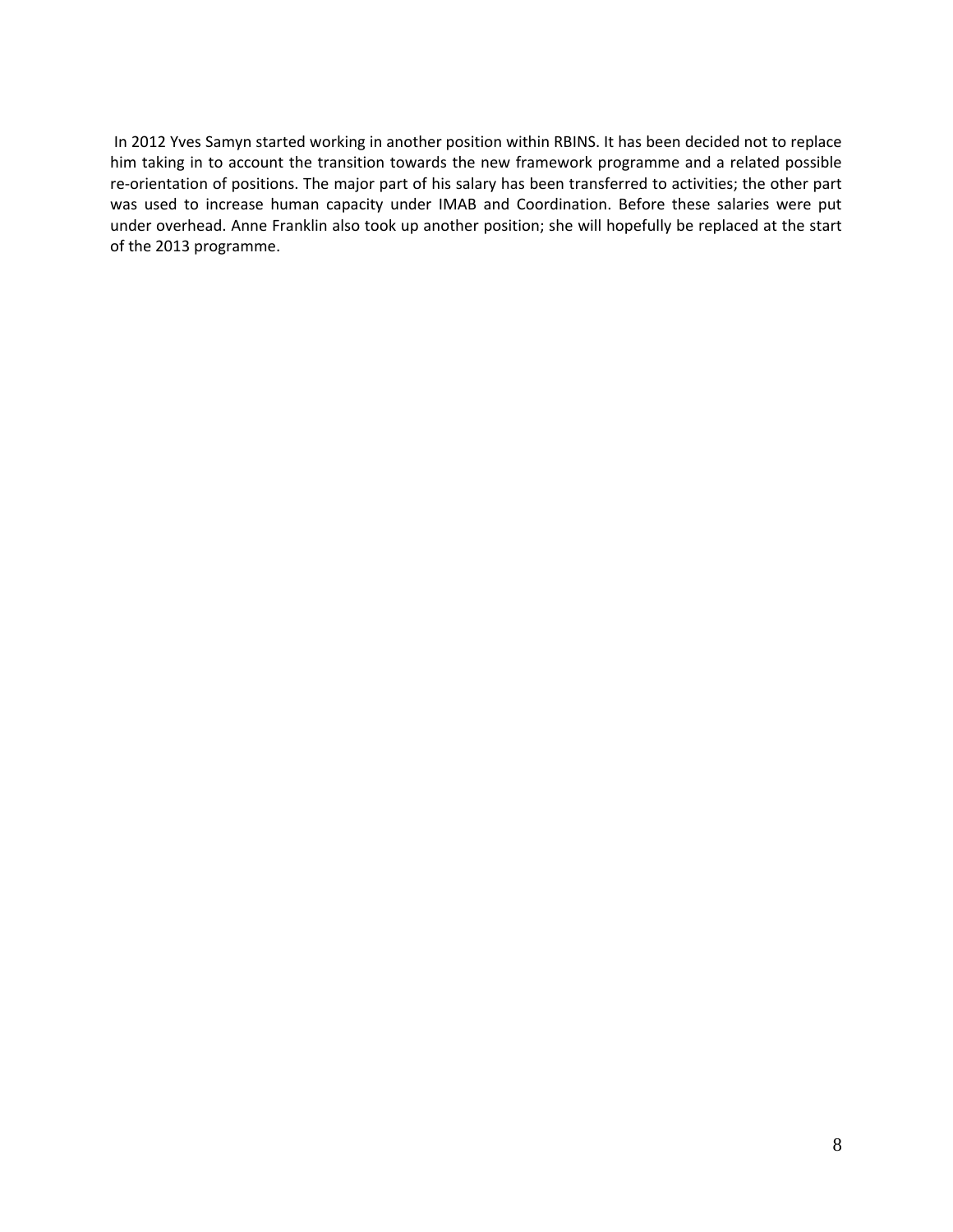In 2012 Yves Samyn started working in another position within RBINS. It has been decided not to replace him taking in to account the transition towards the new framework programme and a related possible re-orientation of positions. The major part of his salary has been transferred to activities; the other part was used to increase human capacity under IMAB and Coordination. Before these salaries were put under overhead. Anne Franklin also took up another position; she will hopefully be replaced at the start of the 2013 programme.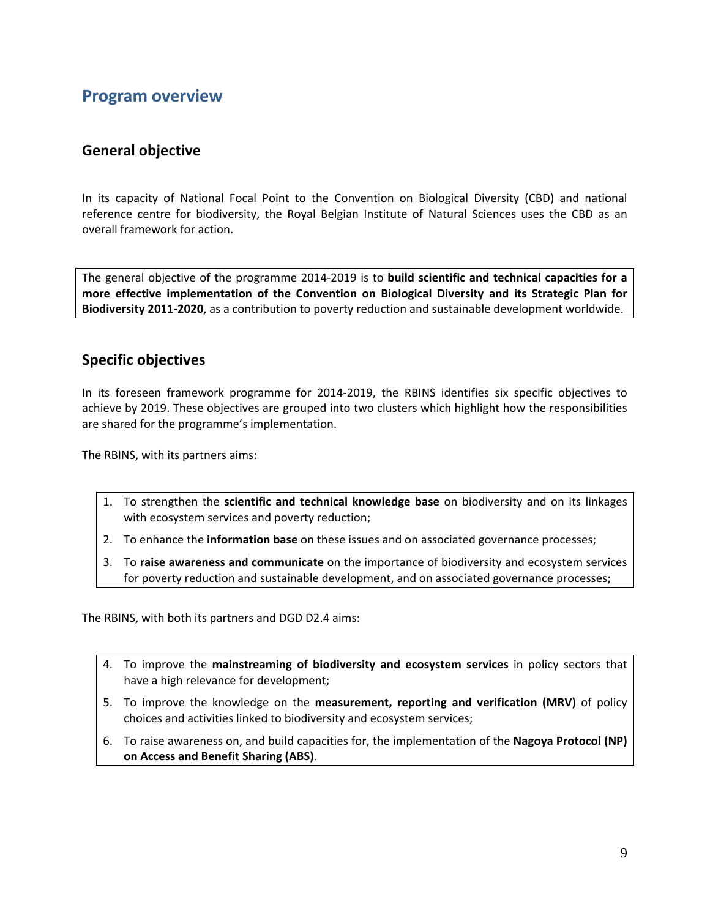# Program overview

## General objective

In its capacity of National Focal Point to the Convention on Biological Diversity (CBD) and national reference centre for biodiversity, the Royal Belgian Institute of Natural Sciences uses the CBD as an overall framework for action.

The general objective of the programme 2014-2019 is to **build scientific and technical capacities for a more effective implementation of the Convention on Biological Diversity and its Strategic Plan for Biodiversity 2011-2020**, as a contribution to poverty reduction and sustainable development worldwide.

## Specific objectives

In its foreseen framework programme for 2014-2019, the RBINS identifies six specific objectives to achieve by 2019. These objectives are grouped into two clusters which highlight how the responsibilities are shared for the programme's implementation.

The RBINS, with its partners aims:

1. To strengthen the **scientific and technical knowledge base** on biodiversity and on its linkages with ecosystem services and poverty reduction;
2. To enhance the **information base** on these issues and on associated governance processes;
3. To **raise awareness and communicate** on the importance of biodiversity and ecosystem services for poverty reduction and sustainable development, and on associated governance processes;

The RBINS, with both its partners and DGD D2.4 aims:

4. To improve the **mainstreaming of biodiversity and ecosystem services** in policy sectors that have a high relevance for development;
5. To improve the knowledge on the **measurement, reporting and verification (MRV)** of policy choices and activities linked to biodiversity and ecosystem services;
6. To raise awareness on, and build capacities for, the implementation of the **Nagoya Protocol (NP) on Access and Benefit Sharing (ABS)**.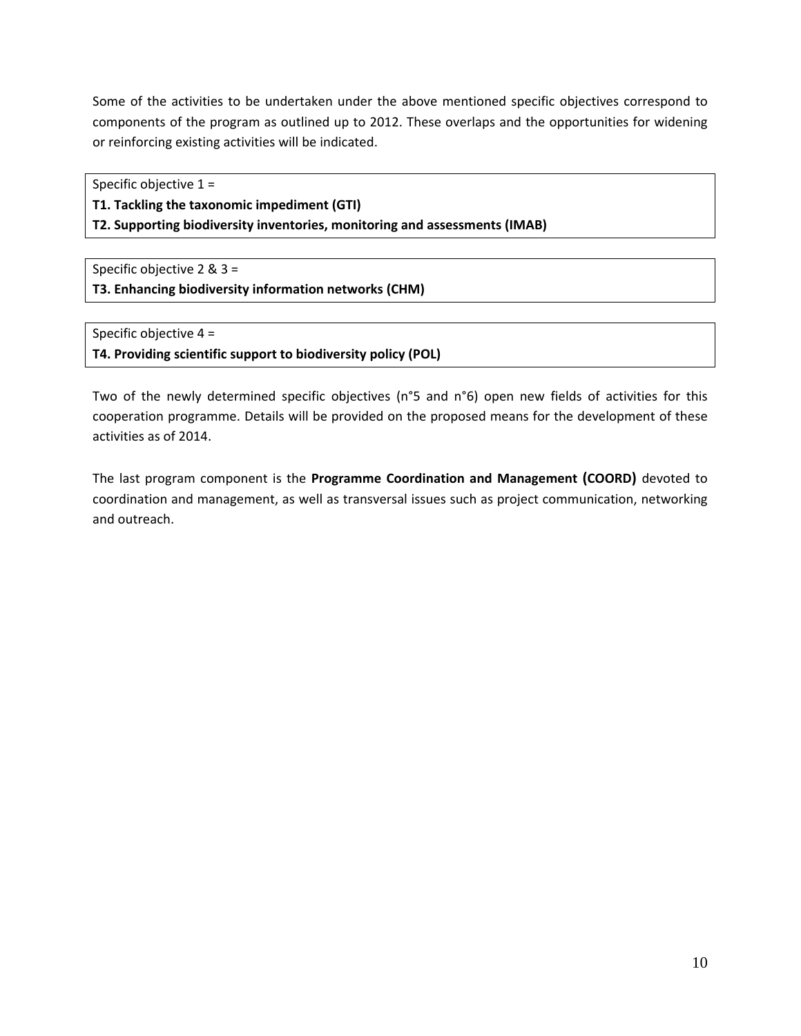Some of the activities to be undertaken under the above mentioned specific objectives correspond to components of the program as outlined up to 2012. These overlaps and the opportunities for widening or reinforcing existing activities will be indicated.

Specific objective 1 =
**T1. Tackling the taxonomic impediment (GTI)**
**T2. Supporting biodiversity inventories, monitoring and assessments (IMAB)**

Specific objective 2 & 3 =
**T3. Enhancing biodiversity information networks (CHM)**

Specific objective 4 =
**T4. Providing scientific support to biodiversity policy (POL)**

Two of the newly determined specific objectives (n°5 and n°6) open new fields of activities for this cooperation programme. Details will be provided on the proposed means for the development of these activities as of 2014.

The last program component is the **Programme Coordination and Management (COORD)** devoted to coordination and management, as well as transversal issues such as project communication, networking and outreach.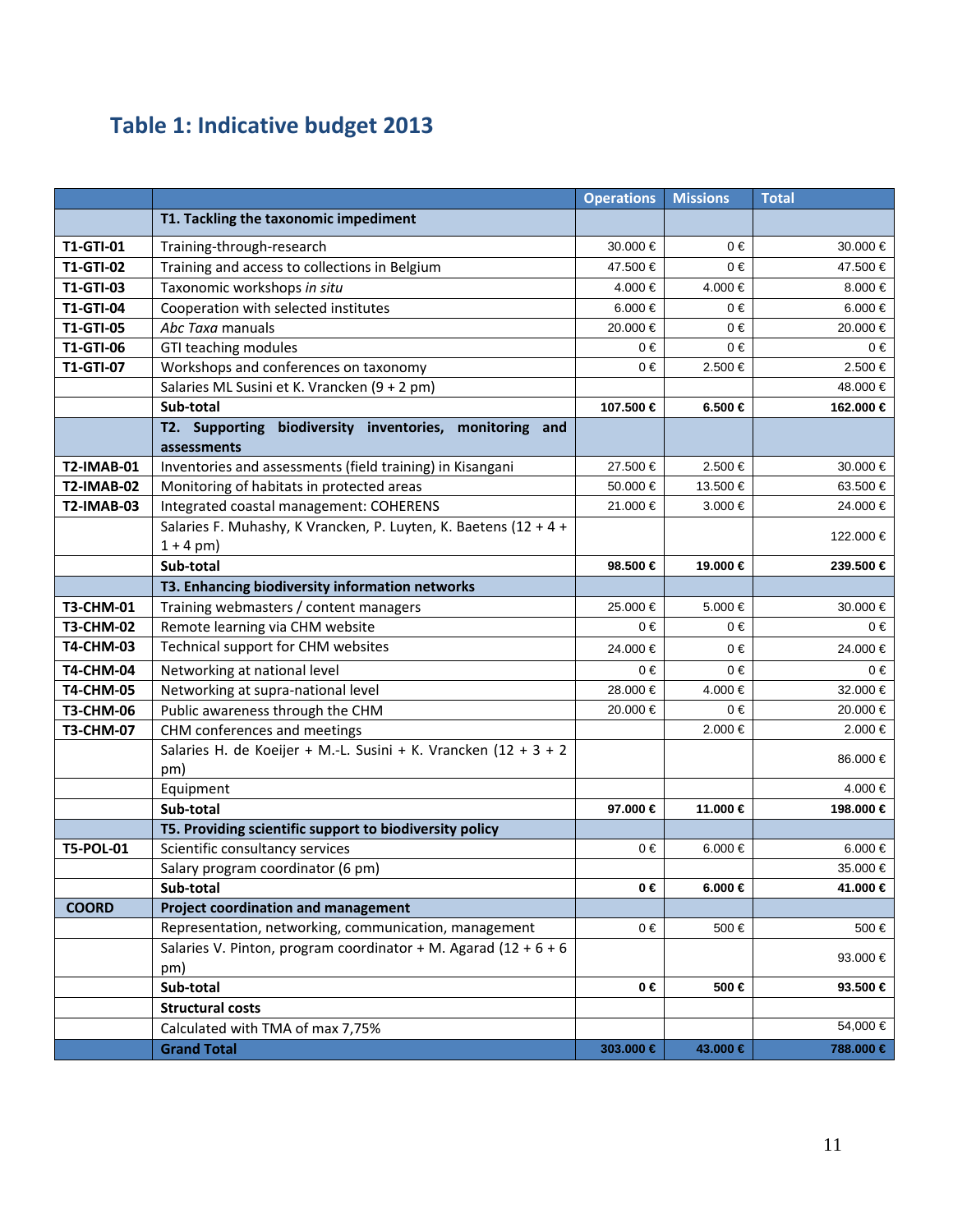## Table 1: Indicative budget 2013

| | | Operations | Missions | Total |
|---|---|---|---|---|
| | **T1. Tackling the taxonomic impediment** | | | |
| **T1-GTI-01** | Training-through-research | 30.000 € | 0 € | 30.000 € |
| **T1-GTI-02** | Training and access to collections in Belgium | 47.500 € | 0 € | 47.500 € |
| **T1-GTI-03** | Taxonomic workshops *in situ* | 4.000 € | 4.000 € | 8.000 € |
| **T1-GTI-04** | Cooperation with selected institutes | 6.000 € | 0 € | 6.000 € |
| **T1-GTI-05** | *Abc Taxa* manuals | 20.000 € | 0 € | 20.000 € |
| **T1-GTI-06** | GTI teaching modules | 0 € | 0 € | 0 € |
| **T1-GTI-07** | Workshops and conferences on taxonomy | 0 € | 2.500 € | 2.500 € |
| | Salaries ML Susini et K. Vrancken (9 + 2 pm) | | | 48.000 € |
| | **Sub-total** | **107.500 €** | **6.500 €** | **162.000 €** |
| | **T2. Supporting biodiversity inventories, monitoring and assessments** | | | |
| **T2-IMAB-01** | Inventories and assessments (field training) in Kisangani | 27.500 € | 2.500 € | 30.000 € |
| **T2-IMAB-02** | Monitoring of habitats in protected areas | 50.000 € | 13.500 € | 63.500 € |
| **T2-IMAB-03** | Integrated coastal management: COHERENS | 21.000 € | 3.000 € | 24.000 € |
| | Salaries F. Muhashy, K Vrancken, P. Luyten, K. Baetens (12 + 4 + 1 + 4 pm) | | | 122.000 € |
| | **Sub-total** | **98.500 €** | **19.000 €** | **239.500 €** |
| | **T3. Enhancing biodiversity information networks** | | | |
| **T3-CHM-01** | Training webmasters / content managers | 25.000 € | 5.000 € | 30.000 € |
| **T3-CHM-02** | Remote learning via CHM website | 0 € | 0 € | 0 € |
| **T4-CHM-03** | Technical support for CHM websites | 24.000 € | 0 € | 24.000 € |
| **T4-CHM-04** | Networking at national level | 0 € | 0 € | 0 € |
| **T4-CHM-05** | Networking at supra-national level | 28.000 € | 4.000 € | 32.000 € |
| **T3-CHM-06** | Public awareness through the CHM | 20.000 € | 0 € | 20.000 € |
| **T3-CHM-07** | CHM conferences and meetings | | 2.000 € | 2.000 € |
| | Salaries H. de Koeijer + M.-L. Susini + K. Vrancken (12 + 3 + 2 pm) | | | 86.000 € |
| | Equipment | | | 4.000 € |
| | **Sub-total** | **97.000 €** | **11.000 €** | **198.000 €** |
| | **T5. Providing scientific support to biodiversity policy** | | | |
| **T5-POL-01** | Scientific consultancy services | 0 € | 6.000 € | 6.000 € |
| | Salary program coordinator (6 pm) | | | 35.000 € |
| | **Sub-total** | **0 €** | **6.000 €** | **41.000 €** |
| **COORD** | **Project coordination and management** | | | |
| | Representation, networking, communication, management | 0 € | 500 € | 500 € |
| | Salaries V. Pinton, program coordinator + M. Agarad (12 + 6 + 6 pm) | | | 93.000 € |
| | **Sub-total** | **0 €** | **500 €** | **93.500 €** |
| | **Structural costs** | | | |
| | Calculated with TMA of max 7,75% | | | 54,000 € |
| | **Grand Total** | **303.000 €** | **43.000 €** | **788.000 €** |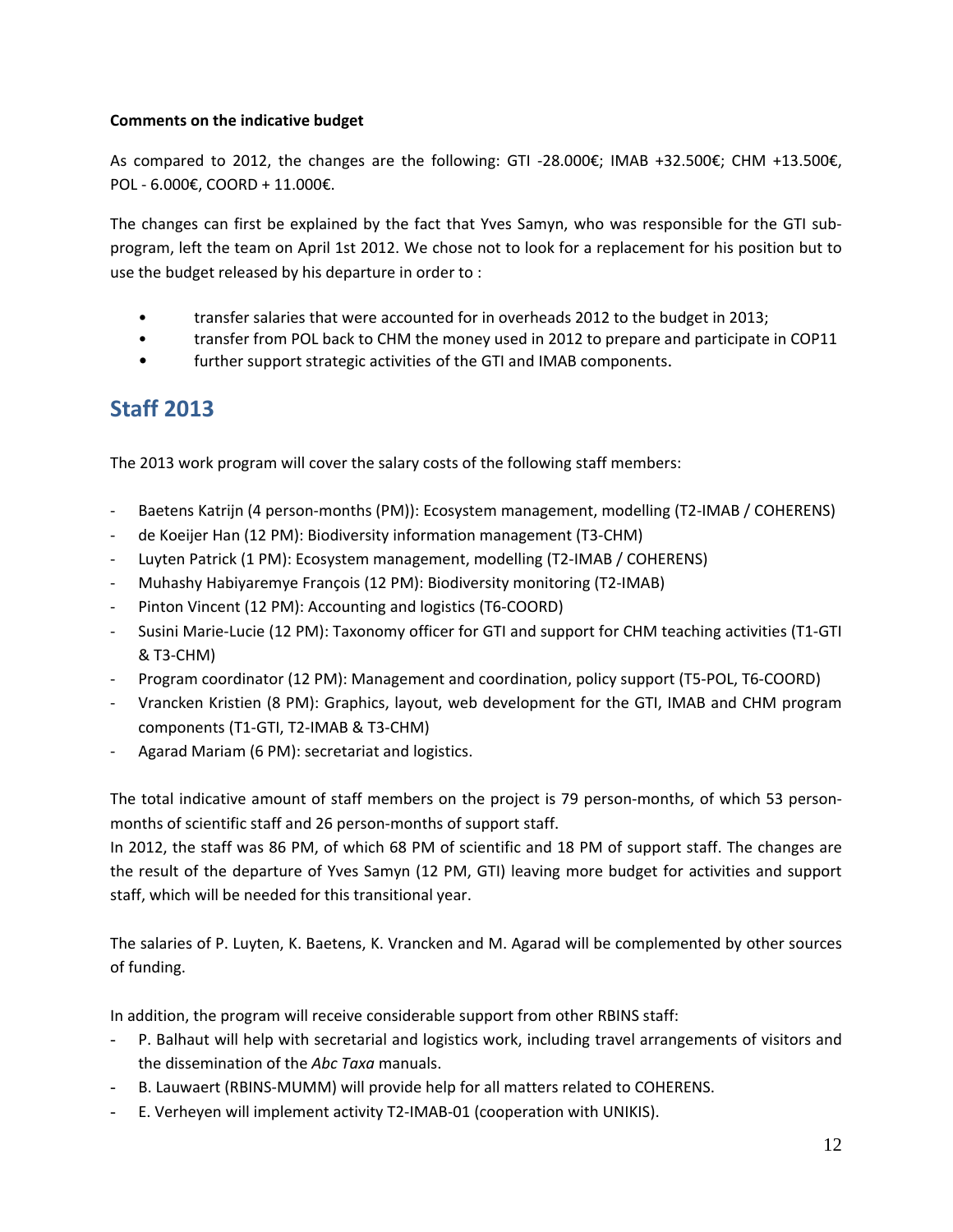**Comments on the indicative budget**

As compared to 2012, the changes are the following: GTI -28.000€; IMAB +32.500€; CHM +13.500€, POL - 6.000€, COORD + 11.000€.

The changes can first be explained by the fact that Yves Samyn, who was responsible for the GTI sub-program, left the team on April 1st 2012. We chose not to look for a replacement for his position but to use the budget released by his departure in order to :

- transfer salaries that were accounted for in overheads 2012 to the budget in 2013;
- transfer from POL back to CHM the money used in 2012 to prepare and participate in COP11
- further support strategic activities of the GTI and IMAB components.

## Staff 2013

The 2013 work program will cover the salary costs of the following staff members:

- Baetens Katrijn (4 person-months (PM)): Ecosystem management, modelling (T2-IMAB / COHERENS)
- de Koeijer Han (12 PM): Biodiversity information management (T3-CHM)
- Luyten Patrick (1 PM): Ecosystem management, modelling (T2-IMAB / COHERENS)
- Muhashy Habiyaremye François (12 PM): Biodiversity monitoring (T2-IMAB)
- Pinton Vincent (12 PM): Accounting and logistics (T6-COORD)
- Susini Marie-Lucie (12 PM): Taxonomy officer for GTI and support for CHM teaching activities (T1-GTI & T3-CHM)
- Program coordinator (12 PM): Management and coordination, policy support (T5-POL, T6-COORD)
- Vrancken Kristien (8 PM): Graphics, layout, web development for the GTI, IMAB and CHM program components (T1-GTI, T2-IMAB & T3-CHM)
- Agarad Mariam (6 PM): secretariat and logistics.

The total indicative amount of staff members on the project is 79 person-months, of which 53 person-months of scientific staff and 26 person-months of support staff.
In 2012, the staff was 86 PM, of which 68 PM of scientific and 18 PM of support staff. The changes are the result of the departure of Yves Samyn (12 PM, GTI) leaving more budget for activities and support staff, which will be needed for this transitional year.

The salaries of P. Luyten, K. Baetens, K. Vrancken and M. Agarad will be complemented by other sources of funding.

In addition, the program will receive considerable support from other RBINS staff:

- P. Balhaut will help with secretarial and logistics work, including travel arrangements of visitors and the dissemination of the *Abc Taxa* manuals.
- B. Lauwaert (RBINS-MUMM) will provide help for all matters related to COHERENS.
- E. Verheyen will implement activity T2-IMAB-01 (cooperation with UNIKIS).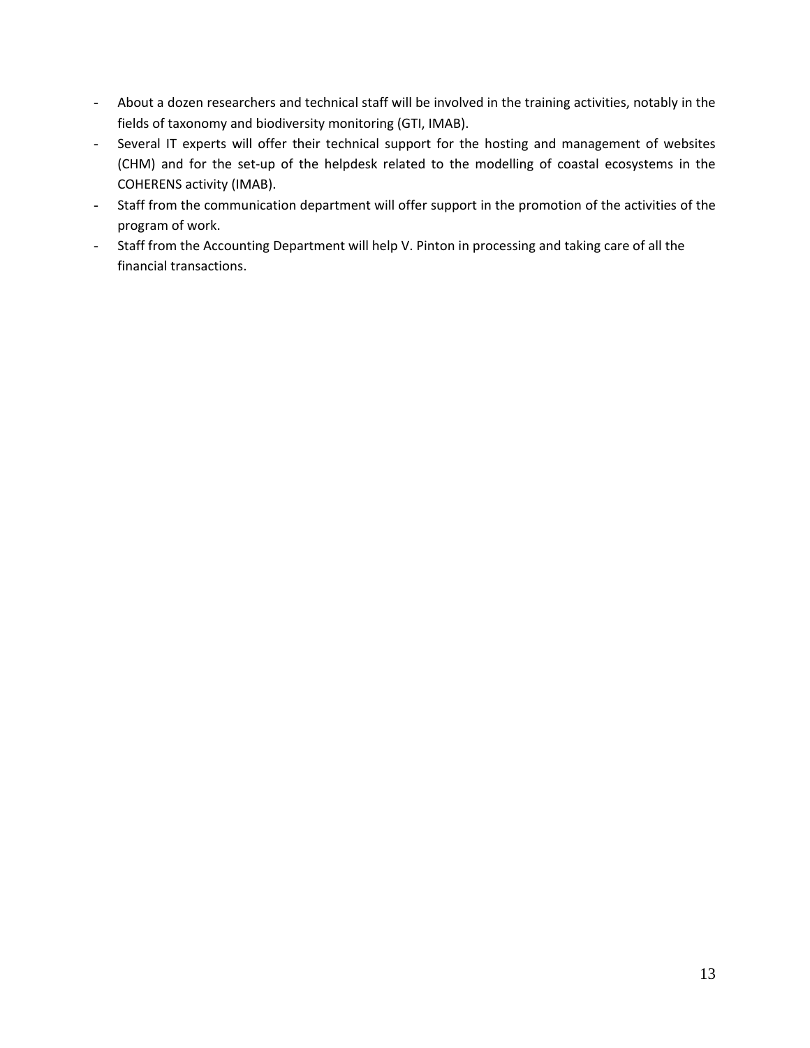- About a dozen researchers and technical staff will be involved in the training activities, notably in the fields of taxonomy and biodiversity monitoring (GTI, IMAB).
- Several IT experts will offer their technical support for the hosting and management of websites (CHM) and for the set-up of the helpdesk related to the modelling of coastal ecosystems in the COHERENS activity (IMAB).
- Staff from the communication department will offer support in the promotion of the activities of the program of work.
- Staff from the Accounting Department will help V. Pinton in processing and taking care of all the financial transactions.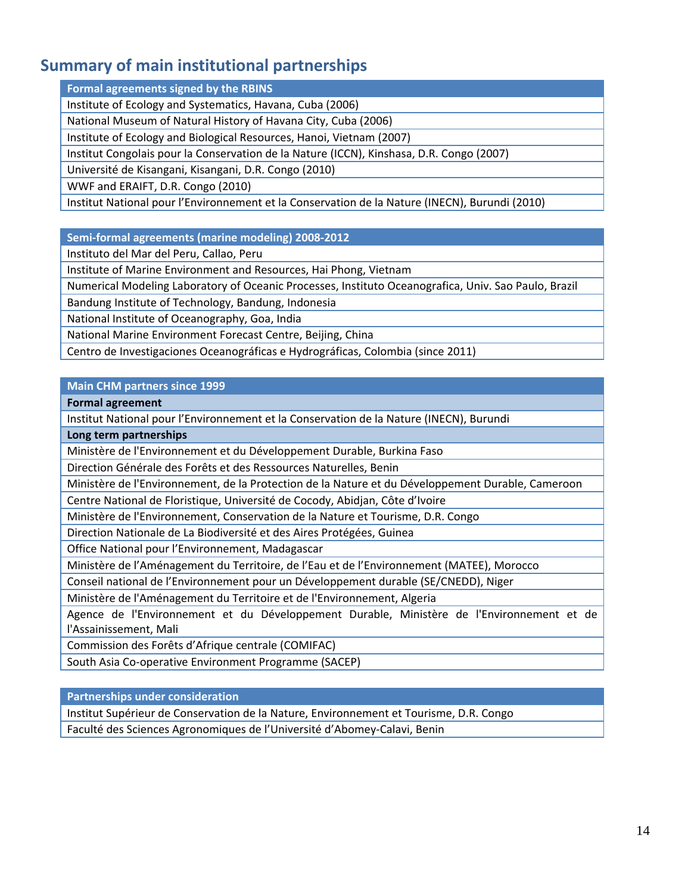## Summary of main institutional partnerships

| Formal agreements signed by the RBINS |
|---|
| Institute of Ecology and Systematics, Havana, Cuba (2006) |
| National Museum of Natural History of Havana City, Cuba (2006) |
| Institute of Ecology and Biological Resources, Hanoi, Vietnam (2007) |
| Institut Congolais pour la Conservation de la Nature (ICCN), Kinshasa, D.R. Congo (2007) |
| Université de Kisangani, Kisangani, D.R. Congo (2010) |
| WWF and ERAIFT, D.R. Congo (2010) |
| Institut National pour l'Environnement et la Conservation de la Nature (INECN), Burundi (2010) |

| Semi-formal agreements (marine modeling) 2008-2012 |
|---|
| Instituto del Mar del Peru, Callao, Peru |
| Institute of Marine Environment and Resources, Hai Phong, Vietnam |
| Numerical Modeling Laboratory of Oceanic Processes, Instituto Oceanografica, Univ. Sao Paulo, Brazil |
| Bandung Institute of Technology, Bandung, Indonesia |
| National Institute of Oceanography, Goa, India |
| National Marine Environment Forecast Centre, Beijing, China |
| Centro de Investigaciones Oceanográficas e Hydrográficas, Colombia (since 2011) |

| Main CHM partners since 1999 |
|---|
| **Formal agreement** |
| Institut National pour l'Environnement et la Conservation de la Nature (INECN), Burundi |
| **Long term partnerships** |
| Ministère de l'Environnement et du Développement Durable, Burkina Faso |
| Direction Générale des Forêts et des Ressources Naturelles, Benin |
| Ministère de l'Environnement, de la Protection de la Nature et du Développement Durable, Cameroon |
| Centre National de Floristique, Université de Cocody, Abidjan, Côte d'Ivoire |
| Ministère de l'Environnement, Conservation de la Nature et Tourisme, D.R. Congo |
| Direction Nationale de La Biodiversité et des Aires Protégées, Guinea |
| Office National pour l'Environnement, Madagascar |
| Ministère de l'Aménagement du Territoire, de l'Eau et de l'Environnement (MATEE), Morocco |
| Conseil national de l'Environnement pour un Développement durable (SE/CNEDD), Niger |
| Ministère de l'Aménagement du Territoire et de l'Environnement, Algeria |
| Agence de l'Environnement et du Développement Durable, Ministère de l'Environnement et de l'Assainissement, Mali |
| Commission des Forêts d'Afrique centrale (COMIFAC) |
| South Asia Co-operative Environment Programme (SACEP) |

| Partnerships under consideration |
|---|
| Institut Supérieur de Conservation de la Nature, Environnement et Tourisme, D.R. Congo |
| Faculté des Sciences Agronomiques de l'Université d'Abomey-Calavi, Benin |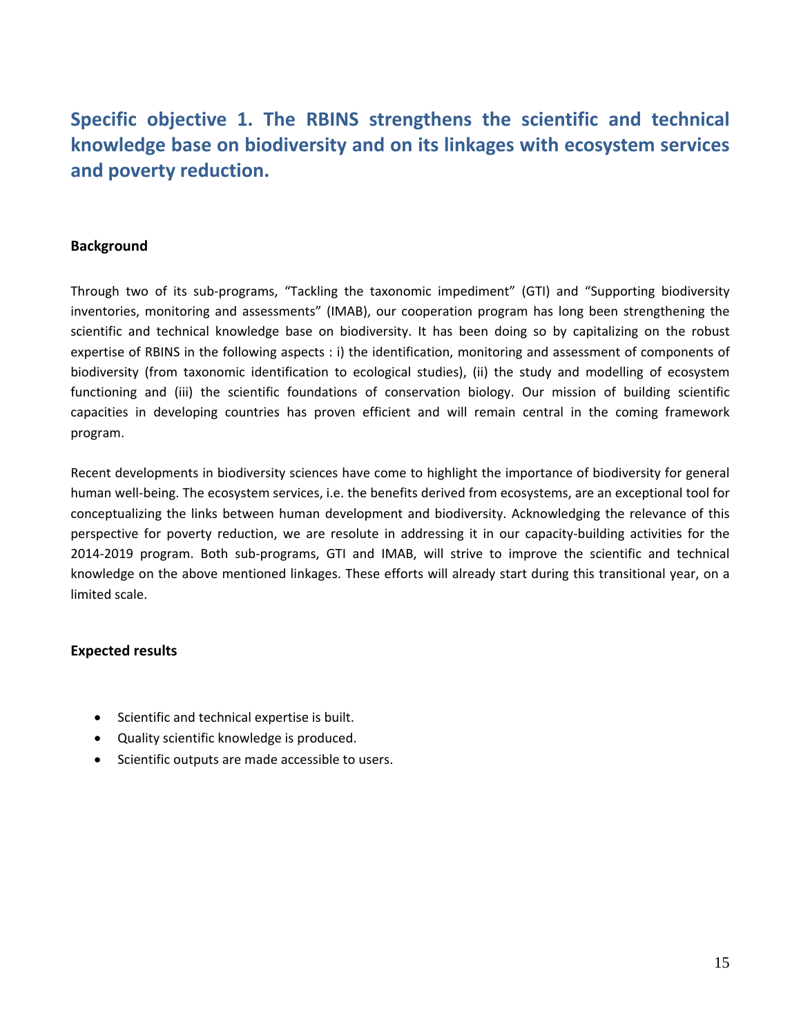## Specific objective 1. The RBINS strengthens the scientific and technical knowledge base on biodiversity and on its linkages with ecosystem services and poverty reduction.

**Background**

Through two of its sub-programs, “Tackling the taxonomic impediment” (GTI) and “Supporting biodiversity inventories, monitoring and assessments” (IMAB), our cooperation program has long been strengthening the scientific and technical knowledge base on biodiversity. It has been doing so by capitalizing on the robust expertise of RBINS in the following aspects : i) the identification, monitoring and assessment of components of biodiversity (from taxonomic identification to ecological studies), (ii) the study and modelling of ecosystem functioning and (iii) the scientific foundations of conservation biology. Our mission of building scientific capacities in developing countries has proven efficient and will remain central in the coming framework program.

Recent developments in biodiversity sciences have come to highlight the importance of biodiversity for general human well-being. The ecosystem services, i.e. the benefits derived from ecosystems, are an exceptional tool for conceptualizing the links between human development and biodiversity. Acknowledging the relevance of this perspective for poverty reduction, we are resolute in addressing it in our capacity-building activities for the 2014-2019 program. Both sub-programs, GTI and IMAB, will strive to improve the scientific and technical knowledge on the above mentioned linkages. These efforts will already start during this transitional year, on a limited scale.

**Expected results**

- Scientific and technical expertise is built.
- Quality scientific knowledge is produced.
- Scientific outputs are made accessible to users.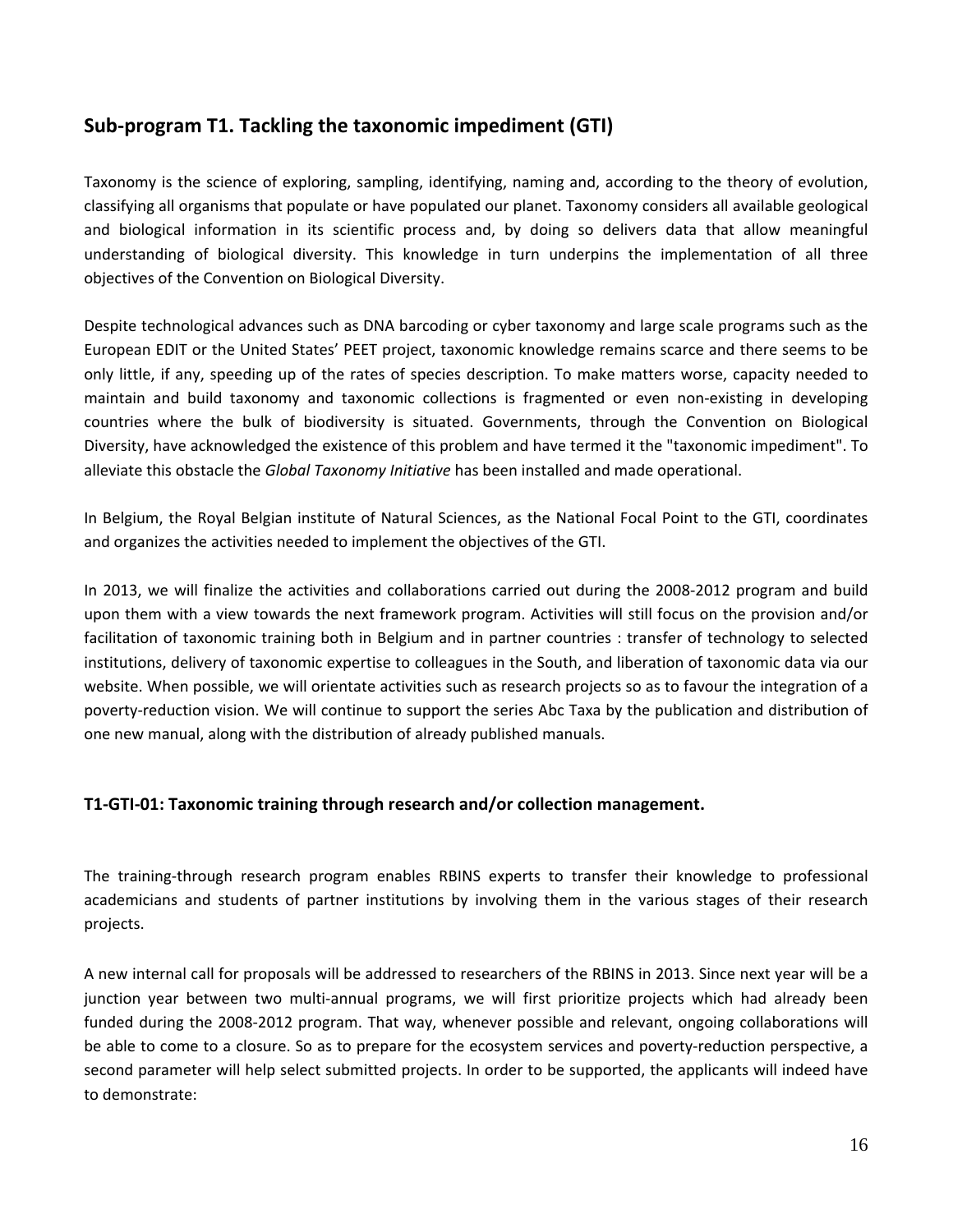## Sub-program T1. Tackling the taxonomic impediment (GTI)

Taxonomy is the science of exploring, sampling, identifying, naming and, according to the theory of evolution, classifying all organisms that populate or have populated our planet. Taxonomy considers all available geological and biological information in its scientific process and, by doing so delivers data that allow meaningful understanding of biological diversity. This knowledge in turn underpins the implementation of all three objectives of the Convention on Biological Diversity.

Despite technological advances such as DNA barcoding or cyber taxonomy and large scale programs such as the European EDIT or the United States' PEET project, taxonomic knowledge remains scarce and there seems to be only little, if any, speeding up of the rates of species description. To make matters worse, capacity needed to maintain and build taxonomy and taxonomic collections is fragmented or even non-existing in developing countries where the bulk of biodiversity is situated. Governments, through the Convention on Biological Diversity, have acknowledged the existence of this problem and have termed it the "taxonomic impediment". To alleviate this obstacle the *Global Taxonomy Initiative* has been installed and made operational.

In Belgium, the Royal Belgian institute of Natural Sciences, as the National Focal Point to the GTI, coordinates and organizes the activities needed to implement the objectives of the GTI.

In 2013, we will finalize the activities and collaborations carried out during the 2008-2012 program and build upon them with a view towards the next framework program. Activities will still focus on the provision and/or facilitation of taxonomic training both in Belgium and in partner countries : transfer of technology to selected institutions, delivery of taxonomic expertise to colleagues in the South, and liberation of taxonomic data via our website. When possible, we will orientate activities such as research projects so as to favour the integration of a poverty-reduction vision. We will continue to support the series Abc Taxa by the publication and distribution of one new manual, along with the distribution of already published manuals.

### T1-GTI-01: Taxonomic training through research and/or collection management.

The training-through research program enables RBINS experts to transfer their knowledge to professional academicians and students of partner institutions by involving them in the various stages of their research projects.

A new internal call for proposals will be addressed to researchers of the RBINS in 2013. Since next year will be a junction year between two multi-annual programs, we will first prioritize projects which had already been funded during the 2008-2012 program. That way, whenever possible and relevant, ongoing collaborations will be able to come to a closure. So as to prepare for the ecosystem services and poverty-reduction perspective, a second parameter will help select submitted projects. In order to be supported, the applicants will indeed have to demonstrate: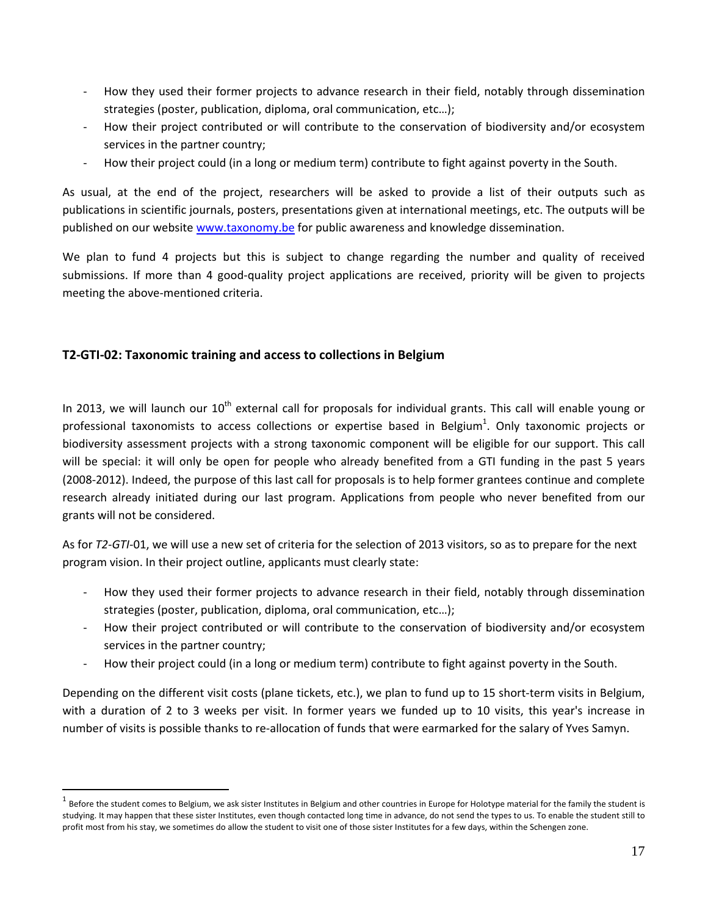- How they used their former projects to advance research in their field, notably through dissemination strategies (poster, publication, diploma, oral communication, etc…);
- How their project contributed or will contribute to the conservation of biodiversity and/or ecosystem services in the partner country;
- How their project could (in a long or medium term) contribute to fight against poverty in the South.

As usual, at the end of the project, researchers will be asked to provide a list of their outputs such as publications in scientific journals, posters, presentations given at international meetings, etc. The outputs will be published on our website www.taxonomy.be for public awareness and knowledge dissemination.

We plan to fund 4 projects but this is subject to change regarding the number and quality of received submissions. If more than 4 good-quality project applications are received, priority will be given to projects meeting the above-mentioned criteria.

### T2-GTI-02: Taxonomic training and access to collections in Belgium

In 2013, we will launch our 10th external call for proposals for individual grants. This call will enable young or professional taxonomists to access collections or expertise based in Belgium[1]. Only taxonomic projects or biodiversity assessment projects with a strong taxonomic component will be eligible for our support. This call will be special: it will only be open for people who already benefited from a GTI funding in the past 5 years (2008-2012). Indeed, the purpose of this last call for proposals is to help former grantees continue and complete research already initiated during our last program. Applications from people who never benefited from our grants will not be considered.

As for *T2-GTI*-01, we will use a new set of criteria for the selection of 2013 visitors, so as to prepare for the next program vision. In their project outline, applicants must clearly state:

- How they used their former projects to advance research in their field, notably through dissemination strategies (poster, publication, diploma, oral communication, etc…);
- How their project contributed or will contribute to the conservation of biodiversity and/or ecosystem services in the partner country;
- How their project could (in a long or medium term) contribute to fight against poverty in the South.

Depending on the different visit costs (plane tickets, etc.), we plan to fund up to 15 short-term visits in Belgium, with a duration of 2 to 3 weeks per visit. In former years we funded up to 10 visits, this year's increase in number of visits is possible thanks to re-allocation of funds that were earmarked for the salary of Yves Samyn.

[1] Before the student comes to Belgium, we ask sister Institutes in Belgium and other countries in Europe for Holotype material for the family the student is studying. It may happen that these sister Institutes, even though contacted long time in advance, do not send the types to us. To enable the student still to profit most from his stay, we sometimes do allow the student to visit one of those sister Institutes for a few days, within the Schengen zone.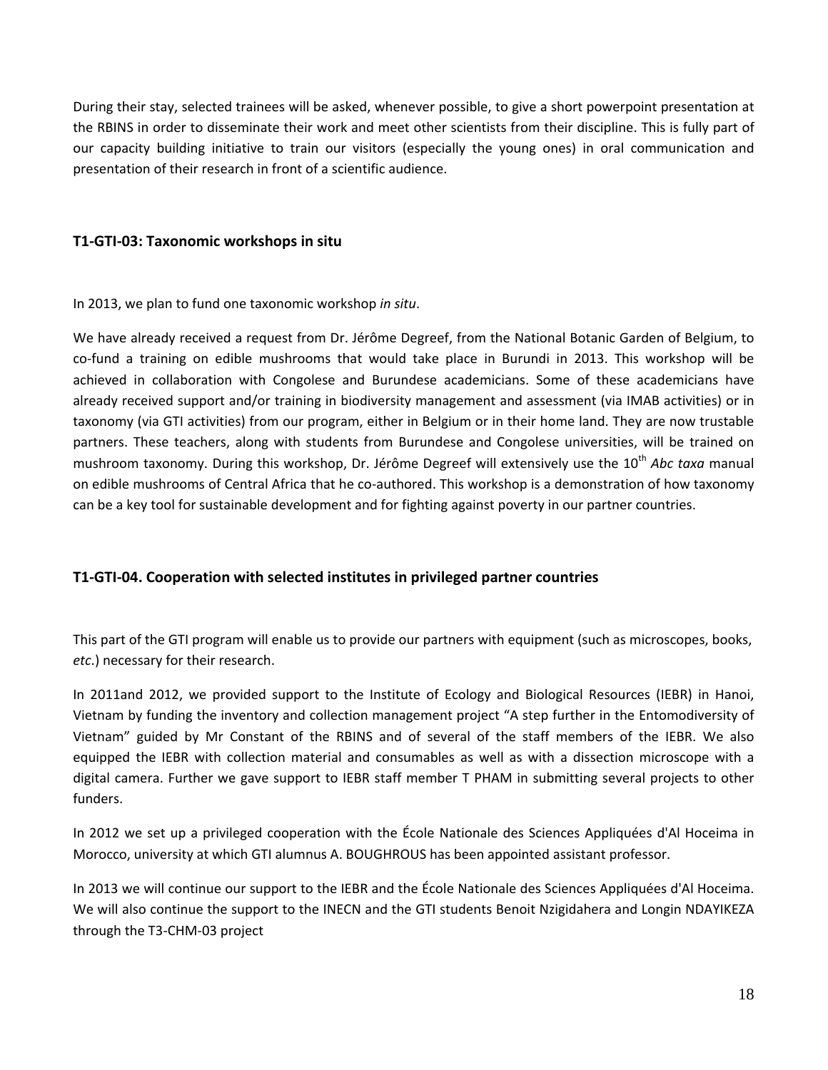During their stay, selected trainees will be asked, whenever possible, to give a short powerpoint presentation at the RBINS in order to disseminate their work and meet other scientists from their discipline. This is fully part of our capacity building initiative to train our visitors (especially the young ones) in oral communication and presentation of their research in front of a scientific audience.

### T1-GTI-03: Taxonomic workshops in situ

In 2013, we plan to fund one taxonomic workshop *in situ*.

We have already received a request from Dr. Jérôme Degreef, from the National Botanic Garden of Belgium, to co-fund a training on edible mushrooms that would take place in Burundi in 2013. This workshop will be achieved in collaboration with Congolese and Burundese academicians. Some of these academicians have already received support and/or training in biodiversity management and assessment (via IMAB activities) or in taxonomy (via GTI activities) from our program, either in Belgium or in their home land. They are now trustable partners. These teachers, along with students from Burundese and Congolese universities, will be trained on mushroom taxonomy. During this workshop, Dr. Jérôme Degreef will extensively use the 10th *Abc taxa* manual on edible mushrooms of Central Africa that he co-authored. This workshop is a demonstration of how taxonomy can be a key tool for sustainable development and for fighting against poverty in our partner countries.

### T1-GTI-04. Cooperation with selected institutes in privileged partner countries

This part of the GTI program will enable us to provide our partners with equipment (such as microscopes, books, *etc.*) necessary for their research.

In 2011and 2012, we provided support to the Institute of Ecology and Biological Resources (IEBR) in Hanoi, Vietnam by funding the inventory and collection management project “A step further in the Entomodiversity of Vietnam” guided by Mr Constant of the RBINS and of several of the staff members of the IEBR. We also equipped the IEBR with collection material and consumables as well as with a dissection microscope with a digital camera. Further we gave support to IEBR staff member T PHAM in submitting several projects to other funders.

In 2012 we set up a privileged cooperation with the École Nationale des Sciences Appliquées d'Al Hoceima in Morocco, university at which GTI alumnus A. BOUGHROUS has been appointed assistant professor.

In 2013 we will continue our support to the IEBR and the École Nationale des Sciences Appliquées d'Al Hoceima. We will also continue the support to the INECN and the GTI students Benoit Nzigidahera and Longin NDAYIKEZA through the T3-CHM-03 project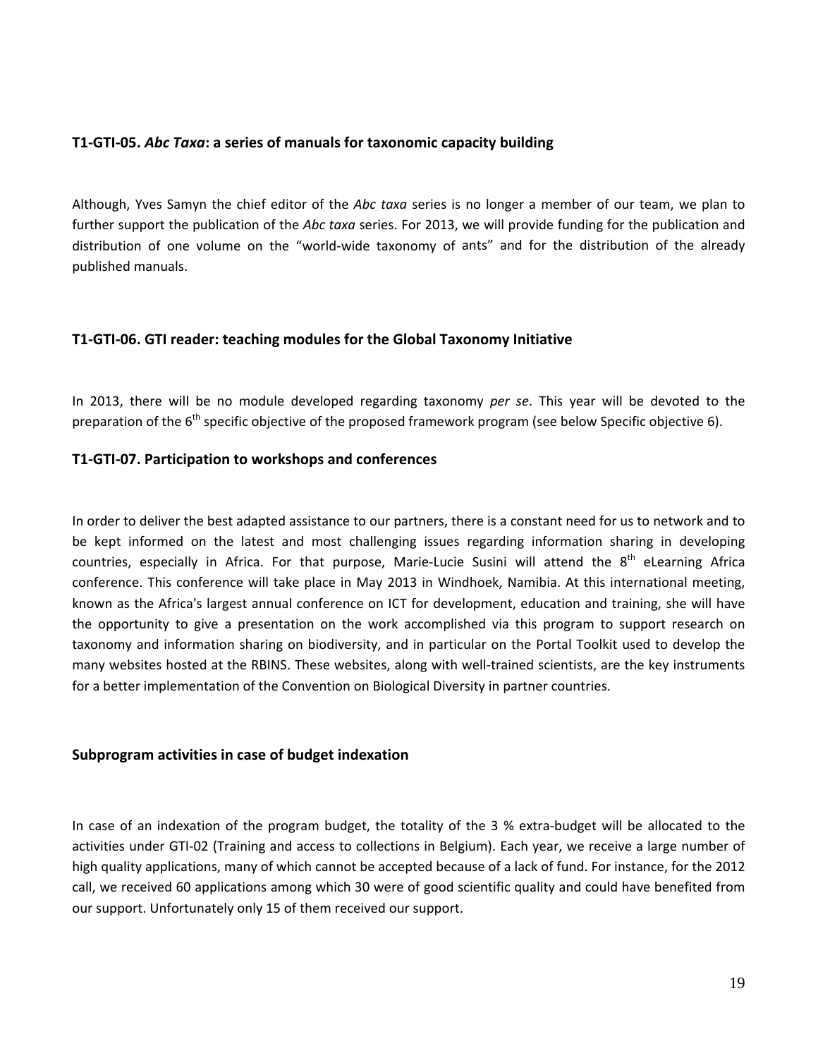### T1-GTI-05. *Abc Taxa*: a series of manuals for taxonomic capacity building

Although, Yves Samyn the chief editor of the *Abc taxa* series is no longer a member of our team, we plan to further support the publication of the *Abc taxa* series. For 2013, we will provide funding for the publication and distribution of one volume on the "world-wide taxonomy of ants" and for the distribution of the already published manuals.

### T1-GTI-06. GTI reader: teaching modules for the Global Taxonomy Initiative

In 2013, there will be no module developed regarding taxonomy *per se*. This year will be devoted to the preparation of the 6th specific objective of the proposed framework program (see below Specific objective 6).

### T1-GTI-07. Participation to workshops and conferences

In order to deliver the best adapted assistance to our partners, there is a constant need for us to network and to be kept informed on the latest and most challenging issues regarding information sharing in developing countries, especially in Africa. For that purpose, Marie-Lucie Susini will attend the 8th eLearning Africa conference. This conference will take place in May 2013 in Windhoek, Namibia. At this international meeting, known as the Africa's largest annual conference on ICT for development, education and training, she will have the opportunity to give a presentation on the work accomplished via this program to support research on taxonomy and information sharing on biodiversity, and in particular on the Portal Toolkit used to develop the many websites hosted at the RBINS. These websites, along with well-trained scientists, are the key instruments for a better implementation of the Convention on Biological Diversity in partner countries.

### Subprogram activities in case of budget indexation

In case of an indexation of the program budget, the totality of the 3 % extra-budget will be allocated to the activities under GTI-02 (Training and access to collections in Belgium). Each year, we receive a large number of high quality applications, many of which cannot be accepted because of a lack of fund. For instance, for the 2012 call, we received 60 applications among which 30 were of good scientific quality and could have benefited from our support. Unfortunately only 15 of them received our support.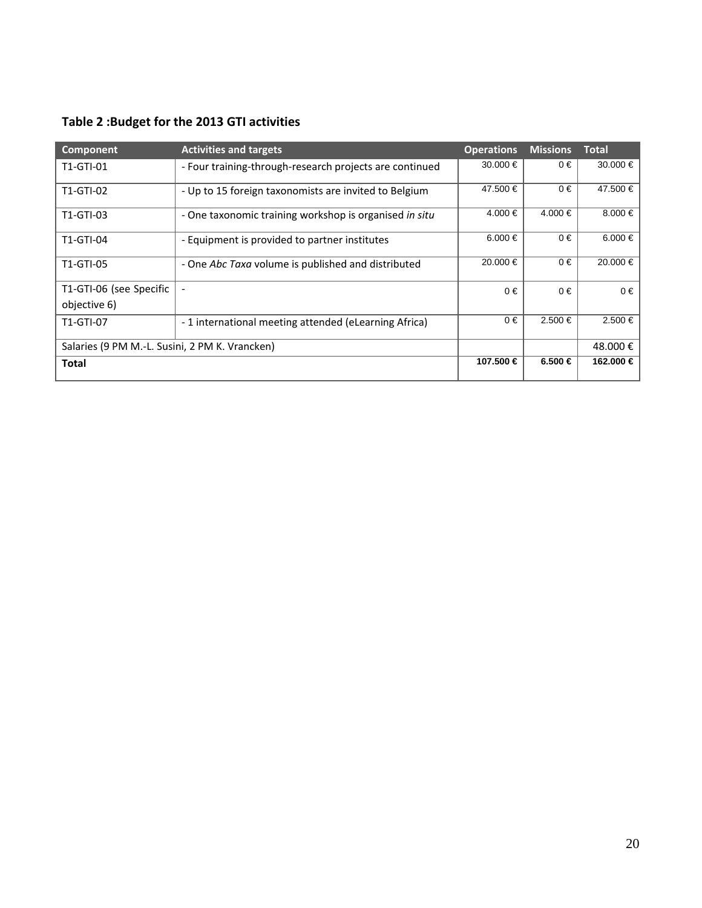**Table 2 :Budget for the 2013 GTI activities**

| Component | Activities and targets | Operations | Missions | Total |
|---|---|---|---|---|
| T1-GTI-01 | - Four training-through-research projects are continued | 30.000 € | 0 € | 30.000 € |
| T1-GTI-02 | - Up to 15 foreign taxonomists are invited to Belgium | 47.500 € | 0 € | 47.500 € |
| T1-GTI-03 | - One taxonomic training workshop is organised *in situ* | 4.000 € | 4.000 € | 8.000 € |
| T1-GTI-04 | - Equipment is provided to partner institutes | 6.000 € | 0 € | 6.000 € |
| T1-GTI-05 | - One *Abc Taxa* volume is published and distributed | 20.000 € | 0 € | 20.000 € |
| T1-GTI-06 (see Specific objective 6) | - | 0 € | 0 € | 0 € |
| T1-GTI-07 | - 1 international meeting attended (eLearning Africa) | 0 € | 2.500 € | 2.500 € |
| Salaries (9 PM M.-L. Susini, 2 PM K. Vrancken) | | | | 48.000 € |
| **Total** | | **107.500 €** | **6.500 €** | **162.000 €** |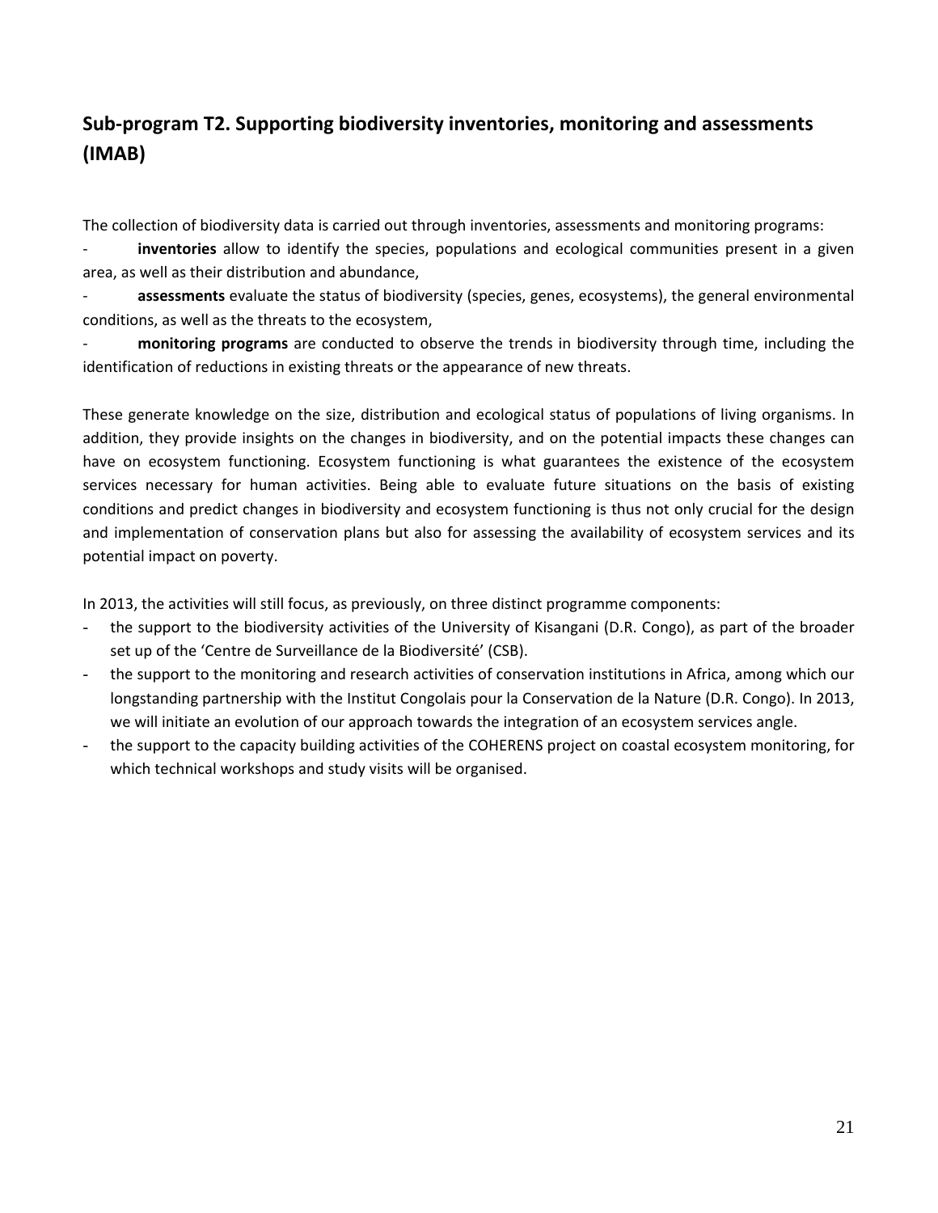## Sub-program T2. Supporting biodiversity inventories, monitoring and assessments (IMAB)

The collection of biodiversity data is carried out through inventories, assessments and monitoring programs:

- **inventories** allow to identify the species, populations and ecological communities present in a given area, as well as their distribution and abundance,
- **assessments** evaluate the status of biodiversity (species, genes, ecosystems), the general environmental conditions, as well as the threats to the ecosystem,
- **monitoring programs** are conducted to observe the trends in biodiversity through time, including the identification of reductions in existing threats or the appearance of new threats.

These generate knowledge on the size, distribution and ecological status of populations of living organisms. In addition, they provide insights on the changes in biodiversity, and on the potential impacts these changes can have on ecosystem functioning. Ecosystem functioning is what guarantees the existence of the ecosystem services necessary for human activities. Being able to evaluate future situations on the basis of existing conditions and predict changes in biodiversity and ecosystem functioning is thus not only crucial for the design and implementation of conservation plans but also for assessing the availability of ecosystem services and its potential impact on poverty.

In 2013, the activities will still focus, as previously, on three distinct programme components:

- the support to the biodiversity activities of the University of Kisangani (D.R. Congo), as part of the broader set up of the 'Centre de Surveillance de la Biodiversité' (CSB).
- the support to the monitoring and research activities of conservation institutions in Africa, among which our longstanding partnership with the Institut Congolais pour la Conservation de la Nature (D.R. Congo). In 2013, we will initiate an evolution of our approach towards the integration of an ecosystem services angle.
- the support to the capacity building activities of the COHERENS project on coastal ecosystem monitoring, for which technical workshops and study visits will be organised.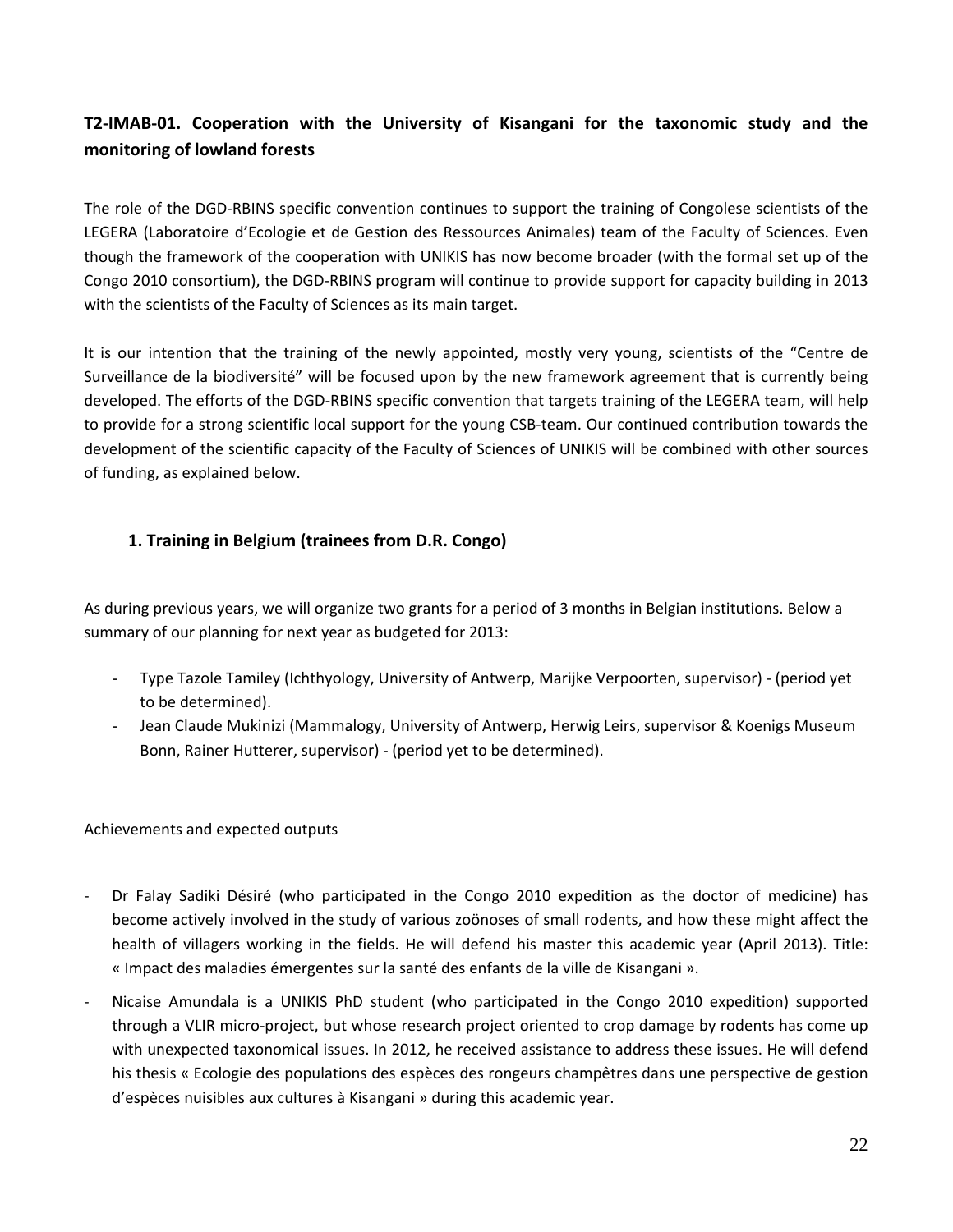## T2-IMAB-01. Cooperation with the University of Kisangani for the taxonomic study and the monitoring of lowland forests

The role of the DGD-RBINS specific convention continues to support the training of Congolese scientists of the LEGERA (Laboratoire d'Ecologie et de Gestion des Ressources Animales) team of the Faculty of Sciences. Even though the framework of the cooperation with UNIKIS has now become broader (with the formal set up of the Congo 2010 consortium), the DGD-RBINS program will continue to provide support for capacity building in 2013 with the scientists of the Faculty of Sciences as its main target.

It is our intention that the training of the newly appointed, mostly very young, scientists of the "Centre de Surveillance de la biodiversité" will be focused upon by the new framework agreement that is currently being developed. The efforts of the DGD-RBINS specific convention that targets training of the LEGERA team, will help to provide for a strong scientific local support for the young CSB-team. Our continued contribution towards the development of the scientific capacity of the Faculty of Sciences of UNIKIS will be combined with other sources of funding, as explained below.

### 1. Training in Belgium (trainees from D.R. Congo)

As during previous years, we will organize two grants for a period of 3 months in Belgian institutions. Below a summary of our planning for next year as budgeted for 2013:

- Type Tazole Tamiley (Ichthyology, University of Antwerp, Marijke Verpoorten, supervisor) - (period yet to be determined).
- Jean Claude Mukinizi (Mammalogy, University of Antwerp, Herwig Leirs, supervisor & Koenigs Museum Bonn, Rainer Hutterer, supervisor) - (period yet to be determined).

Achievements and expected outputs

- Dr Falay Sadiki Désiré (who participated in the Congo 2010 expedition as the doctor of medicine) has become actively involved in the study of various zoönoses of small rodents, and how these might affect the health of villagers working in the fields. He will defend his master this academic year (April 2013). Title: « Impact des maladies émergentes sur la santé des enfants de la ville de Kisangani ».
- Nicaise Amundala is a UNIKIS PhD student (who participated in the Congo 2010 expedition) supported through a VLIR micro-project, but whose research project oriented to crop damage by rodents has come up with unexpected taxonomical issues. In 2012, he received assistance to address these issues. He will defend his thesis « Ecologie des populations des espèces des rongeurs champêtres dans une perspective de gestion d'espèces nuisibles aux cultures à Kisangani » during this academic year.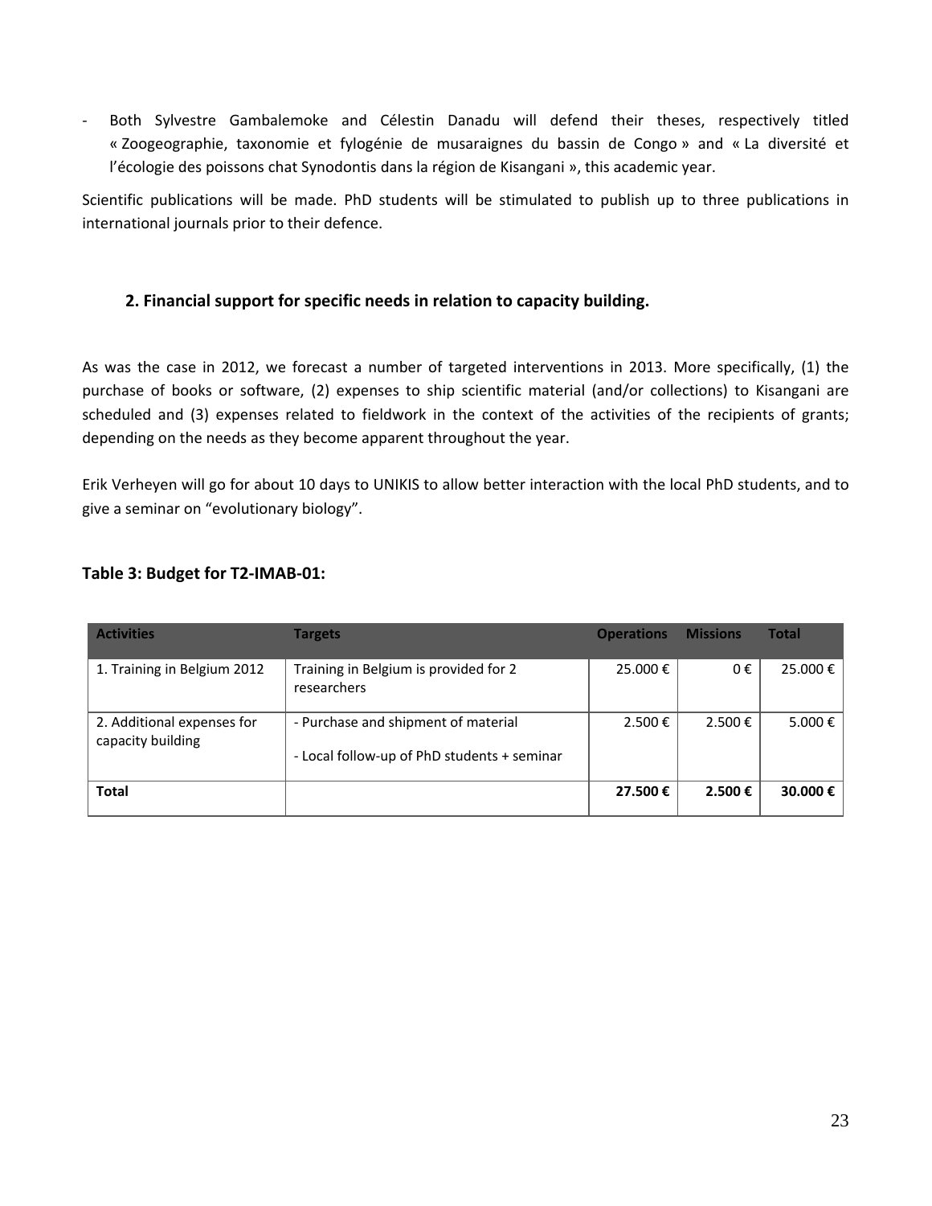- Both Sylvestre Gambalemoke and Célestin Danadu will defend their theses, respectively titled « Zoogeographie, taxonomie et fylogénie de musaraignes du bassin de Congo » and « La diversité et l'écologie des poissons chat Synodontis dans la région de Kisangani », this academic year.

Scientific publications will be made. PhD students will be stimulated to publish up to three publications in international journals prior to their defence.

## 2. Financial support for specific needs in relation to capacity building.

As was the case in 2012, we forecast a number of targeted interventions in 2013. More specifically, (1) the purchase of books or software, (2) expenses to ship scientific material (and/or collections) to Kisangani are scheduled and (3) expenses related to fieldwork in the context of the activities of the recipients of grants; depending on the needs as they become apparent throughout the year.

Erik Verheyen will go for about 10 days to UNIKIS to allow better interaction with the local PhD students, and to give a seminar on "evolutionary biology".

### Table 3: Budget for T2-IMAB-01:

| Activities | Targets | Operations | Missions | Total |
|---|---|---|---|---|
| 1. Training in Belgium 2012 | Training in Belgium is provided for 2 researchers | 25.000 € | 0 € | 25.000 € |
| 2. Additional expenses for capacity building | - Purchase and shipment of material<br>- Local follow-up of PhD students + seminar | 2.500 € | 2.500 € | 5.000 € |
| **Total** | | **27.500 €** | **2.500 €** | **30.000 €** |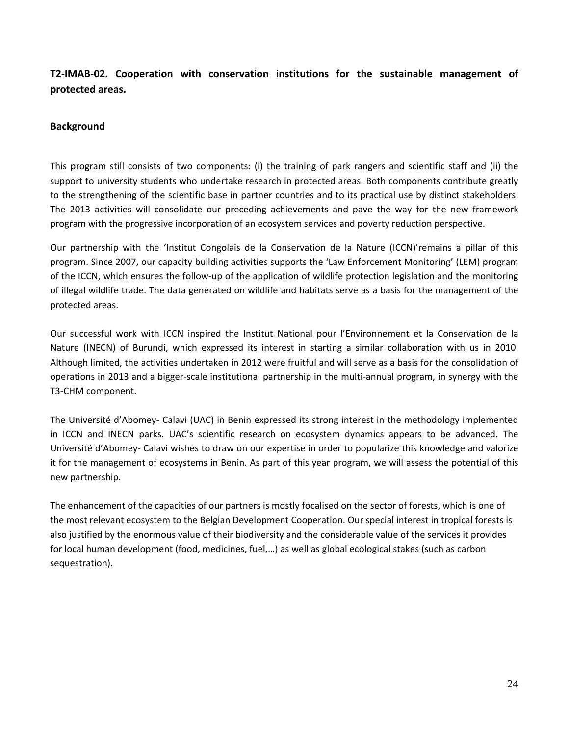**T2-IMAB-02. Cooperation with conservation institutions for the sustainable management of protected areas.**

**Background**

This program still consists of two components: (i) the training of park rangers and scientific staff and (ii) the support to university students who undertake research in protected areas. Both components contribute greatly to the strengthening of the scientific base in partner countries and to its practical use by distinct stakeholders. The 2013 activities will consolidate our preceding achievements and pave the way for the new framework program with the progressive incorporation of an ecosystem services and poverty reduction perspective.

Our partnership with the 'Institut Congolais de la Conservation de la Nature (ICCN)'remains a pillar of this program. Since 2007, our capacity building activities supports the 'Law Enforcement Monitoring' (LEM) program of the ICCN, which ensures the follow-up of the application of wildlife protection legislation and the monitoring of illegal wildlife trade. The data generated on wildlife and habitats serve as a basis for the management of the protected areas.

Our successful work with ICCN inspired the Institut National pour l'Environnement et la Conservation de la Nature (INECN) of Burundi, which expressed its interest in starting a similar collaboration with us in 2010. Although limited, the activities undertaken in 2012 were fruitful and will serve as a basis for the consolidation of operations in 2013 and a bigger-scale institutional partnership in the multi-annual program, in synergy with the T3-CHM component.

The Université d'Abomey- Calavi (UAC) in Benin expressed its strong interest in the methodology implemented in ICCN and INECN parks. UAC's scientific research on ecosystem dynamics appears to be advanced. The Université d'Abomey- Calavi wishes to draw on our expertise in order to popularize this knowledge and valorize it for the management of ecosystems in Benin. As part of this year program, we will assess the potential of this new partnership.

The enhancement of the capacities of our partners is mostly focalised on the sector of forests, which is one of the most relevant ecosystem to the Belgian Development Cooperation. Our special interest in tropical forests is also justified by the enormous value of their biodiversity and the considerable value of the services it provides for local human development (food, medicines, fuel,…) as well as global ecological stakes (such as carbon sequestration).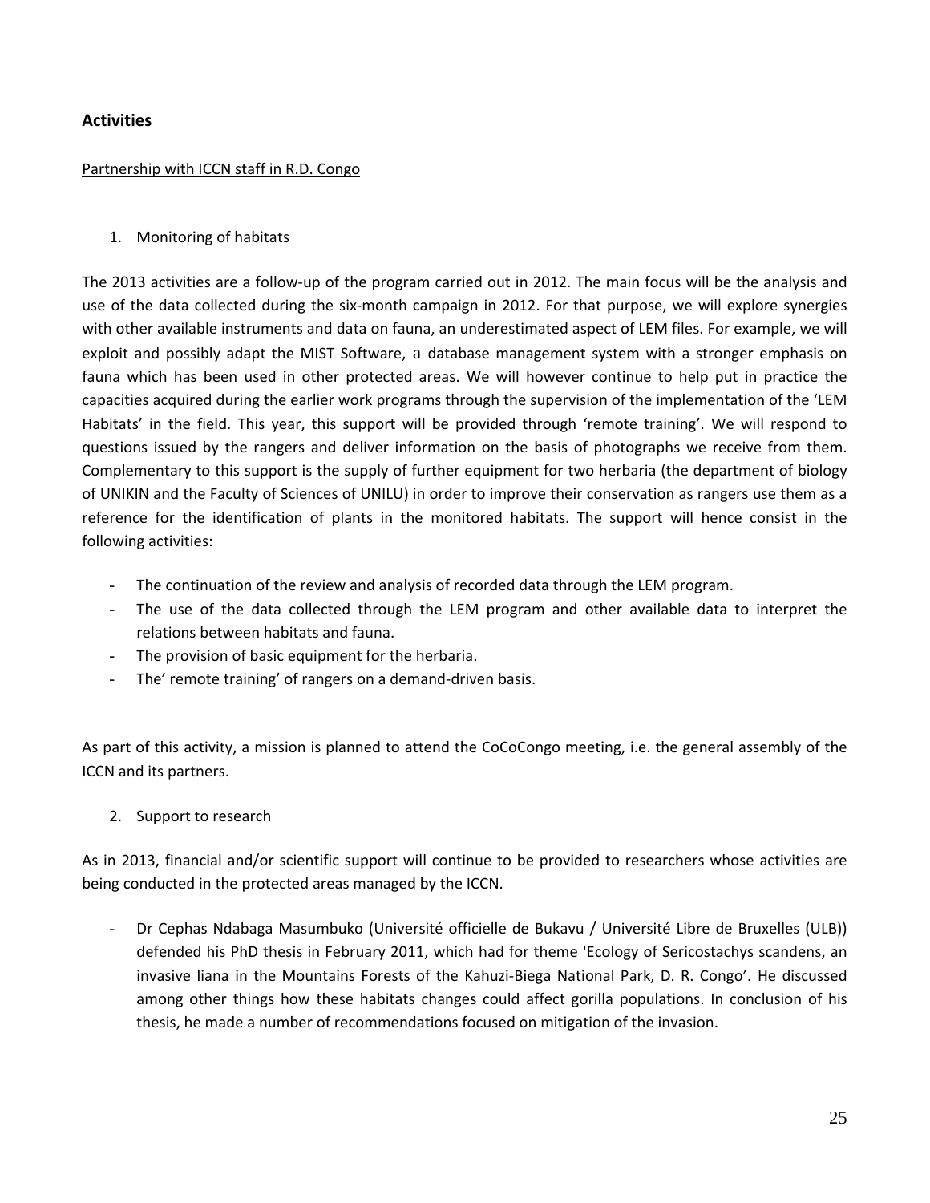### Activities

Partnership with ICCN staff in R.D. Congo

1. Monitoring of habitats

The 2013 activities are a follow-up of the program carried out in 2012. The main focus will be the analysis and use of the data collected during the six-month campaign in 2012. For that purpose, we will explore synergies with other available instruments and data on fauna, an underestimated aspect of LEM files. For example, we will exploit and possibly adapt the MIST Software, a database management system with a stronger emphasis on fauna which has been used in other protected areas. We will however continue to help put in practice the capacities acquired during the earlier work programs through the supervision of the implementation of the 'LEM Habitats' in the field. This year, this support will be provided through 'remote training'. We will respond to questions issued by the rangers and deliver information on the basis of photographs we receive from them. Complementary to this support is the supply of further equipment for two herbaria (the department of biology of UNIKIN and the Faculty of Sciences of UNILU) in order to improve their conservation as rangers use them as a reference for the identification of plants in the monitored habitats. The support will hence consist in the following activities:

- The continuation of the review and analysis of recorded data through the LEM program.
- The use of the data collected through the LEM program and other available data to interpret the relations between habitats and fauna.
- The provision of basic equipment for the herbaria.
- The' remote training' of rangers on a demand-driven basis.

As part of this activity, a mission is planned to attend the CoCoCongo meeting, i.e. the general assembly of the ICCN and its partners.

2. Support to research

As in 2013, financial and/or scientific support will continue to be provided to researchers whose activities are being conducted in the protected areas managed by the ICCN.

- Dr Cephas Ndabaga Masumbuko (Université officielle de Bukavu / Université Libre de Bruxelles (ULB)) defended his PhD thesis in February 2011, which had for theme 'Ecology of Sericostachys scandens, an invasive liana in the Mountains Forests of the Kahuzi-Biega National Park, D. R. Congo'. He discussed among other things how these habitats changes could affect gorilla populations. In conclusion of his thesis, he made a number of recommendations focused on mitigation of the invasion.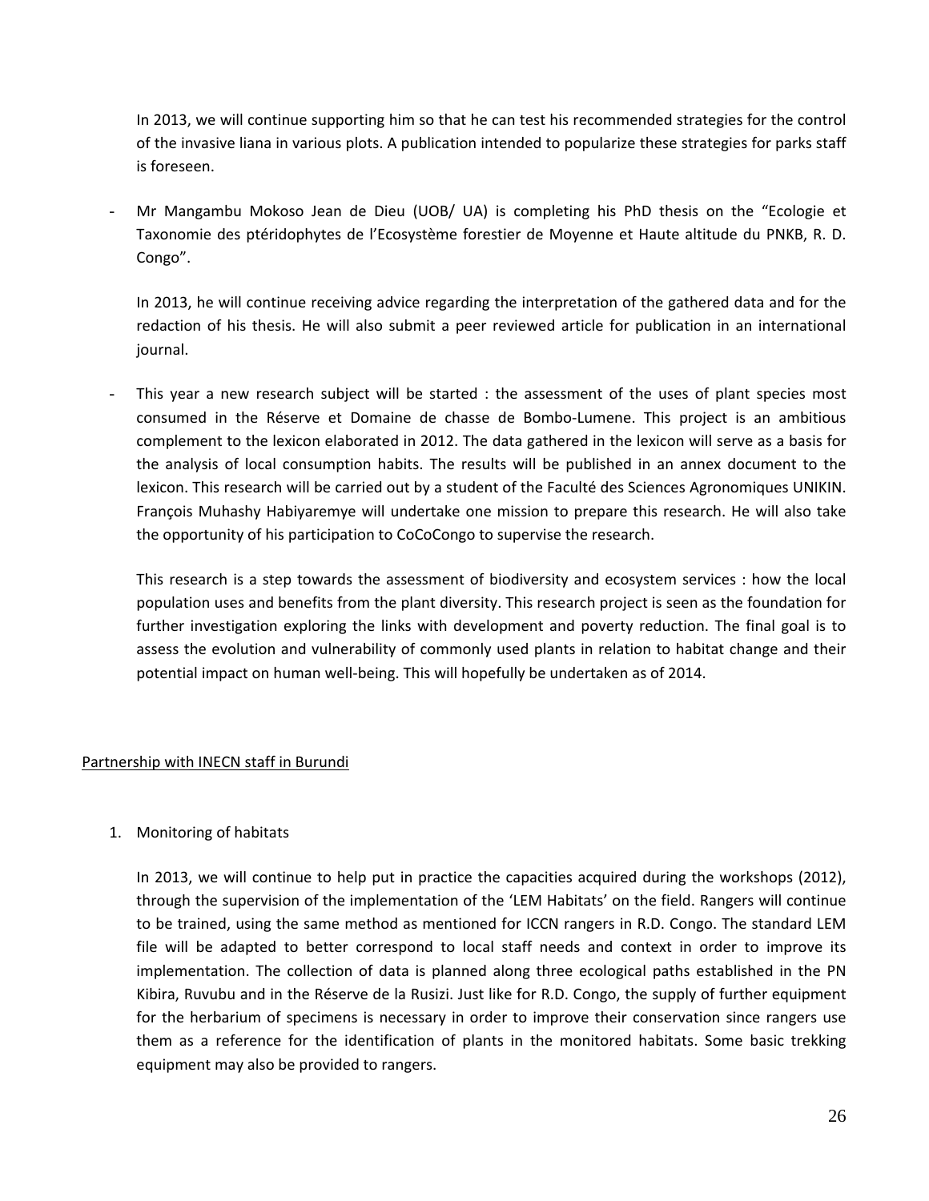In 2013, we will continue supporting him so that he can test his recommended strategies for the control of the invasive liana in various plots. A publication intended to popularize these strategies for parks staff is foreseen.

- Mr Mangambu Mokoso Jean de Dieu (UOB/ UA) is completing his PhD thesis on the "Ecologie et Taxonomie des ptéridophytes de l'Ecosystème forestier de Moyenne et Haute altitude du PNKB, R. D. Congo".

  In 2013, he will continue receiving advice regarding the interpretation of the gathered data and for the redaction of his thesis. He will also submit a peer reviewed article for publication in an international journal.

- This year a new research subject will be started : the assessment of the uses of plant species most consumed in the Réserve et Domaine de chasse de Bombo-Lumene. This project is an ambitious complement to the lexicon elaborated in 2012. The data gathered in the lexicon will serve as a basis for the analysis of local consumption habits. The results will be published in an annex document to the lexicon. This research will be carried out by a student of the Faculté des Sciences Agronomiques UNIKIN. François Muhashy Habiyaremye will undertake one mission to prepare this research. He will also take the opportunity of his participation to CoCoCongo to supervise the research.

  This research is a step towards the assessment of biodiversity and ecosystem services : how the local population uses and benefits from the plant diversity. This research project is seen as the foundation for further investigation exploring the links with development and poverty reduction. The final goal is to assess the evolution and vulnerability of commonly used plants in relation to habitat change and their potential impact on human well-being. This will hopefully be undertaken as of 2014.

<u>Partnership with INECN staff in Burundi</u>

1. Monitoring of habitats

   In 2013, we will continue to help put in practice the capacities acquired during the workshops (2012), through the supervision of the implementation of the 'LEM Habitats' on the field. Rangers will continue to be trained, using the same method as mentioned for ICCN rangers in R.D. Congo. The standard LEM file will be adapted to better correspond to local staff needs and context in order to improve its implementation. The collection of data is planned along three ecological paths established in the PN Kibira, Ruvubu and in the Réserve de la Rusizi. Just like for R.D. Congo, the supply of further equipment for the herbarium of specimens is necessary in order to improve their conservation since rangers use them as a reference for the identification of plants in the monitored habitats. Some basic trekking equipment may also be provided to rangers.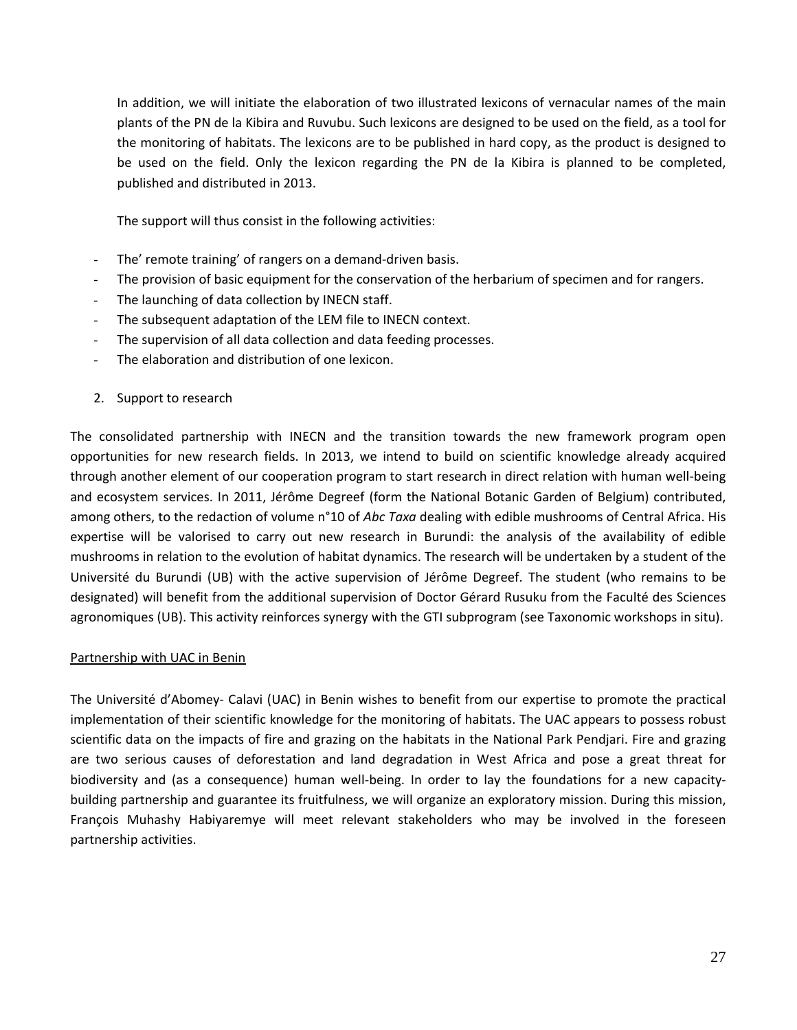In addition, we will initiate the elaboration of two illustrated lexicons of vernacular names of the main plants of the PN de la Kibira and Ruvubu. Such lexicons are designed to be used on the field, as a tool for the monitoring of habitats. The lexicons are to be published in hard copy, as the product is designed to be used on the field. Only the lexicon regarding the PN de la Kibira is planned to be completed, published and distributed in 2013.

The support will thus consist in the following activities:

- The' remote training' of rangers on a demand-driven basis.
- The provision of basic equipment for the conservation of the herbarium of specimen and for rangers.
- The launching of data collection by INECN staff.
- The subsequent adaptation of the LEM file to INECN context.
- The supervision of all data collection and data feeding processes.
- The elaboration and distribution of one lexicon.

2. Support to research

The consolidated partnership with INECN and the transition towards the new framework program open opportunities for new research fields. In 2013, we intend to build on scientific knowledge already acquired through another element of our cooperation program to start research in direct relation with human well-being and ecosystem services. In 2011, Jérôme Degreef (form the National Botanic Garden of Belgium) contributed, among others, to the redaction of volume n°10 of *Abc Taxa* dealing with edible mushrooms of Central Africa. His expertise will be valorised to carry out new research in Burundi: the analysis of the availability of edible mushrooms in relation to the evolution of habitat dynamics. The research will be undertaken by a student of the Université du Burundi (UB) with the active supervision of Jérôme Degreef. The student (who remains to be designated) will benefit from the additional supervision of Doctor Gérard Rusuku from the Faculté des Sciences agronomiques (UB). This activity reinforces synergy with the GTI subprogram (see Taxonomic workshops in situ).

<u>Partnership with UAC in Benin</u>

The Université d'Abomey- Calavi (UAC) in Benin wishes to benefit from our expertise to promote the practical implementation of their scientific knowledge for the monitoring of habitats. The UAC appears to possess robust scientific data on the impacts of fire and grazing on the habitats in the National Park Pendjari. Fire and grazing are two serious causes of deforestation and land degradation in West Africa and pose a great threat for biodiversity and (as a consequence) human well-being. In order to lay the foundations for a new capacity-building partnership and guarantee its fruitfulness, we will organize an exploratory mission. During this mission, François Muhashy Habiyaremye will meet relevant stakeholders who may be involved in the foreseen partnership activities.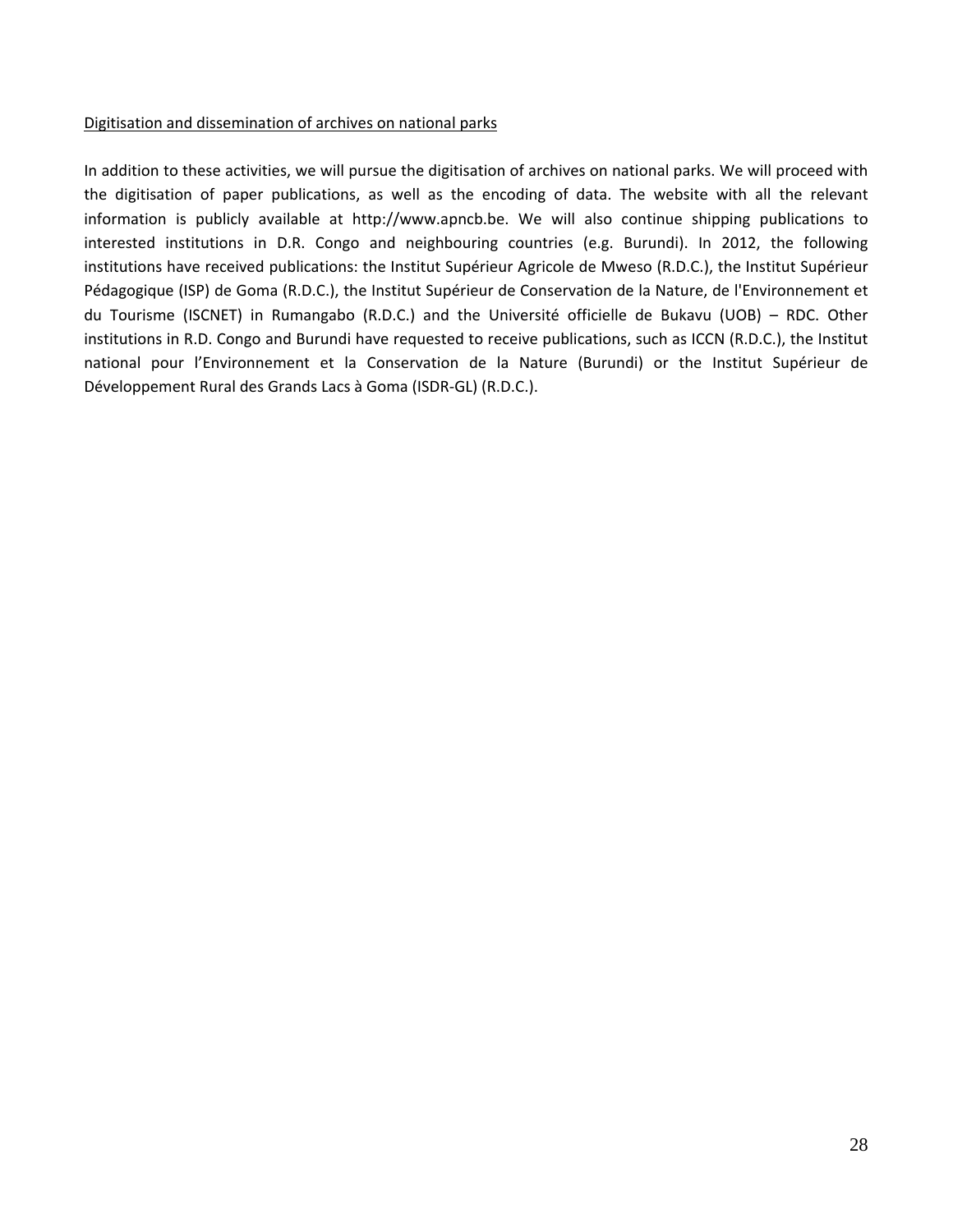Digitisation and dissemination of archives on national parks

In addition to these activities, we will pursue the digitisation of archives on national parks. We will proceed with the digitisation of paper publications, as well as the encoding of data. The website with all the relevant information is publicly available at http://www.apncb.be. We will also continue shipping publications to interested institutions in D.R. Congo and neighbouring countries (e.g. Burundi). In 2012, the following institutions have received publications: the Institut Supérieur Agricole de Mweso (R.D.C.), the Institut Supérieur Pédagogique (ISP) de Goma (R.D.C.), the Institut Supérieur de Conservation de la Nature, de l'Environnement et du Tourisme (ISCNET) in Rumangabo (R.D.C.) and the Université officielle de Bukavu (UOB) – RDC. Other institutions in R.D. Congo and Burundi have requested to receive publications, such as ICCN (R.D.C.), the Institut national pour l'Environnement et la Conservation de la Nature (Burundi) or the Institut Supérieur de Développement Rural des Grands Lacs à Goma (ISDR-GL) (R.D.C.).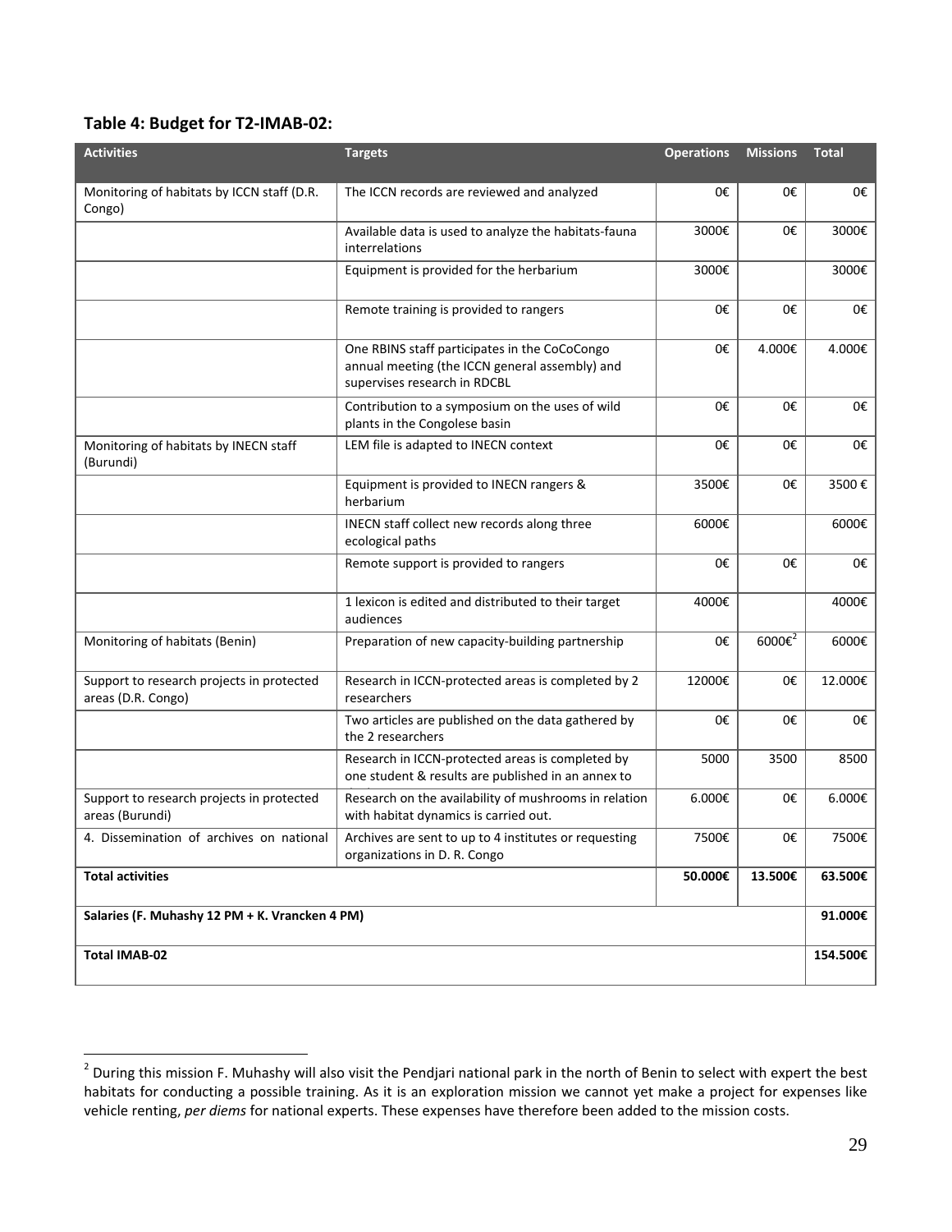### Table 4: Budget for T2-IMAB-02:

| Activities | Targets | Operations | Missions | Total |
|---|---|---|---|---|
| Monitoring of habitats by ICCN staff (D.R. Congo) | The ICCN records are reviewed and analyzed | 0€ | 0€ | 0€ |
| | Available data is used to analyze the habitats-fauna interrelations | 3000€ | 0€ | 3000€ |
| | Equipment is provided for the herbarium | 3000€ | | 3000€ |
| | Remote training is provided to rangers | 0€ | 0€ | 0€ |
| | One RBINS staff participates in the CoCoCongo annual meeting (the ICCN general assembly) and supervises research in RDCBL | 0€ | 4.000€ | 4.000€ |
| | Contribution to a symposium on the uses of wild plants in the Congolese basin | 0€ | 0€ | 0€ |
| Monitoring of habitats by INECN staff (Burundi) | LEM file is adapted to INECN context | 0€ | 0€ | 0€ |
| | Equipment is provided to INECN rangers & herbarium | 3500€ | 0€ | 3500 € |
| | INECN staff collect new records along three ecological paths | 6000€ | | 6000€ |
| | Remote support is provided to rangers | 0€ | 0€ | 0€ |
| | 1 lexicon is edited and distributed to their target audiences | 4000€ | | 4000€ |
| Monitoring of habitats (Benin) | Preparation of new capacity-building partnership | 0€ | 6000€[2] | 6000€ |
| Support to research projects in protected areas (D.R. Congo) | Research in ICCN-protected areas is completed by 2 researchers | 12000€ | 0€ | 12.000€ |
| | Two articles are published on the data gathered by the 2 researchers | 0€ | 0€ | 0€ |
| | Research in ICCN-protected areas is completed by one student & results are published in an annex to | 5000 | 3500 | 8500 |
| Support to research projects in protected areas (Burundi) | Research on the availability of mushrooms in relation with habitat dynamics is carried out. | 6.000€ | 0€ | 6.000€ |
| 4. Dissemination of archives on national | Archives are sent to up to 4 institutes or requesting organizations in D. R. Congo | 7500€ | 0€ | 7500€ |
| **Total activities** | | **50.000€** | **13.500€** | **63.500€** |
| **Salaries (F. Muhashy 12 PM + K. Vrancken 4 PM)** | | | | **91.000€** |
| **Total IMAB-02** | | | | **154.500€** |

[2] During this mission F. Muhashy will also visit the Pendjari national park in the north of Benin to select with expert the best habitats for conducting a possible training. As it is an exploration mission we cannot yet make a project for expenses like vehicle renting, *per diems* for national experts. These expenses have therefore been added to the mission costs.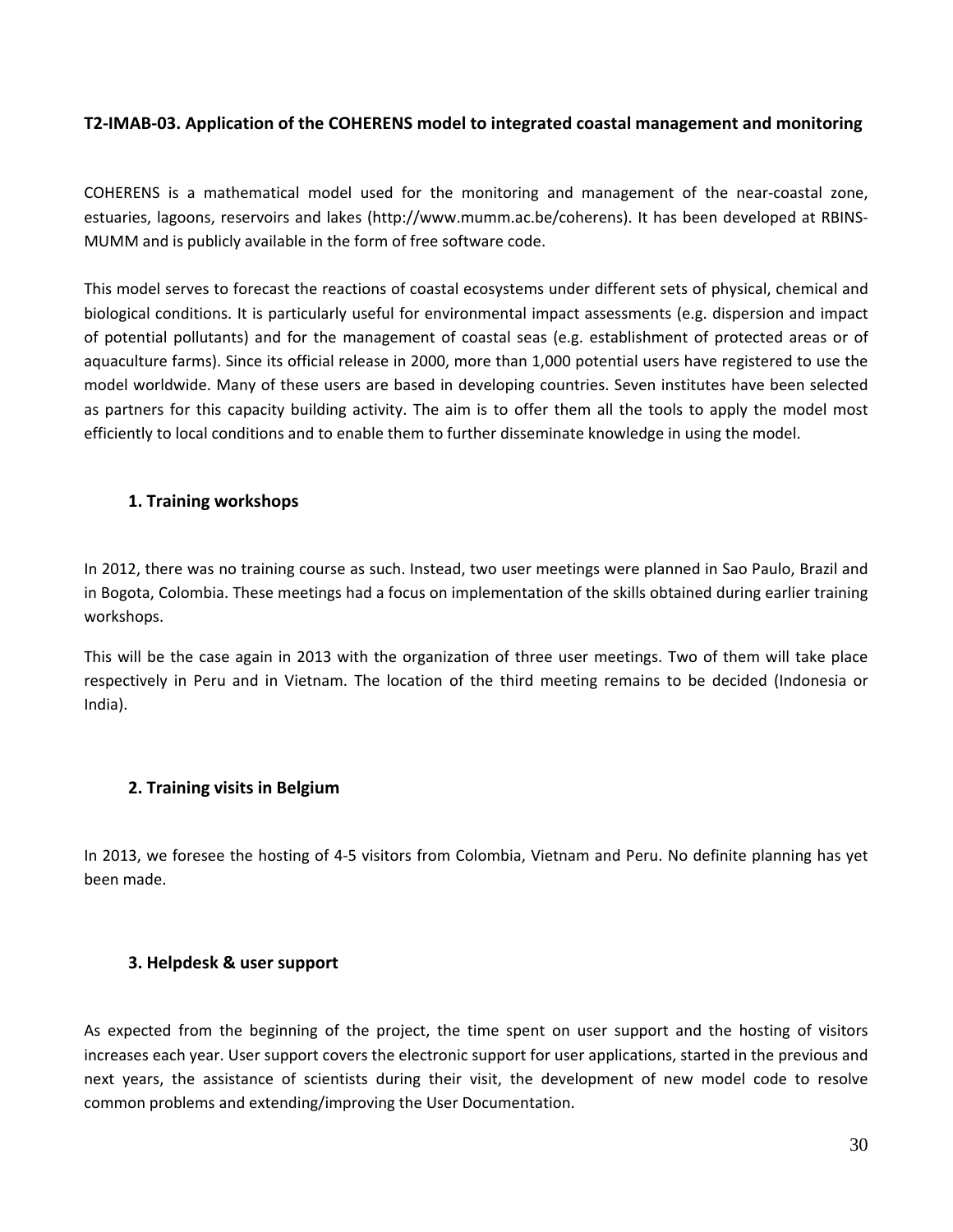## T2-IMAB-03. Application of the COHERENS model to integrated coastal management and monitoring

COHERENS is a mathematical model used for the monitoring and management of the near-coastal zone, estuaries, lagoons, reservoirs and lakes (http://www.mumm.ac.be/coherens). It has been developed at RBINS-MUMM and is publicly available in the form of free software code.

This model serves to forecast the reactions of coastal ecosystems under different sets of physical, chemical and biological conditions. It is particularly useful for environmental impact assessments (e.g. dispersion and impact of potential pollutants) and for the management of coastal seas (e.g. establishment of protected areas or of aquaculture farms). Since its official release in 2000, more than 1,000 potential users have registered to use the model worldwide. Many of these users are based in developing countries. Seven institutes have been selected as partners for this capacity building activity. The aim is to offer them all the tools to apply the model most efficiently to local conditions and to enable them to further disseminate knowledge in using the model.

### 1. Training workshops

In 2012, there was no training course as such. Instead, two user meetings were planned in Sao Paulo, Brazil and in Bogota, Colombia. These meetings had a focus on implementation of the skills obtained during earlier training workshops.

This will be the case again in 2013 with the organization of three user meetings. Two of them will take place respectively in Peru and in Vietnam. The location of the third meeting remains to be decided (Indonesia or India).

### 2. Training visits in Belgium

In 2013, we foresee the hosting of 4-5 visitors from Colombia, Vietnam and Peru. No definite planning has yet been made.

### 3. Helpdesk & user support

As expected from the beginning of the project, the time spent on user support and the hosting of visitors increases each year. User support covers the electronic support for user applications, started in the previous and next years, the assistance of scientists during their visit, the development of new model code to resolve common problems and extending/improving the User Documentation.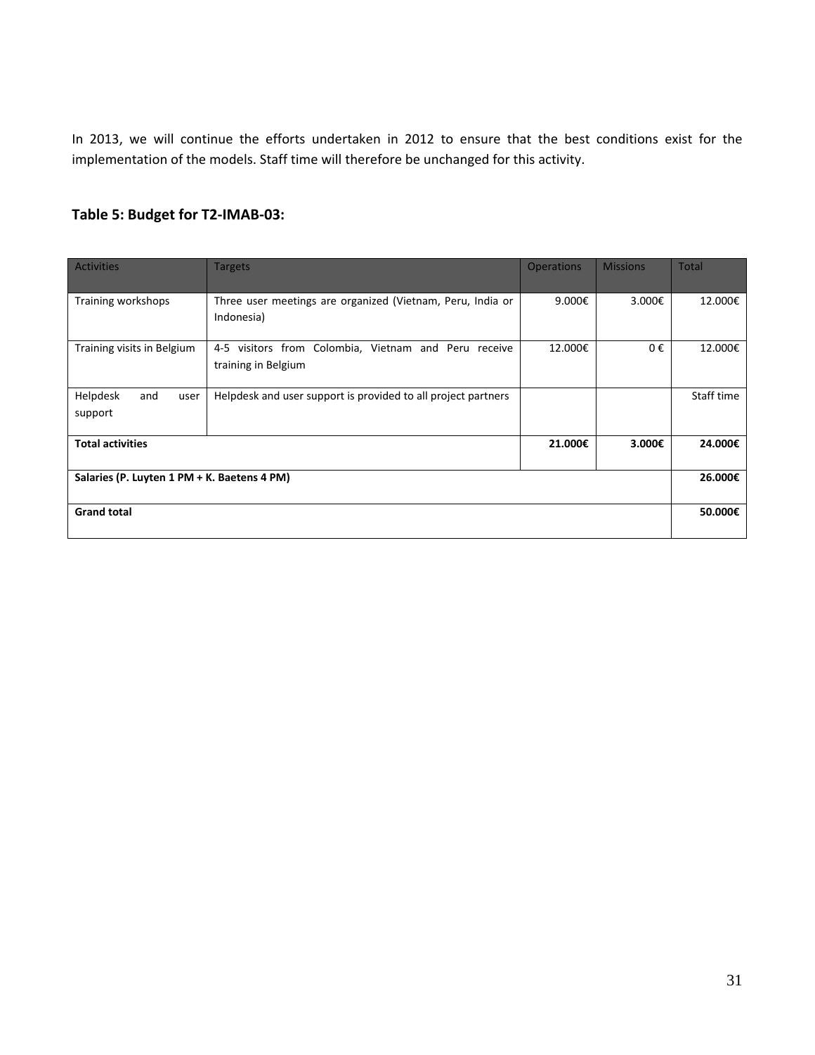In 2013, we will continue the efforts undertaken in 2012 to ensure that the best conditions exist for the implementation of the models. Staff time will therefore be unchanged for this activity.

### Table 5: Budget for T2-IMAB-03:

| Activities | Targets | Operations | Missions | Total |
|---|---|---|---|---|
| Training workshops | Three user meetings are organized (Vietnam, Peru, India or Indonesia) | 9.000€ | 3.000€ | 12.000€ |
| Training visits in Belgium | 4-5 visitors from Colombia, Vietnam and Peru receive training in Belgium | 12.000€ | 0 € | 12.000€ |
| Helpdesk and user support | Helpdesk and user support is provided to all project partners | | | Staff time |
| **Total activities** | | **21.000€** | **3.000€** | **24.000€** |
| **Salaries (P. Luyten 1 PM + K. Baetens 4 PM)** | | | | **26.000€** |
| **Grand total** | | | | **50.000€** |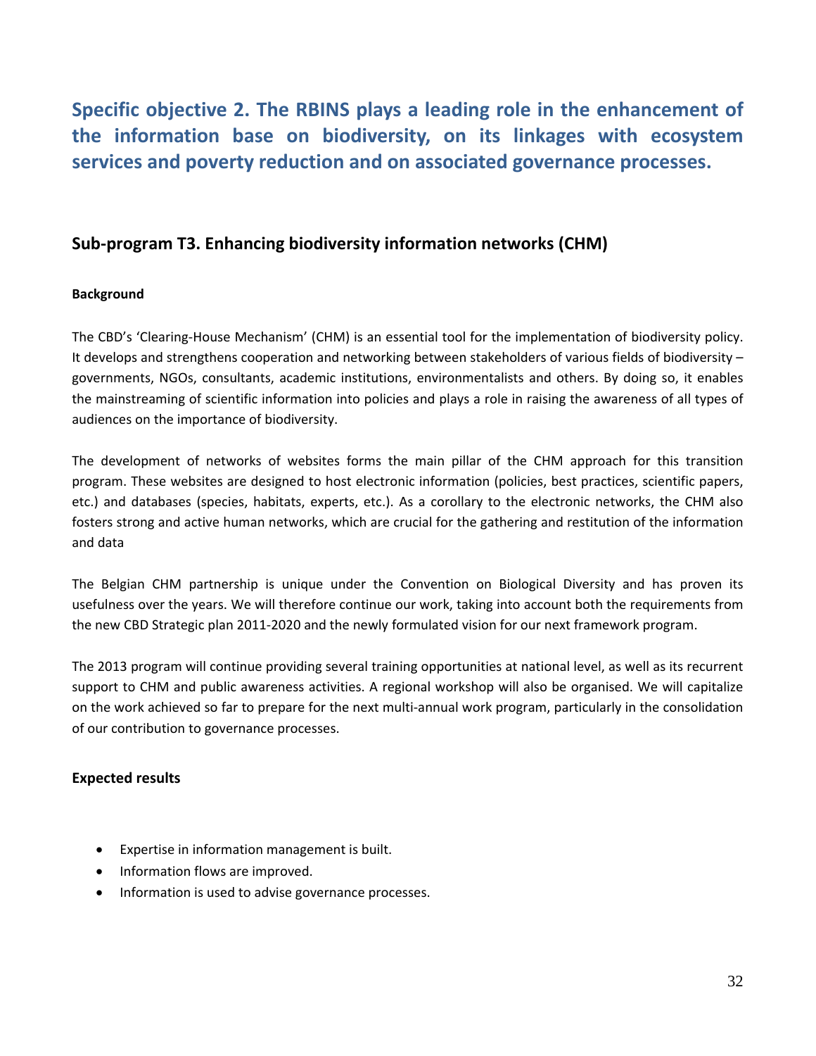# Specific objective 2. The RBINS plays a leading role in the enhancement of the information base on biodiversity, on its linkages with ecosystem services and poverty reduction and on associated governance processes.

## Sub-program T3. Enhancing biodiversity information networks (CHM)

**Background**

The CBD's 'Clearing-House Mechanism' (CHM) is an essential tool for the implementation of biodiversity policy. It develops and strengthens cooperation and networking between stakeholders of various fields of biodiversity – governments, NGOs, consultants, academic institutions, environmentalists and others. By doing so, it enables the mainstreaming of scientific information into policies and plays a role in raising the awareness of all types of audiences on the importance of biodiversity.

The development of networks of websites forms the main pillar of the CHM approach for this transition program. These websites are designed to host electronic information (policies, best practices, scientific papers, etc.) and databases (species, habitats, experts, etc.). As a corollary to the electronic networks, the CHM also fosters strong and active human networks, which are crucial for the gathering and restitution of the information and data

The Belgian CHM partnership is unique under the Convention on Biological Diversity and has proven its usefulness over the years. We will therefore continue our work, taking into account both the requirements from the new CBD Strategic plan 2011-2020 and the newly formulated vision for our next framework program.

The 2013 program will continue providing several training opportunities at national level, as well as its recurrent support to CHM and public awareness activities. A regional workshop will also be organised. We will capitalize on the work achieved so far to prepare for the next multi-annual work program, particularly in the consolidation of our contribution to governance processes.

### Expected results

- Expertise in information management is built.
- Information flows are improved.
- Information is used to advise governance processes.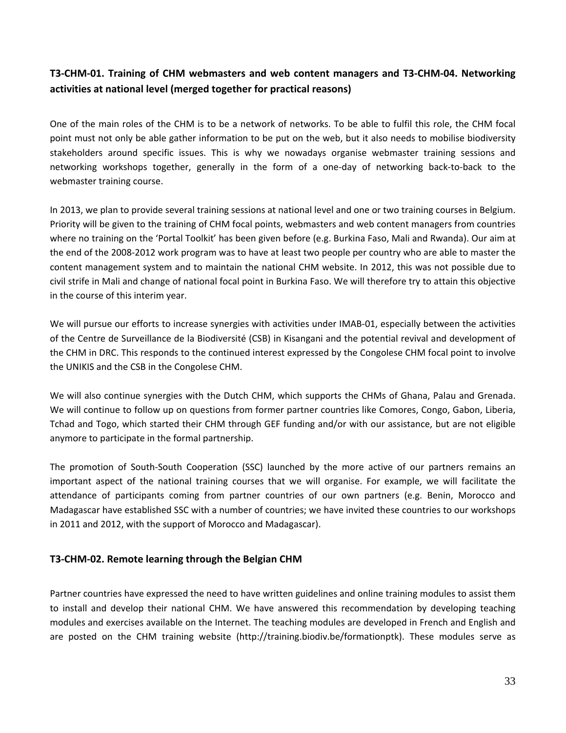### T3-CHM-01. Training of CHM webmasters and web content managers and T3-CHM-04. Networking activities at national level (merged together for practical reasons)

One of the main roles of the CHM is to be a network of networks. To be able to fulfil this role, the CHM focal point must not only be able gather information to be put on the web, but it also needs to mobilise biodiversity stakeholders around specific issues. This is why we nowadays organise webmaster training sessions and networking workshops together, generally in the form of a one-day of networking back-to-back to the webmaster training course.

In 2013, we plan to provide several training sessions at national level and one or two training courses in Belgium. Priority will be given to the training of CHM focal points, webmasters and web content managers from countries where no training on the 'Portal Toolkit' has been given before (e.g. Burkina Faso, Mali and Rwanda). Our aim at the end of the 2008-2012 work program was to have at least two people per country who are able to master the content management system and to maintain the national CHM website. In 2012, this was not possible due to civil strife in Mali and change of national focal point in Burkina Faso. We will therefore try to attain this objective in the course of this interim year.

We will pursue our efforts to increase synergies with activities under IMAB-01, especially between the activities of the Centre de Surveillance de la Biodiversité (CSB) in Kisangani and the potential revival and development of the CHM in DRC. This responds to the continued interest expressed by the Congolese CHM focal point to involve the UNIKIS and the CSB in the Congolese CHM.

We will also continue synergies with the Dutch CHM, which supports the CHMs of Ghana, Palau and Grenada. We will continue to follow up on questions from former partner countries like Comores, Congo, Gabon, Liberia, Tchad and Togo, which started their CHM through GEF funding and/or with our assistance, but are not eligible anymore to participate in the formal partnership.

The promotion of South-South Cooperation (SSC) launched by the more active of our partners remains an important aspect of the national training courses that we will organise. For example, we will facilitate the attendance of participants coming from partner countries of our own partners (e.g. Benin, Morocco and Madagascar have established SSC with a number of countries; we have invited these countries to our workshops in 2011 and 2012, with the support of Morocco and Madagascar).

### T3-CHM-02. Remote learning through the Belgian CHM

Partner countries have expressed the need to have written guidelines and online training modules to assist them to install and develop their national CHM. We have answered this recommendation by developing teaching modules and exercises available on the Internet. The teaching modules are developed in French and English and are posted on the CHM training website (http://training.biodiv.be/formationptk). These modules serve as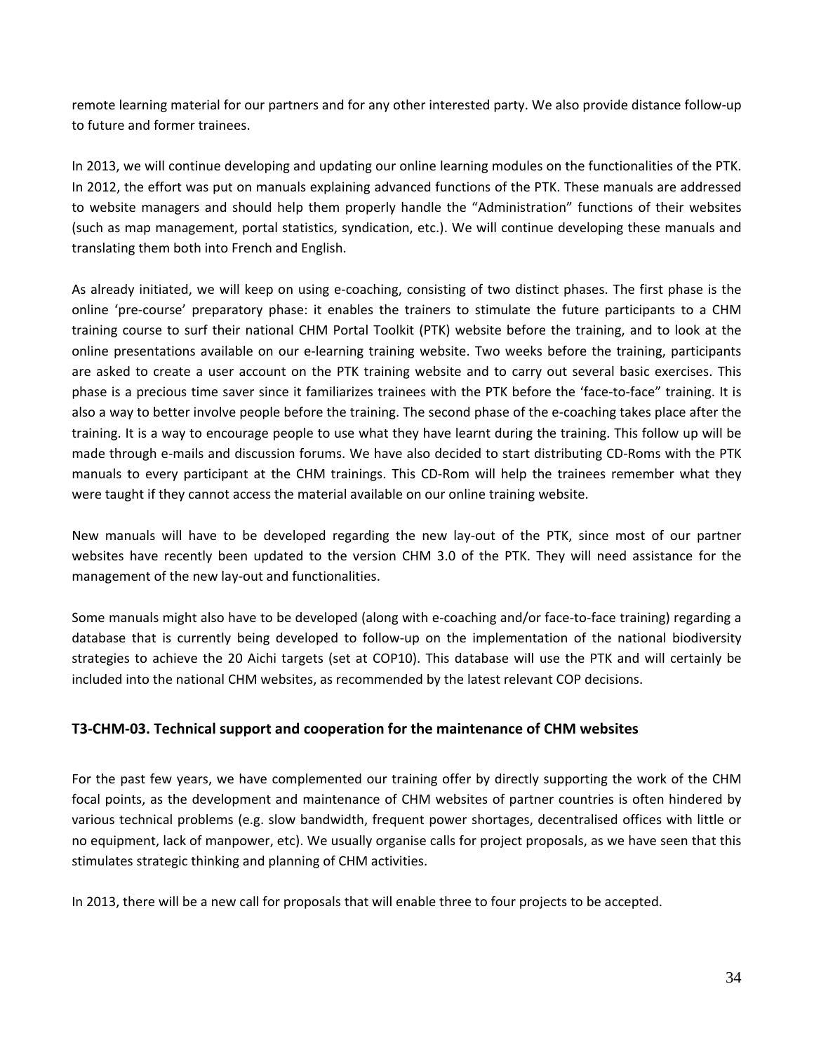remote learning material for our partners and for any other interested party. We also provide distance follow-up to future and former trainees.

In 2013, we will continue developing and updating our online learning modules on the functionalities of the PTK. In 2012, the effort was put on manuals explaining advanced functions of the PTK. These manuals are addressed to website managers and should help them properly handle the "Administration" functions of their websites (such as map management, portal statistics, syndication, etc.). We will continue developing these manuals and translating them both into French and English.

As already initiated, we will keep on using e-coaching, consisting of two distinct phases. The first phase is the online 'pre-course' preparatory phase: it enables the trainers to stimulate the future participants to a CHM training course to surf their national CHM Portal Toolkit (PTK) website before the training, and to look at the online presentations available on our e-learning training website. Two weeks before the training, participants are asked to create a user account on the PTK training website and to carry out several basic exercises. This phase is a precious time saver since it familiarizes trainees with the PTK before the 'face-to-face" training. It is also a way to better involve people before the training. The second phase of the e-coaching takes place after the training. It is a way to encourage people to use what they have learnt during the training. This follow up will be made through e-mails and discussion forums. We have also decided to start distributing CD-Roms with the PTK manuals to every participant at the CHM trainings. This CD-Rom will help the trainees remember what they were taught if they cannot access the material available on our online training website.

New manuals will have to be developed regarding the new lay-out of the PTK, since most of our partner websites have recently been updated to the version CHM 3.0 of the PTK. They will need assistance for the management of the new lay-out and functionalities.

Some manuals might also have to be developed (along with e-coaching and/or face-to-face training) regarding a database that is currently being developed to follow-up on the implementation of the national biodiversity strategies to achieve the 20 Aichi targets (set at COP10). This database will use the PTK and will certainly be included into the national CHM websites, as recommended by the latest relevant COP decisions.

### T3-CHM-03. Technical support and cooperation for the maintenance of CHM websites

For the past few years, we have complemented our training offer by directly supporting the work of the CHM focal points, as the development and maintenance of CHM websites of partner countries is often hindered by various technical problems (e.g. slow bandwidth, frequent power shortages, decentralised offices with little or no equipment, lack of manpower, etc). We usually organise calls for project proposals, as we have seen that this stimulates strategic thinking and planning of CHM activities.

In 2013, there will be a new call for proposals that will enable three to four projects to be accepted.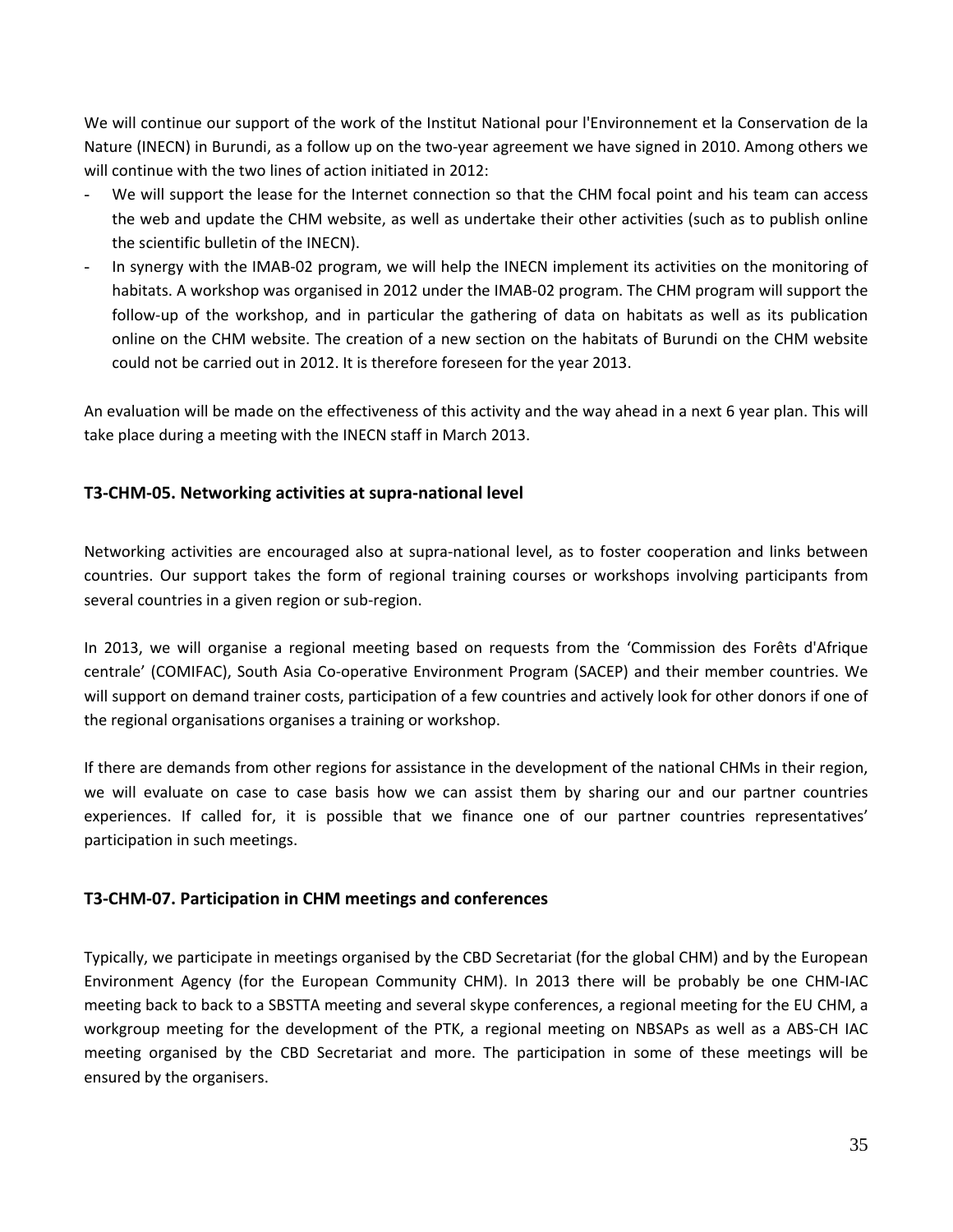We will continue our support of the work of the Institut National pour l'Environnement et la Conservation de la Nature (INECN) in Burundi, as a follow up on the two-year agreement we have signed in 2010. Among others we will continue with the two lines of action initiated in 2012:

- We will support the lease for the Internet connection so that the CHM focal point and his team can access the web and update the CHM website, as well as undertake their other activities (such as to publish online the scientific bulletin of the INECN).
- In synergy with the IMAB-02 program, we will help the INECN implement its activities on the monitoring of habitats. A workshop was organised in 2012 under the IMAB-02 program. The CHM program will support the follow-up of the workshop, and in particular the gathering of data on habitats as well as its publication online on the CHM website. The creation of a new section on the habitats of Burundi on the CHM website could not be carried out in 2012. It is therefore foreseen for the year 2013.

An evaluation will be made on the effectiveness of this activity and the way ahead in a next 6 year plan. This will take place during a meeting with the INECN staff in March 2013.

### T3-CHM-05. Networking activities at supra-national level

Networking activities are encouraged also at supra-national level, as to foster cooperation and links between countries. Our support takes the form of regional training courses or workshops involving participants from several countries in a given region or sub-region.

In 2013, we will organise a regional meeting based on requests from the 'Commission des Forêts d'Afrique centrale' (COMIFAC), South Asia Co-operative Environment Program (SACEP) and their member countries. We will support on demand trainer costs, participation of a few countries and actively look for other donors if one of the regional organisations organises a training or workshop.

If there are demands from other regions for assistance in the development of the national CHMs in their region, we will evaluate on case to case basis how we can assist them by sharing our and our partner countries experiences. If called for, it is possible that we finance one of our partner countries representatives' participation in such meetings.

### T3-CHM-07. Participation in CHM meetings and conferences

Typically, we participate in meetings organised by the CBD Secretariat (for the global CHM) and by the European Environment Agency (for the European Community CHM). In 2013 there will be probably be one CHM-IAC meeting back to back to a SBSTTA meeting and several skype conferences, a regional meeting for the EU CHM, a workgroup meeting for the development of the PTK, a regional meeting on NBSAPs as well as a ABS-CH IAC meeting organised by the CBD Secretariat and more. The participation in some of these meetings will be ensured by the organisers.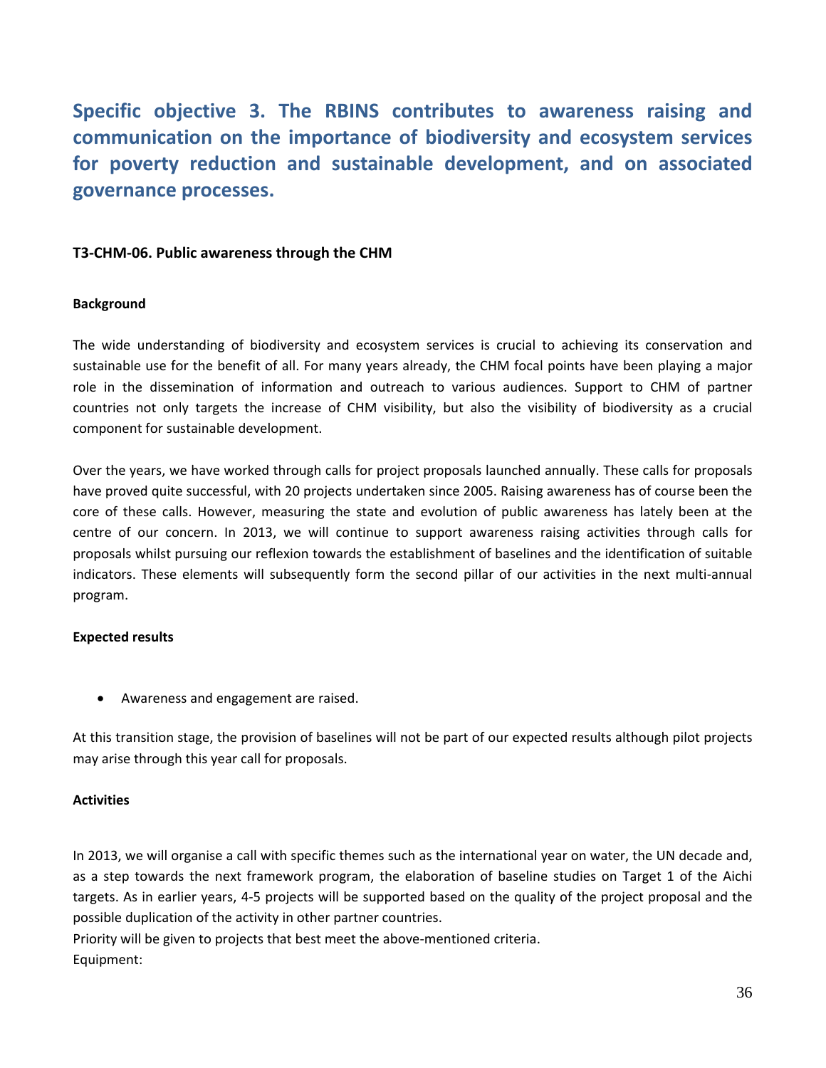## Specific objective 3. The RBINS contributes to awareness raising and communication on the importance of biodiversity and ecosystem services for poverty reduction and sustainable development, and on associated governance processes.

**T3-CHM-06. Public awareness through the CHM**

**Background**

The wide understanding of biodiversity and ecosystem services is crucial to achieving its conservation and sustainable use for the benefit of all. For many years already, the CHM focal points have been playing a major role in the dissemination of information and outreach to various audiences. Support to CHM of partner countries not only targets the increase of CHM visibility, but also the visibility of biodiversity as a crucial component for sustainable development.

Over the years, we have worked through calls for project proposals launched annually. These calls for proposals have proved quite successful, with 20 projects undertaken since 2005. Raising awareness has of course been the core of these calls. However, measuring the state and evolution of public awareness has lately been at the centre of our concern. In 2013, we will continue to support awareness raising activities through calls for proposals whilst pursuing our reflexion towards the establishment of baselines and the identification of suitable indicators. These elements will subsequently form the second pillar of our activities in the next multi-annual program.

**Expected results**

- Awareness and engagement are raised.

At this transition stage, the provision of baselines will not be part of our expected results although pilot projects may arise through this year call for proposals.

**Activities**

In 2013, we will organise a call with specific themes such as the international year on water, the UN decade and, as a step towards the next framework program, the elaboration of baseline studies on Target 1 of the Aichi targets. As in earlier years, 4-5 projects will be supported based on the quality of the project proposal and the possible duplication of the activity in other partner countries.
Priority will be given to projects that best meet the above-mentioned criteria.
Equipment: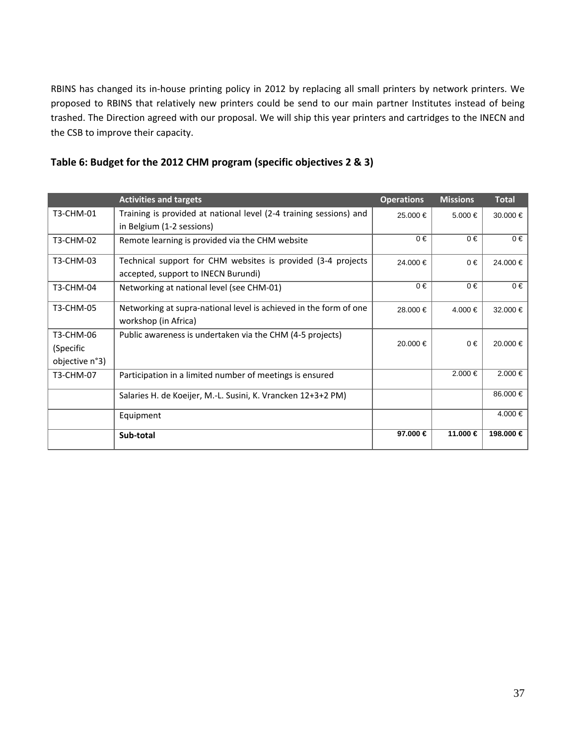RBINS has changed its in-house printing policy in 2012 by replacing all small printers by network printers. We proposed to RBINS that relatively new printers could be send to our main partner Institutes instead of being trashed. The Direction agreed with our proposal. We will ship this year printers and cartridges to the INECN and the CSB to improve their capacity.

### Table 6: Budget for the 2012 CHM program (specific objectives 2 & 3)

| | Activities and targets | Operations | Missions | Total |
|---|---|---|---|---|
| T3-CHM-01 | Training is provided at national level (2-4 training sessions) and in Belgium (1-2 sessions) | 25.000 € | 5.000 € | 30.000 € |
| T3-CHM-02 | Remote learning is provided via the CHM website | 0 € | 0 € | 0 € |
| T3-CHM-03 | Technical support for CHM websites is provided (3-4 projects accepted, support to INECN Burundi) | 24.000 € | 0 € | 24.000 € |
| T3-CHM-04 | Networking at national level (see CHM-01) | 0 € | 0 € | 0 € |
| T3-CHM-05 | Networking at supra-national level is achieved in the form of one workshop (in Africa) | 28.000 € | 4.000 € | 32.000 € |
| T3-CHM-06 (Specific objective n°3) | Public awareness is undertaken via the CHM (4-5 projects) | 20.000 € | 0 € | 20.000 € |
| T3-CHM-07 | Participation in a limited number of meetings is ensured | | 2.000 € | 2.000 € |
| | Salaries H. de Koeijer, M.-L. Susini, K. Vrancken 12+3+2 PM) | | | 86.000 € |
| | Equipment | | | 4.000 € |
| | **Sub-total** | **97.000 €** | **11.000 €** | **198.000 €** |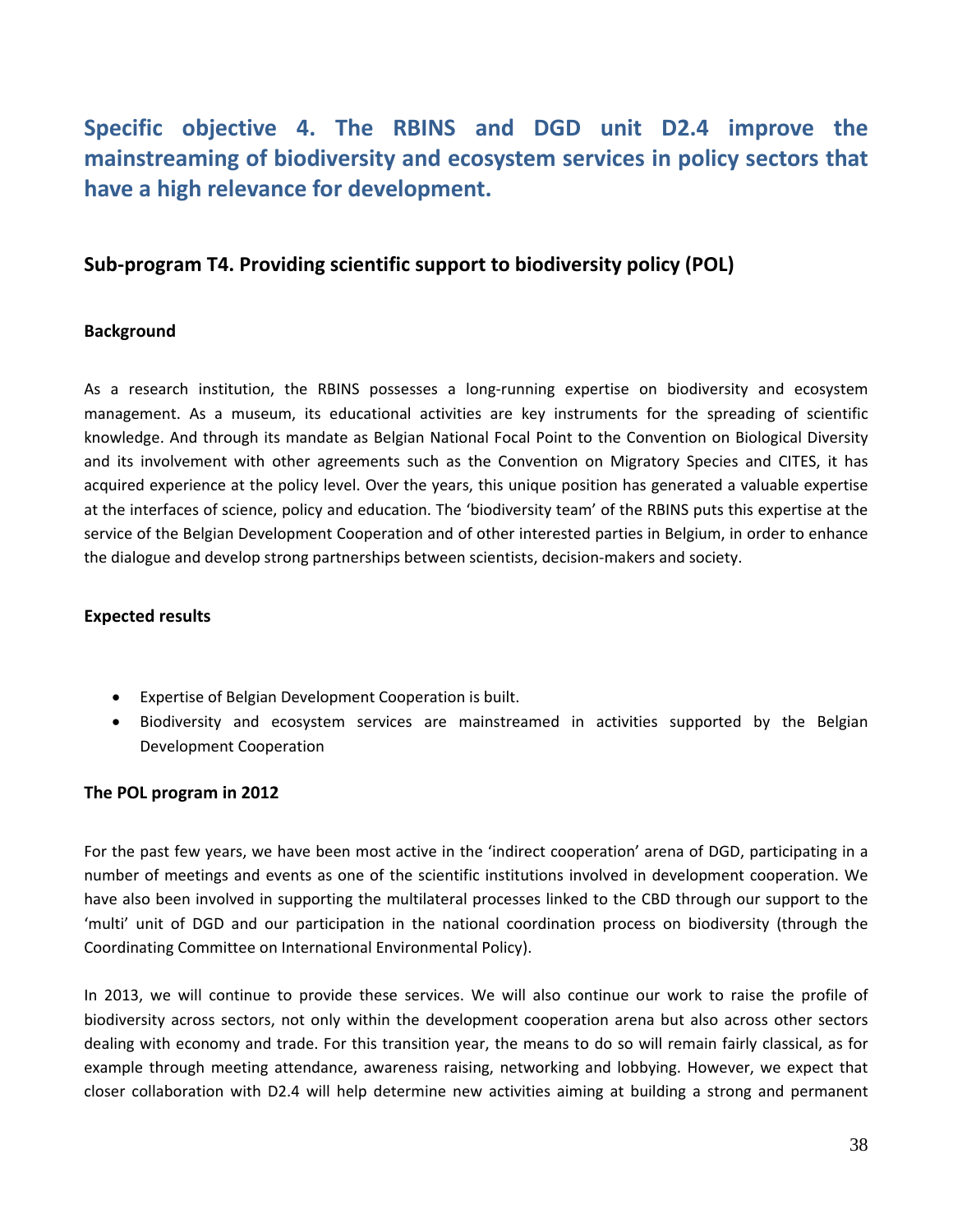# Specific objective 4. The RBINS and DGD unit D2.4 improve the mainstreaming of biodiversity and ecosystem services in policy sectors that have a high relevance for development.

## Sub-program T4. Providing scientific support to biodiversity policy (POL)

### Background

As a research institution, the RBINS possesses a long-running expertise on biodiversity and ecosystem management. As a museum, its educational activities are key instruments for the spreading of scientific knowledge. And through its mandate as Belgian National Focal Point to the Convention on Biological Diversity and its involvement with other agreements such as the Convention on Migratory Species and CITES, it has acquired experience at the policy level. Over the years, this unique position has generated a valuable expertise at the interfaces of science, policy and education. The 'biodiversity team' of the RBINS puts this expertise at the service of the Belgian Development Cooperation and of other interested parties in Belgium, in order to enhance the dialogue and develop strong partnerships between scientists, decision-makers and society.

### Expected results

- Expertise of Belgian Development Cooperation is built.
- Biodiversity and ecosystem services are mainstreamed in activities supported by the Belgian Development Cooperation

### The POL program in 2012

For the past few years, we have been most active in the 'indirect cooperation' arena of DGD, participating in a number of meetings and events as one of the scientific institutions involved in development cooperation. We have also been involved in supporting the multilateral processes linked to the CBD through our support to the 'multi' unit of DGD and our participation in the national coordination process on biodiversity (through the Coordinating Committee on International Environmental Policy).

In 2013, we will continue to provide these services. We will also continue our work to raise the profile of biodiversity across sectors, not only within the development cooperation arena but also across other sectors dealing with economy and trade. For this transition year, the means to do so will remain fairly classical, as for example through meeting attendance, awareness raising, networking and lobbying. However, we expect that closer collaboration with D2.4 will help determine new activities aiming at building a strong and permanent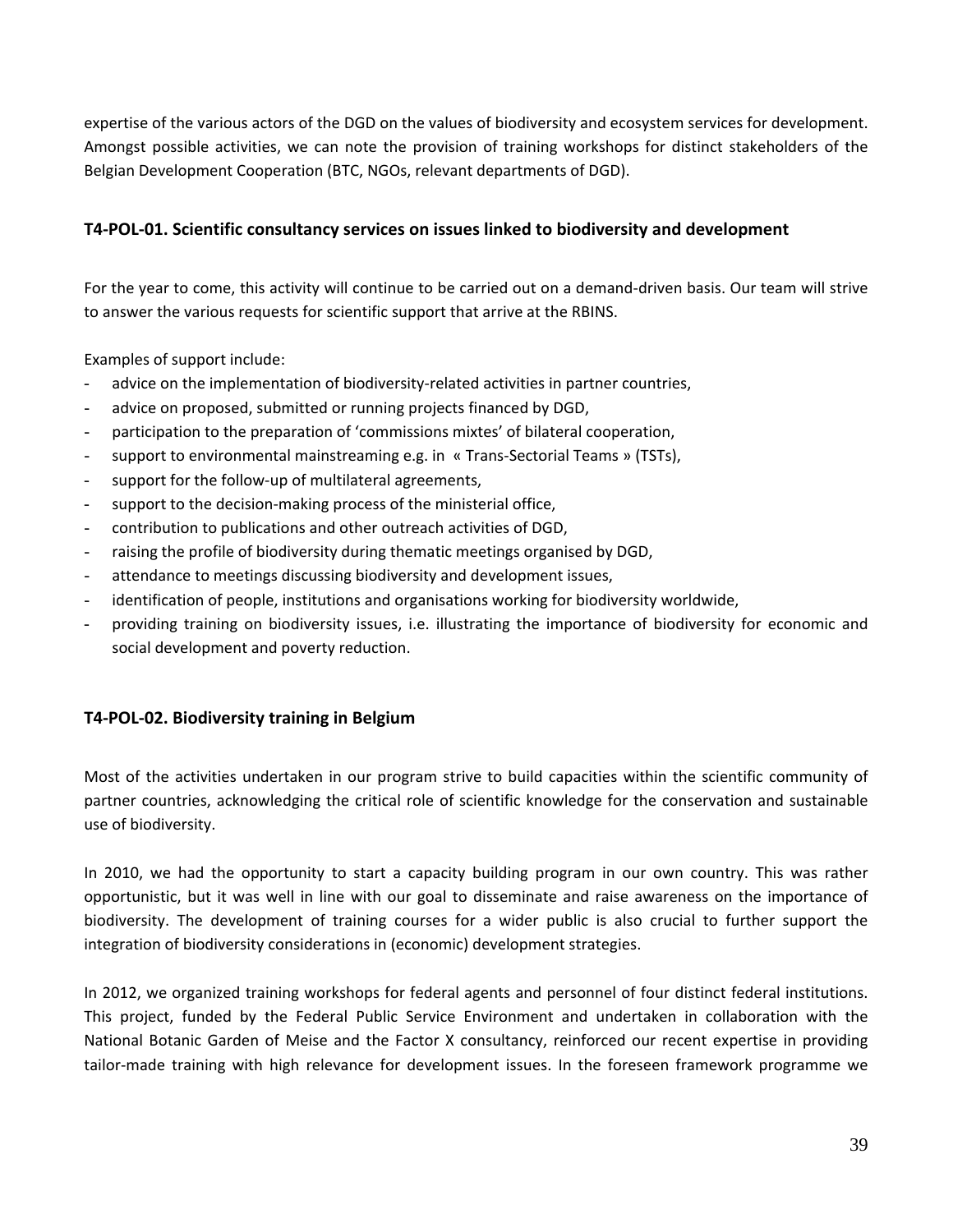expertise of the various actors of the DGD on the values of biodiversity and ecosystem services for development. Amongst possible activities, we can note the provision of training workshops for distinct stakeholders of the Belgian Development Cooperation (BTC, NGOs, relevant departments of DGD).

### T4-POL-01. Scientific consultancy services on issues linked to biodiversity and development

For the year to come, this activity will continue to be carried out on a demand-driven basis. Our team will strive to answer the various requests for scientific support that arrive at the RBINS.

Examples of support include:

- advice on the implementation of biodiversity-related activities in partner countries,
- advice on proposed, submitted or running projects financed by DGD,
- participation to the preparation of 'commissions mixtes' of bilateral cooperation,
- support to environmental mainstreaming e.g. in « Trans-Sectorial Teams » (TSTs),
- support for the follow-up of multilateral agreements,
- support to the decision-making process of the ministerial office,
- contribution to publications and other outreach activities of DGD,
- raising the profile of biodiversity during thematic meetings organised by DGD,
- attendance to meetings discussing biodiversity and development issues,
- identification of people, institutions and organisations working for biodiversity worldwide,
- providing training on biodiversity issues, i.e. illustrating the importance of biodiversity for economic and social development and poverty reduction.

### T4-POL-02. Biodiversity training in Belgium

Most of the activities undertaken in our program strive to build capacities within the scientific community of partner countries, acknowledging the critical role of scientific knowledge for the conservation and sustainable use of biodiversity.

In 2010, we had the opportunity to start a capacity building program in our own country. This was rather opportunistic, but it was well in line with our goal to disseminate and raise awareness on the importance of biodiversity. The development of training courses for a wider public is also crucial to further support the integration of biodiversity considerations in (economic) development strategies.

In 2012, we organized training workshops for federal agents and personnel of four distinct federal institutions. This project, funded by the Federal Public Service Environment and undertaken in collaboration with the National Botanic Garden of Meise and the Factor X consultancy, reinforced our recent expertise in providing tailor-made training with high relevance for development issues. In the foreseen framework programme we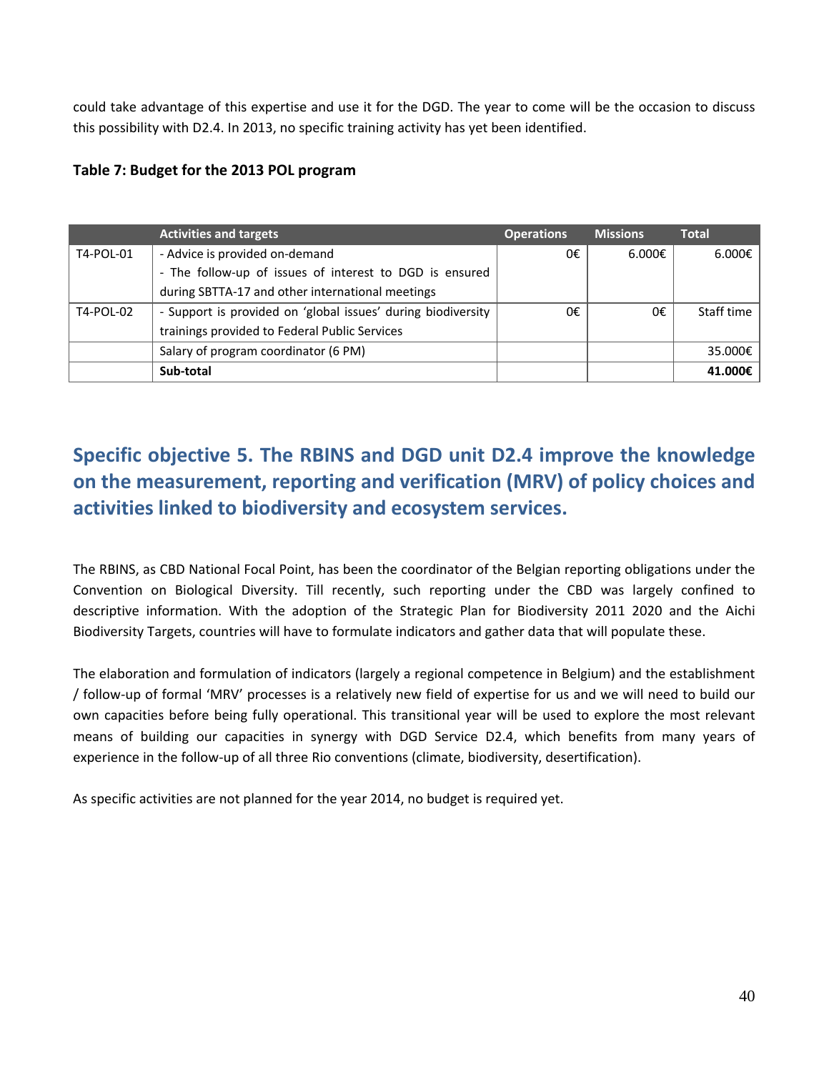could take advantage of this expertise and use it for the DGD. The year to come will be the occasion to discuss this possibility with D2.4. In 2013, no specific training activity has yet been identified.

**Table 7: Budget for the 2013 POL program**

| | Activities and targets | Operations | Missions | Total |
|---|---|---|---|---|
| T4-POL-01 | - Advice is provided on-demand<br>- The follow-up of issues of interest to DGD is ensured during SBTTA-17 and other international meetings | 0€ | 6.000€ | 6.000€ |
| T4-POL-02 | - Support is provided on 'global issues' during biodiversity trainings provided to Federal Public Services | 0€ | 0€ | Staff time |
| | Salary of program coordinator (6 PM) | | | 35.000€ |
| | **Sub-total** | | | **41.000€** |

## Specific objective 5. The RBINS and DGD unit D2.4 improve the knowledge on the measurement, reporting and verification (MRV) of policy choices and activities linked to biodiversity and ecosystem services.

The RBINS, as CBD National Focal Point, has been the coordinator of the Belgian reporting obligations under the Convention on Biological Diversity. Till recently, such reporting under the CBD was largely confined to descriptive information. With the adoption of the Strategic Plan for Biodiversity 2011 2020 and the Aichi Biodiversity Targets, countries will have to formulate indicators and gather data that will populate these.

The elaboration and formulation of indicators (largely a regional competence in Belgium) and the establishment / follow-up of formal 'MRV' processes is a relatively new field of expertise for us and we will need to build our own capacities before being fully operational. This transitional year will be used to explore the most relevant means of building our capacities in synergy with DGD Service D2.4, which benefits from many years of experience in the follow-up of all three Rio conventions (climate, biodiversity, desertification).

As specific activities are not planned for the year 2014, no budget is required yet.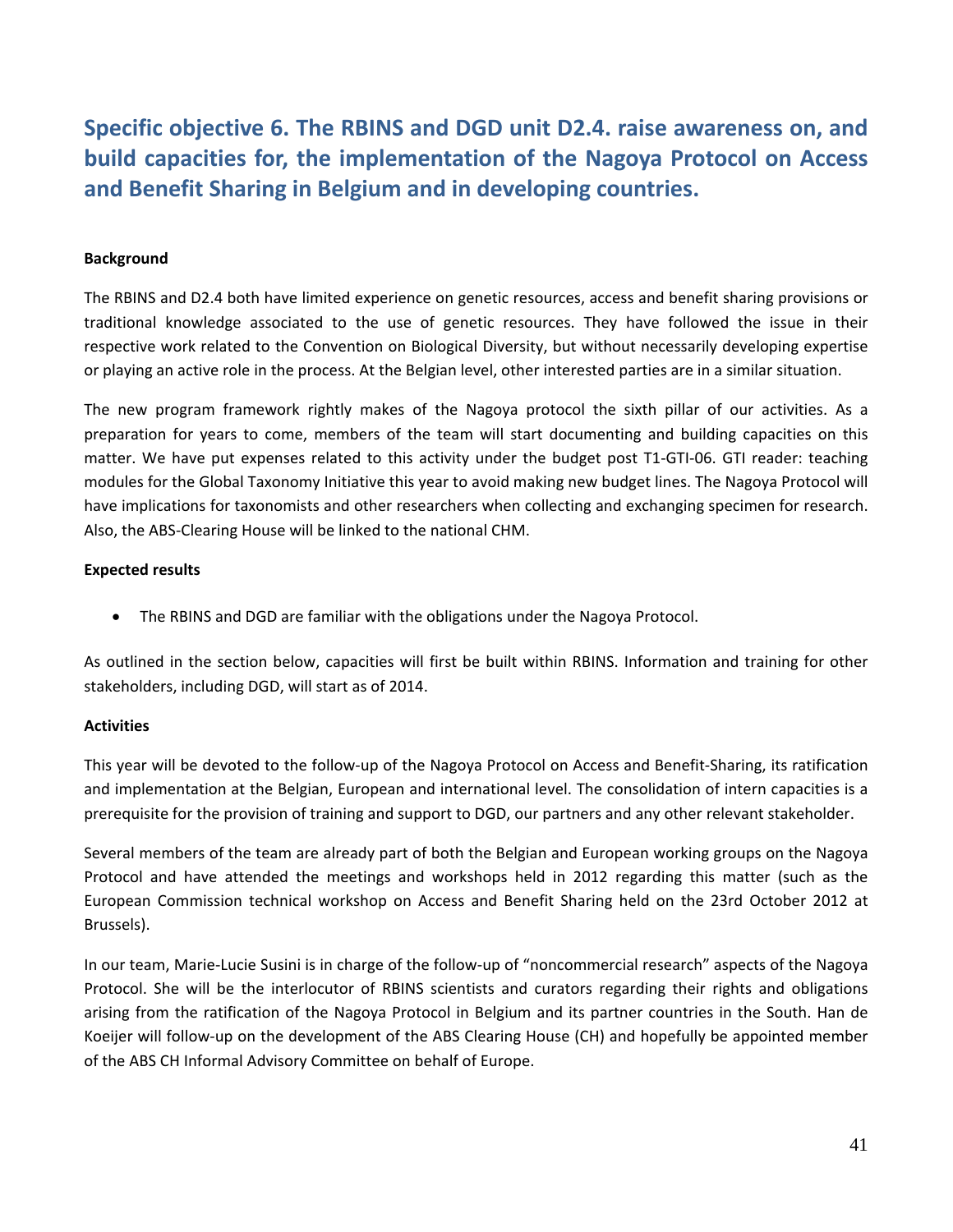## Specific objective 6. The RBINS and DGD unit D2.4. raise awareness on, and build capacities for, the implementation of the Nagoya Protocol on Access and Benefit Sharing in Belgium and in developing countries.

**Background**

The RBINS and D2.4 both have limited experience on genetic resources, access and benefit sharing provisions or traditional knowledge associated to the use of genetic resources. They have followed the issue in their respective work related to the Convention on Biological Diversity, but without necessarily developing expertise or playing an active role in the process. At the Belgian level, other interested parties are in a similar situation.

The new program framework rightly makes of the Nagoya protocol the sixth pillar of our activities. As a preparation for years to come, members of the team will start documenting and building capacities on this matter. We have put expenses related to this activity under the budget post T1-GTI-06. GTI reader: teaching modules for the Global Taxonomy Initiative this year to avoid making new budget lines. The Nagoya Protocol will have implications for taxonomists and other researchers when collecting and exchanging specimen for research. Also, the ABS-Clearing House will be linked to the national CHM.

**Expected results**

- The RBINS and DGD are familiar with the obligations under the Nagoya Protocol.

As outlined in the section below, capacities will first be built within RBINS. Information and training for other stakeholders, including DGD, will start as of 2014.

**Activities**

This year will be devoted to the follow-up of the Nagoya Protocol on Access and Benefit-Sharing, its ratification and implementation at the Belgian, European and international level. The consolidation of intern capacities is a prerequisite for the provision of training and support to DGD, our partners and any other relevant stakeholder.

Several members of the team are already part of both the Belgian and European working groups on the Nagoya Protocol and have attended the meetings and workshops held in 2012 regarding this matter (such as the European Commission technical workshop on Access and Benefit Sharing held on the 23rd October 2012 at Brussels).

In our team, Marie-Lucie Susini is in charge of the follow-up of "noncommercial research" aspects of the Nagoya Protocol. She will be the interlocutor of RBINS scientists and curators regarding their rights and obligations arising from the ratification of the Nagoya Protocol in Belgium and its partner countries in the South. Han de Koeijer will follow-up on the development of the ABS Clearing House (CH) and hopefully be appointed member of the ABS CH Informal Advisory Committee on behalf of Europe.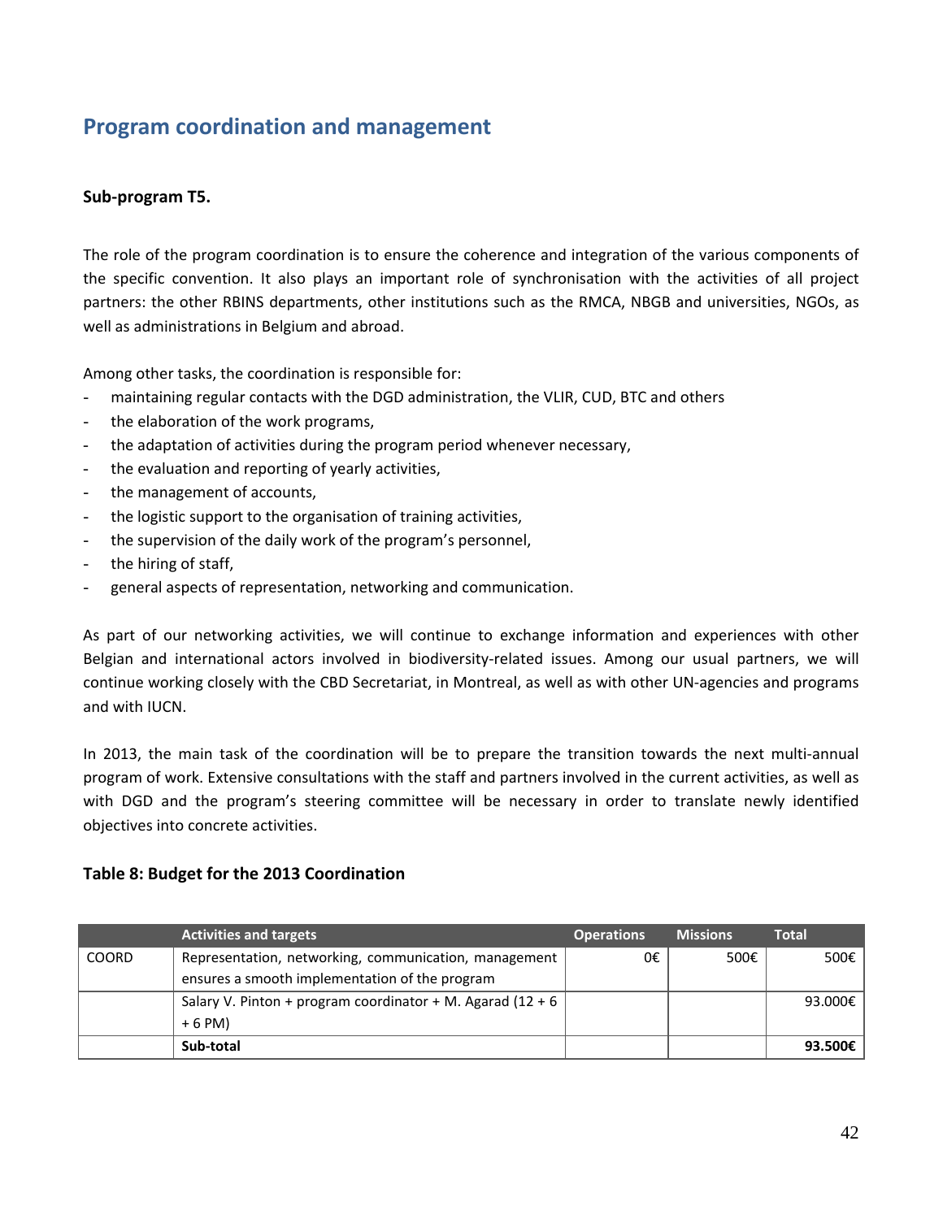## Program coordination and management

### Sub-program T5.

The role of the program coordination is to ensure the coherence and integration of the various components of the specific convention. It also plays an important role of synchronisation with the activities of all project partners: the other RBINS departments, other institutions such as the RMCA, NBGB and universities, NGOs, as well as administrations in Belgium and abroad.

Among other tasks, the coordination is responsible for:

- maintaining regular contacts with the DGD administration, the VLIR, CUD, BTC and others
- the elaboration of the work programs,
- the adaptation of activities during the program period whenever necessary,
- the evaluation and reporting of yearly activities,
- the management of accounts,
- the logistic support to the organisation of training activities,
- the supervision of the daily work of the program's personnel,
- the hiring of staff,
- general aspects of representation, networking and communication.

As part of our networking activities, we will continue to exchange information and experiences with other Belgian and international actors involved in biodiversity-related issues. Among our usual partners, we will continue working closely with the CBD Secretariat, in Montreal, as well as with other UN-agencies and programs and with IUCN.

In 2013, the main task of the coordination will be to prepare the transition towards the next multi-annual program of work. Extensive consultations with the staff and partners involved in the current activities, as well as with DGD and the program's steering committee will be necessary in order to translate newly identified objectives into concrete activities.

**Table 8: Budget for the 2013 Coordination**

| | Activities and targets | Operations | Missions | Total |
|---|---|---|---|---|
| COORD | Representation, networking, communication, management ensures a smooth implementation of the program | 0€ | 500€ | 500€ |
| | Salary V. Pinton + program coordinator + M. Agarad (12 + 6 + 6 PM) | | | 93.000€ |
| | **Sub-total** | | | **93.500€** |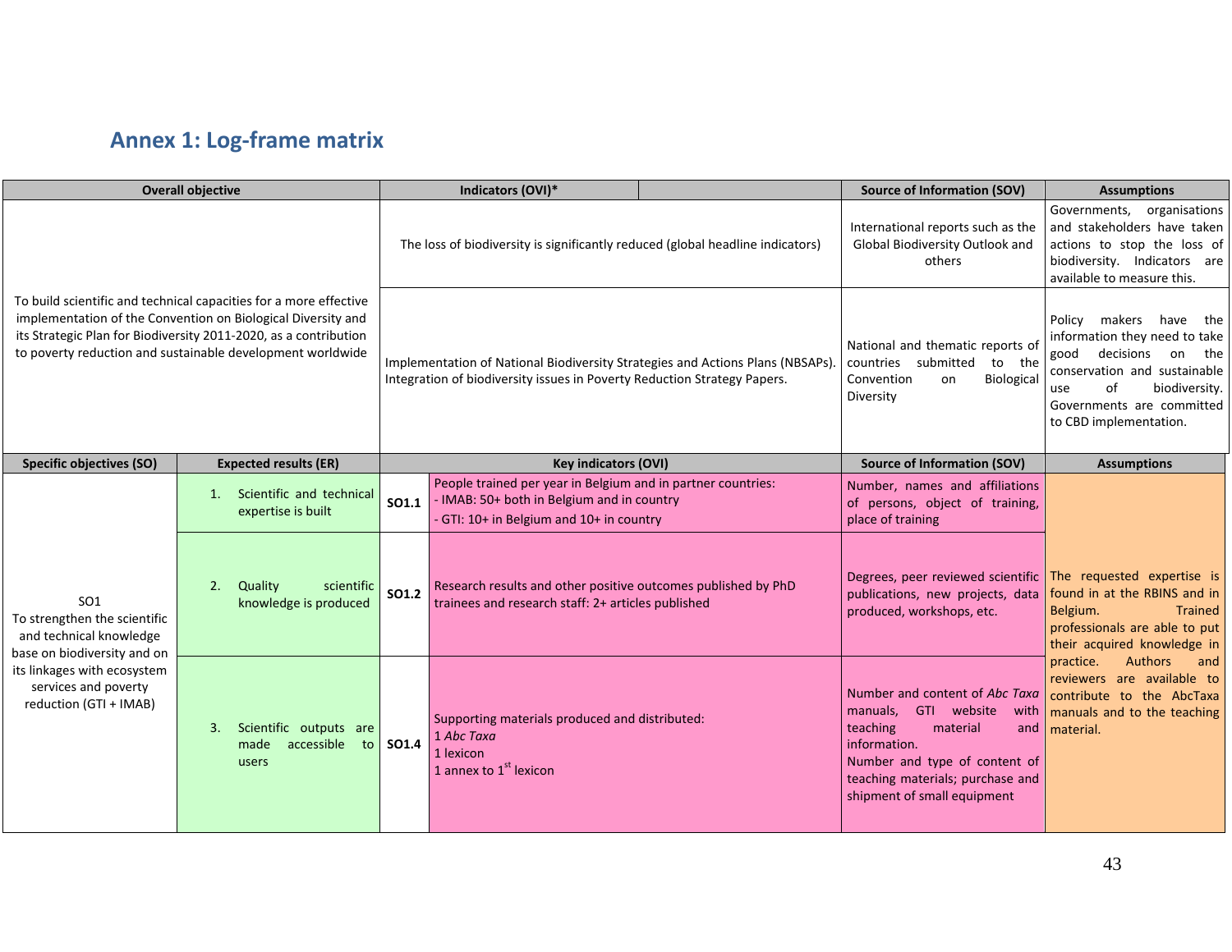## Annex 1: Log-frame matrix

| Overall objective | Indicators (OVI)* | Source of Information (SOV) | Assumptions |
|---|---|---|---|
| To build scientific and technical capacities for a more effective implementation of the Convention on Biological Diversity and its Strategic Plan for Biodiversity 2011-2020, as a contribution to poverty reduction and sustainable development worldwide | The loss of biodiversity is significantly reduced (global headline indicators) | International reports such as the Global Biodiversity Outlook and others | Governments, organisations and stakeholders have taken actions to stop the loss of biodiversity. Indicators are available to measure this. |
| | Implementation of National Biodiversity Strategies and Actions Plans (NBSAPs). Integration of biodiversity issues in Poverty Reduction Strategy Papers. | National and thematic reports of countries submitted to the Convention on Biological Diversity | Policy makers have the information they need to take good decisions on the conservation and sustainable use of biodiversity. Governments are committed to CBD implementation. |

| Specific objectives (SO) | Expected results (ER) | Key indicators (OVI) | | Source of Information (SOV) | Assumptions |
|---|---|---|---|---|---|
| SO1<br>To strengthen the scientific and technical knowledge base on biodiversity and on its linkages with ecosystem services and poverty reduction (GTI + IMAB) | 1. Scientific and technical expertise is built | **SO1.1** | People trained per year in Belgium and in partner countries:<br>- IMAB: 50+ both in Belgium and in country<br>- GTI: 10+ in Belgium and 10+ in country | Number, names and affiliations of persons, object of training, place of training | The requested expertise is found in at the RBINS and in Belgium. Trained professionals are able to put their acquired knowledge in practice. Authors and reviewers are available to contribute to the AbcTaxa manuals and to the teaching material. |
| | 2. Quality scientific knowledge is produced | **SO1.2** | Research results and other positive outcomes published by PhD trainees and research staff: 2+ articles published | Degrees, peer reviewed scientific publications, new projects, data produced, workshops, etc. | |
| | 3. Scientific outputs are made accessible to users | **SO1.4** | Supporting materials produced and distributed:<br>1 *Abc Taxa*<br>1 lexicon<br>1 annex to 1st lexicon | Number and content of *Abc Taxa* manuals, GTI website with teaching material and information.<br>Number and type of content of teaching materials; purchase and shipment of small equipment | |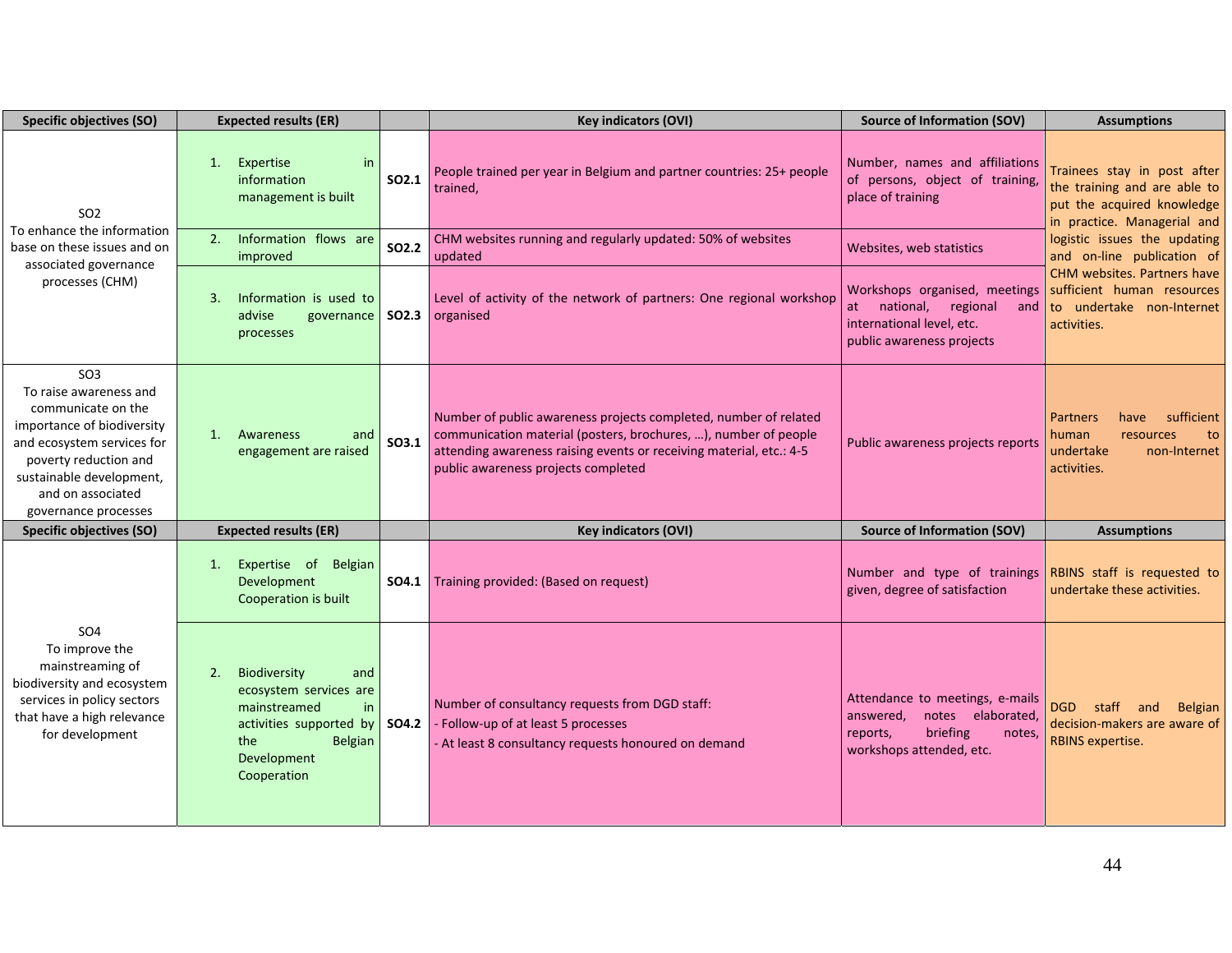| Specific objectives (SO) | Expected results (ER) | | Key indicators (OVI) | Source of Information (SOV) | Assumptions |
|---|---|---|---|---|---|
| SO2<br>To enhance the information base on these issues and on associated governance processes (CHM) | 1. Expertise in information management is built | SO2.1 | People trained per year in Belgium and partner countries: 25+ people trained, | Number, names and affiliations of persons, object of training, place of training | Trainees stay in post after the training and are able to put the acquired knowledge in practice. Managerial and logistic issues the updating and on-line publication of CHM websites. Partners have sufficient human resources to undertake non-Internet activities. |
| | 2. Information flows are improved | SO2.2 | CHM websites running and regularly updated: 50% of websites updated | Websites, web statistics | |
| | 3. Information is used to advise governance processes | SO2.3 | Level of activity of the network of partners: One regional workshop organised | Workshops organised, meetings at national, regional and international level, etc.<br>public awareness projects | |
| SO3<br>To raise awareness and communicate on the importance of biodiversity and ecosystem services for poverty reduction and sustainable development, and on associated governance processes | 1. Awareness and engagement are raised | SO3.1 | Number of public awareness projects completed, number of related communication material (posters, brochures, …), number of people attending awareness raising events or receiving material, etc.: 4-5 public awareness projects completed | Public awareness projects reports | Partners have sufficient human resources to undertake non-Internet activities. |
| **Specific objectives (SO)** | **Expected results (ER)** | | **Key indicators (OVI)** | **Source of Information (SOV)** | **Assumptions** |
| SO4<br>To improve the mainstreaming of biodiversity and ecosystem services in policy sectors that have a high relevance for development | 1. Expertise of Belgian Development Cooperation is built | SO4.1 | Training provided: (Based on request) | Number and type of trainings given, degree of satisfaction | RBINS staff is requested to undertake these activities. |
| | 2. Biodiversity and ecosystem services are mainstreamed in activities supported by the Belgian Development Cooperation | SO4.2 | Number of consultancy requests from DGD staff:<br>- Follow-up of at least 5 processes<br>- At least 8 consultancy requests honoured on demand | Attendance to meetings, e-mails answered, notes elaborated, reports, briefing notes, workshops attended, etc. | DGD staff and Belgian decision-makers are aware of RBINS expertise. |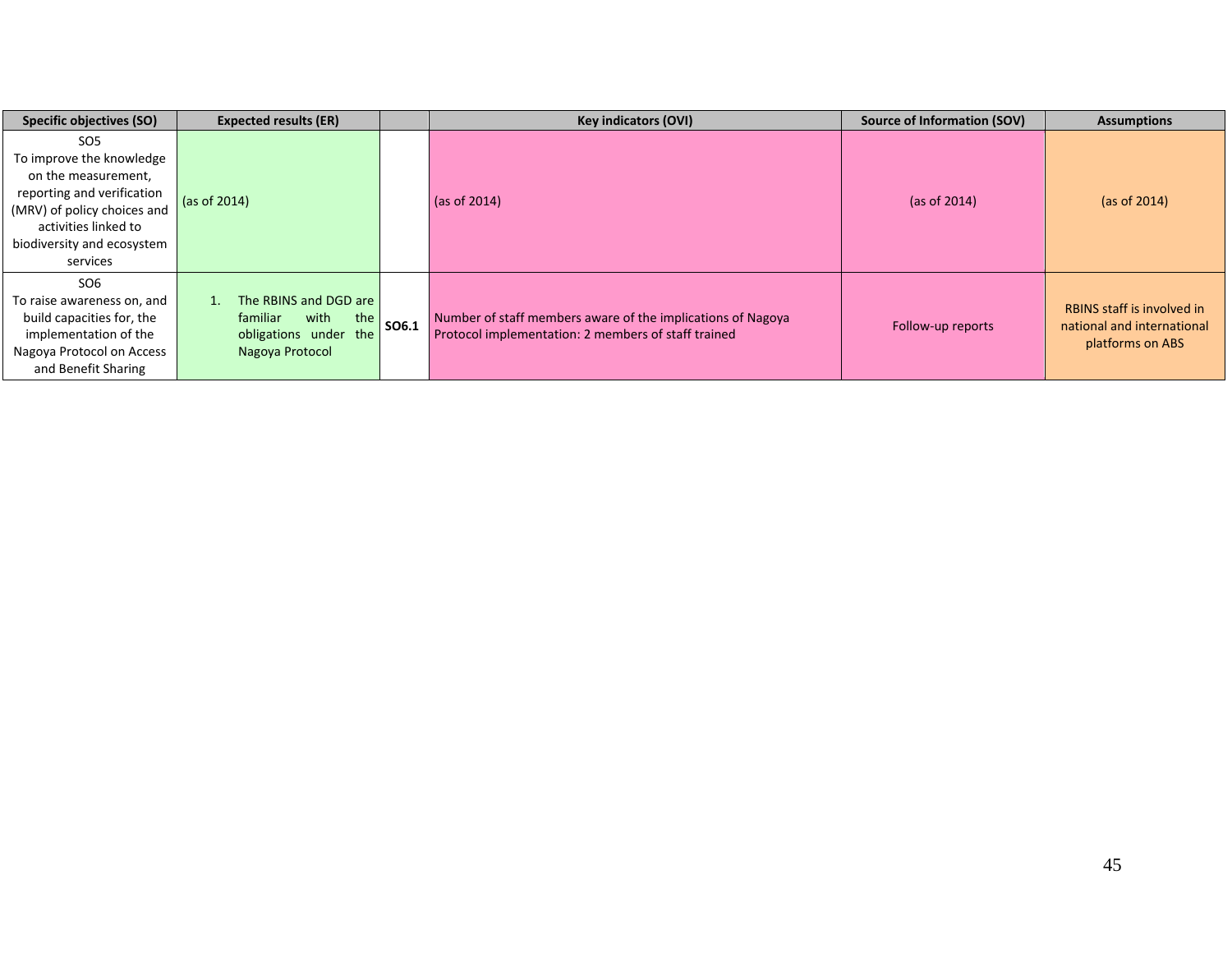| Specific objectives (SO) | Expected results (ER) | | Key indicators (OVI) | Source of Information (SOV) | Assumptions |
|---|---|---|---|---|---|
| SO5<br>To improve the knowledge on the measurement, reporting and verification (MRV) of policy choices and activities linked to biodiversity and ecosystem services | (as of 2014) | | (as of 2014) | (as of 2014) | (as of 2014) |
| SO6<br>To raise awareness on, and build capacities for, the implementation of the Nagoya Protocol on Access and Benefit Sharing | 1. The RBINS and DGD are familiar with the obligations under the Nagoya Protocol | **SO6.1** | Number of staff members aware of the implications of Nagoya Protocol implementation: 2 members of staff trained | Follow-up reports | RBINS staff is involved in national and international platforms on ABS |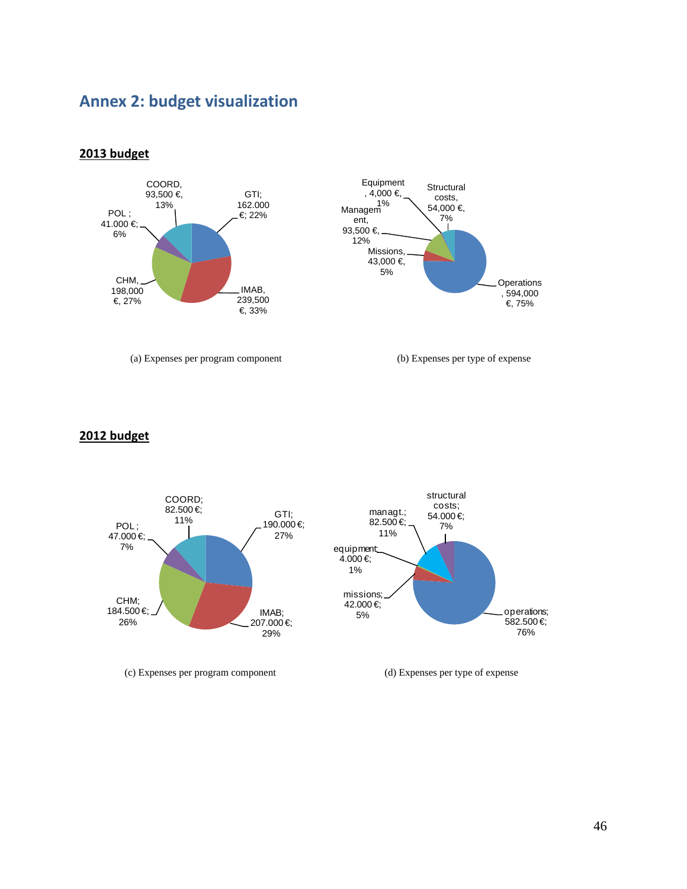## Annex 2: budget visualization

### 2013 budget

COORD, 93,500 €, 13%

GTI; 162.000 €; 22%

POL ; 41.000 €; 6%

CHM, 198,000 €, 27%

IMAB, 239,500 €, 33%

(a) Expenses per program component

Equipment, 4,000 €, 1%

Structural costs, 54,000 €, 7%

Management, 93,500 €, 12%

Missions, 43,000 €, 5%

Operations, 594,000 €, 75%

(b) Expenses per type of expense

### 2012 budget

COORD; 82.500 €; 11%

GTI; 190.000 €; 27%

POL ; 47.000 €; 7%

CHM; 184.500 €; 26%

IMAB; 207.000 €; 29%

(c) Expenses per program component

structural costs; 54.000 €; 7%

managt.; 82.500 €; 11%

equipment; 4.000 €; 1%

missions; 42.000 €; 5%

operations; 582.500 €; 76%

(d) Expenses per type of expense